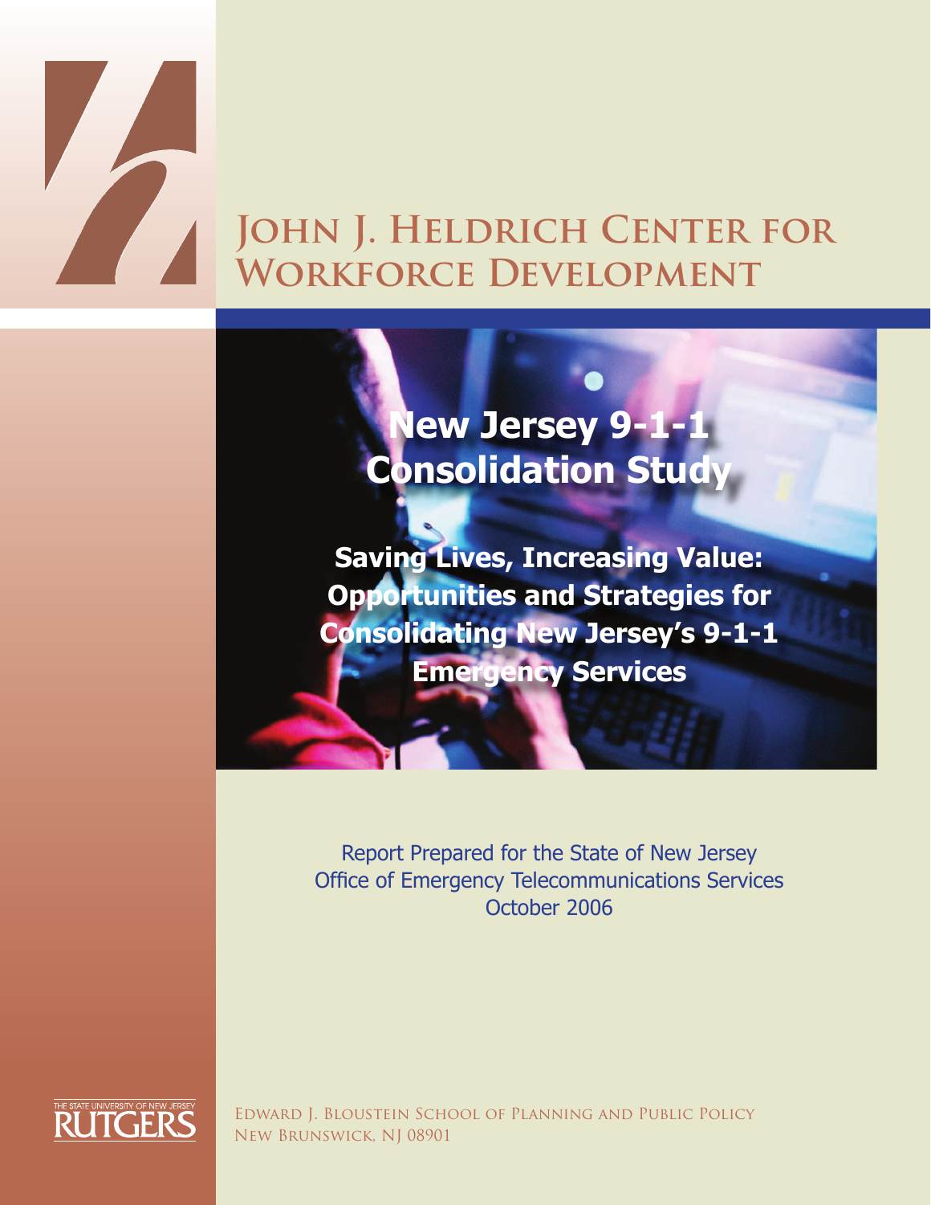# John J. Heldrich Center for Workforce Development

# New Jersey 9-1-1 Consolidation Study

## Saving Lives, Increasing Value: Opportunities and Strategies for Consolidating New Jersey's 9-1-1 Emergency Services

Report Prepared for the State of New Jersey
Office of Emergency Telecommunications Services
October 2006

The State University of New Jersey
Rutgers

Edward J. Bloustein School of Planning and Public Policy
New Brunswick, NJ 08901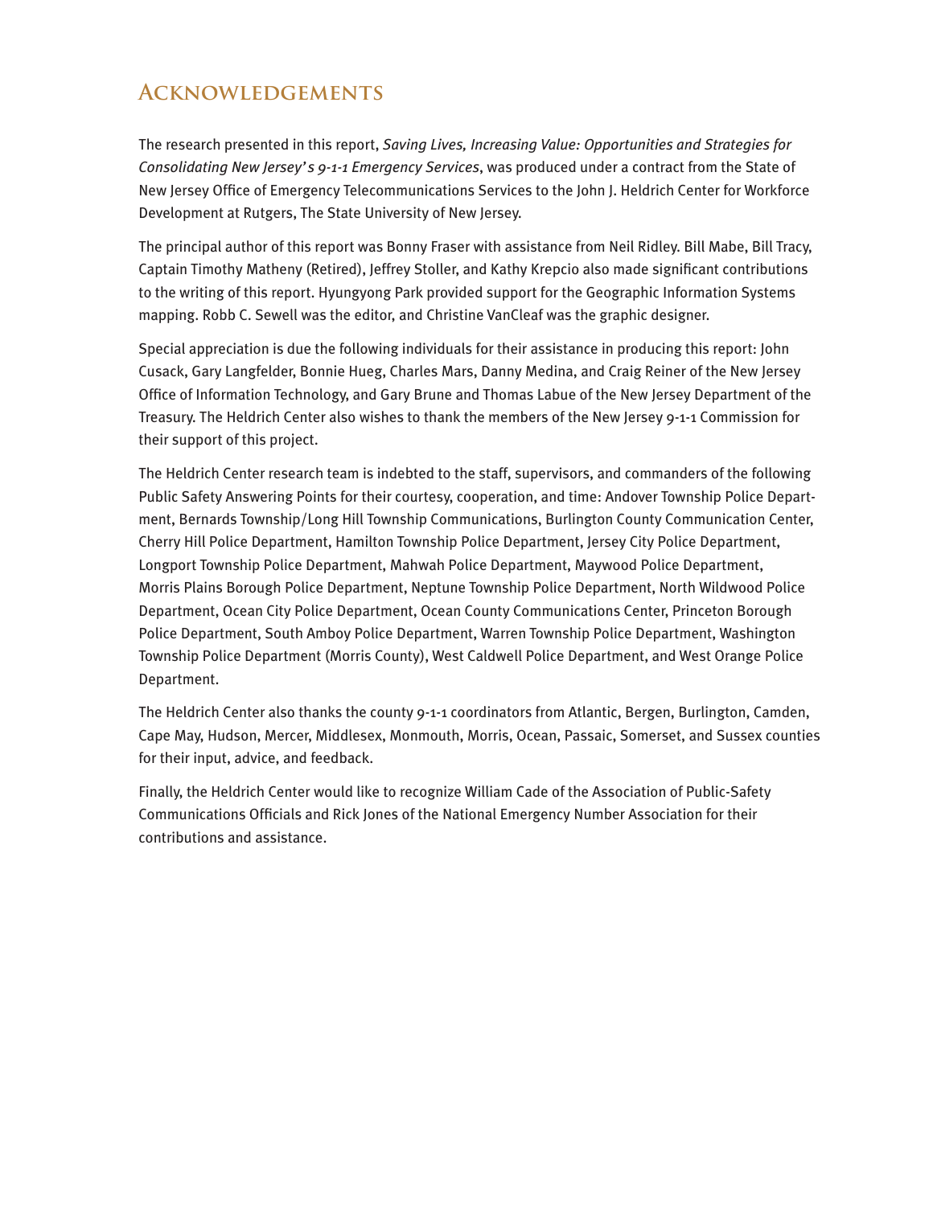# Acknowledgements

The research presented in this report, *Saving Lives, Increasing Value: Opportunities and Strategies for Consolidating New Jersey's 9-1-1 Emergency Services*, was produced under a contract from the State of New Jersey Office of Emergency Telecommunications Services to the John J. Heldrich Center for Workforce Development at Rutgers, The State University of New Jersey.

The principal author of this report was Bonny Fraser with assistance from Neil Ridley. Bill Mabe, Bill Tracy, Captain Timothy Matheny (Retired), Jeffrey Stoller, and Kathy Krepcio also made significant contributions to the writing of this report. Hyungyong Park provided support for the Geographic Information Systems mapping. Robb C. Sewell was the editor, and Christine VanCleaf was the graphic designer.

Special appreciation is due the following individuals for their assistance in producing this report: John Cusack, Gary Langfelder, Bonnie Hueg, Charles Mars, Danny Medina, and Craig Reiner of the New Jersey Office of Information Technology, and Gary Brune and Thomas Labue of the New Jersey Department of the Treasury. The Heldrich Center also wishes to thank the members of the New Jersey 9-1-1 Commission for their support of this project.

The Heldrich Center research team is indebted to the staff, supervisors, and commanders of the following Public Safety Answering Points for their courtesy, cooperation, and time: Andover Township Police Department, Bernards Township/Long Hill Township Communications, Burlington County Communication Center, Cherry Hill Police Department, Hamilton Township Police Department, Jersey City Police Department, Longport Township Police Department, Mahwah Police Department, Maywood Police Department, Morris Plains Borough Police Department, Neptune Township Police Department, North Wildwood Police Department, Ocean City Police Department, Ocean County Communications Center, Princeton Borough Police Department, South Amboy Police Department, Warren Township Police Department, Washington Township Police Department (Morris County), West Caldwell Police Department, and West Orange Police Department.

The Heldrich Center also thanks the county 9-1-1 coordinators from Atlantic, Bergen, Burlington, Camden, Cape May, Hudson, Mercer, Middlesex, Monmouth, Morris, Ocean, Passaic, Somerset, and Sussex counties for their input, advice, and feedback.

Finally, the Heldrich Center would like to recognize William Cade of the Association of Public-Safety Communications Officials and Rick Jones of the National Emergency Number Association for their contributions and assistance.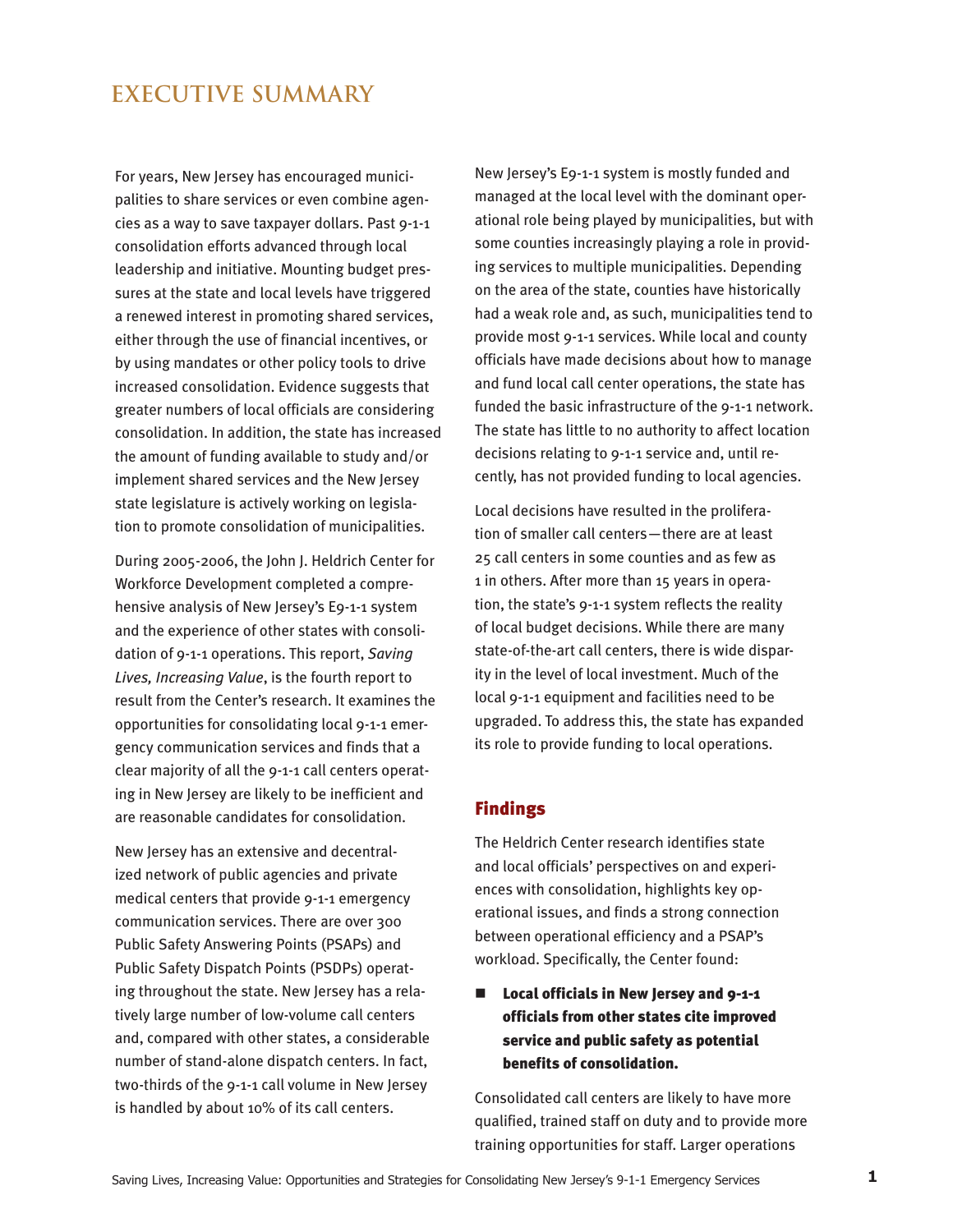# EXECUTIVE SUMMARY

For years, New Jersey has encouraged municipalities to share services or even combine agencies as a way to save taxpayer dollars. Past 9-1-1 consolidation efforts advanced through local leadership and initiative. Mounting budget pressures at the state and local levels have triggered a renewed interest in promoting shared services, either through the use of financial incentives, or by using mandates or other policy tools to drive increased consolidation. Evidence suggests that greater numbers of local officials are considering consolidation. In addition, the state has increased the amount of funding available to study and/or implement shared services and the New Jersey state legislature is actively working on legislation to promote consolidation of municipalities.

During 2005-2006, the John J. Heldrich Center for Workforce Development completed a comprehensive analysis of New Jersey's E9-1-1 system and the experience of other states with consolidation of 9-1-1 operations. This report, *Saving Lives, Increasing Value*, is the fourth report to result from the Center's research. It examines the opportunities for consolidating local 9-1-1 emergency communication services and finds that a clear majority of all the 9-1-1 call centers operating in New Jersey are likely to be inefficient and are reasonable candidates for consolidation.

New Jersey has an extensive and decentralized network of public agencies and private medical centers that provide 9-1-1 emergency communication services. There are over 300 Public Safety Answering Points (PSAPs) and Public Safety Dispatch Points (PSDPs) operating throughout the state. New Jersey has a relatively large number of low-volume call centers and, compared with other states, a considerable number of stand-alone dispatch centers. In fact, two-thirds of the 9-1-1 call volume in New Jersey is handled by about 10% of its call centers.

New Jersey's E9-1-1 system is mostly funded and managed at the local level with the dominant operational role being played by municipalities, but with some counties increasingly playing a role in providing services to multiple municipalities. Depending on the area of the state, counties have historically had a weak role and, as such, municipalities tend to provide most 9-1-1 services. While local and county officials have made decisions about how to manage and fund local call center operations, the state has funded the basic infrastructure of the 9-1-1 network. The state has little to no authority to affect location decisions relating to 9-1-1 service and, until recently, has not provided funding to local agencies.

Local decisions have resulted in the proliferation of smaller call centers—there are at least 25 call centers in some counties and as few as 1 in others. After more than 15 years in operation, the state's 9-1-1 system reflects the reality of local budget decisions. While there are many state-of-the-art call centers, there is wide disparity in the level of local investment. Much of the local 9-1-1 equipment and facilities need to be upgraded. To address this, the state has expanded its role to provide funding to local operations.

## Findings

The Heldrich Center research identifies state and local officials' perspectives on and experiences with consolidation, highlights key operational issues, and finds a strong connection between operational efficiency and a PSAP's workload. Specifically, the Center found:

- **Local officials in New Jersey and 9-1-1 officials from other states cite improved service and public safety as potential benefits of consolidation.**

Consolidated call centers are likely to have more qualified, trained staff on duty and to provide more training opportunities for staff. Larger operations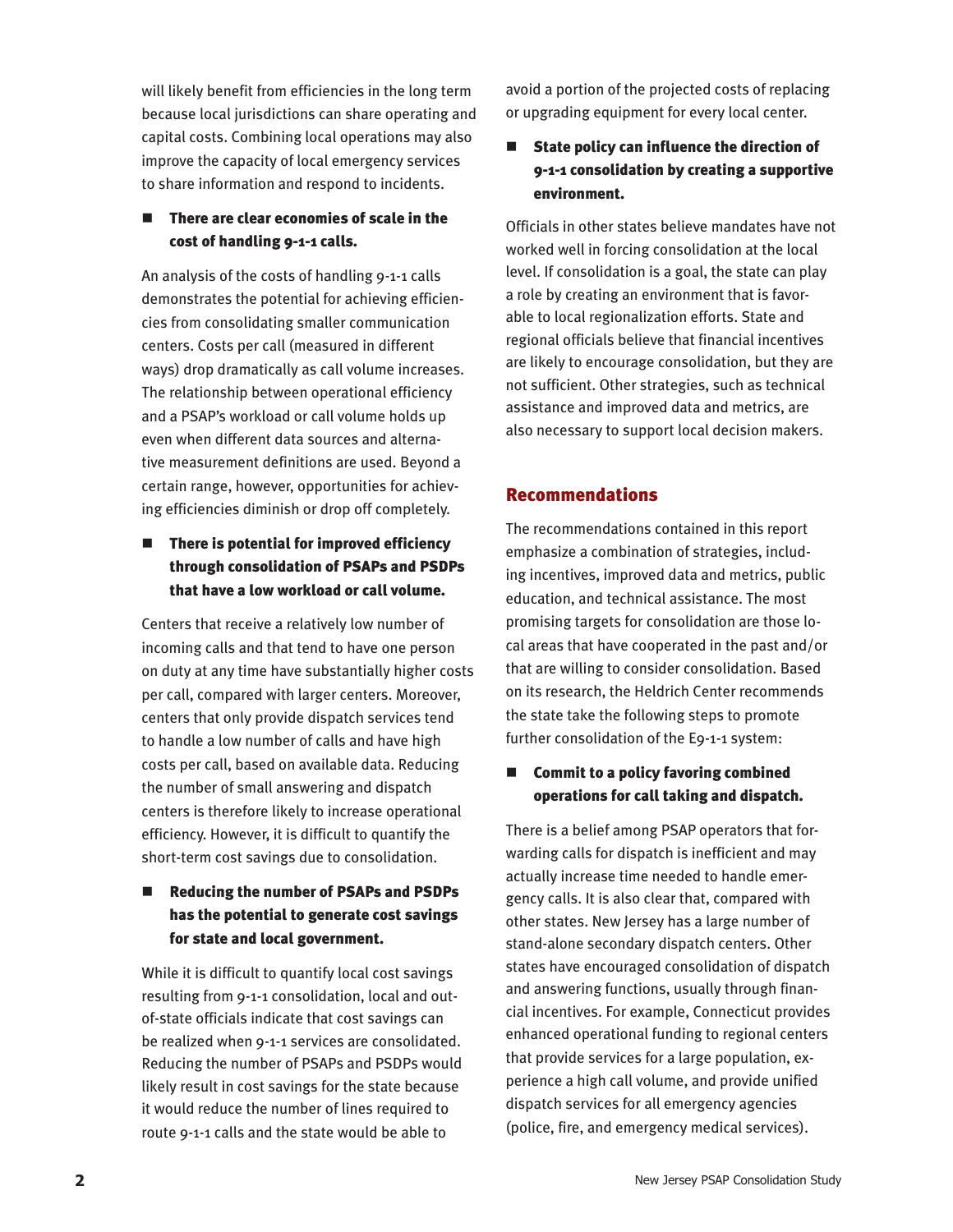will likely benefit from efficiencies in the long term because local jurisdictions can share operating and capital costs. Combining local operations may also improve the capacity of local emergency services to share information and respond to incidents.

- **There are clear economies of scale in the cost of handling 9-1-1 calls.**

An analysis of the costs of handling 9-1-1 calls demonstrates the potential for achieving efficiencies from consolidating smaller communication centers. Costs per call (measured in different ways) drop dramatically as call volume increases. The relationship between operational efficiency and a PSAP's workload or call volume holds up even when different data sources and alternative measurement definitions are used. Beyond a certain range, however, opportunities for achieving efficiencies diminish or drop off completely.

- **There is potential for improved efficiency through consolidation of PSAPs and PSDPs that have a low workload or call volume.**

Centers that receive a relatively low number of incoming calls and that tend to have one person on duty at any time have substantially higher costs per call, compared with larger centers. Moreover, centers that only provide dispatch services tend to handle a low number of calls and have high costs per call, based on available data. Reducing the number of small answering and dispatch centers is therefore likely to increase operational efficiency. However, it is difficult to quantify the short-term cost savings due to consolidation.

- **Reducing the number of PSAPs and PSDPs has the potential to generate cost savings for state and local government.**

While it is difficult to quantify local cost savings resulting from 9-1-1 consolidation, local and out-of-state officials indicate that cost savings can be realized when 9-1-1 services are consolidated. Reducing the number of PSAPs and PSDPs would likely result in cost savings for the state because it would reduce the number of lines required to route 9-1-1 calls and the state would be able to avoid a portion of the projected costs of replacing or upgrading equipment for every local center.

- **State policy can influence the direction of 9-1-1 consolidation by creating a supportive environment.**

Officials in other states believe mandates have not worked well in forcing consolidation at the local level. If consolidation is a goal, the state can play a role by creating an environment that is favorable to local regionalization efforts. State and regional officials believe that financial incentives are likely to encourage consolidation, but they are not sufficient. Other strategies, such as technical assistance and improved data and metrics, are also necessary to support local decision makers.

## Recommendations

The recommendations contained in this report emphasize a combination of strategies, including incentives, improved data and metrics, public education, and technical assistance. The most promising targets for consolidation are those local areas that have cooperated in the past and/or that are willing to consider consolidation. Based on its research, the Heldrich Center recommends the state take the following steps to promote further consolidation of the E9-1-1 system:

- **Commit to a policy favoring combined operations for call taking and dispatch.**

There is a belief among PSAP operators that forwarding calls for dispatch is inefficient and may actually increase time needed to handle emergency calls. It is also clear that, compared with other states. New Jersey has a large number of stand-alone secondary dispatch centers. Other states have encouraged consolidation of dispatch and answering functions, usually through financial incentives. For example, Connecticut provides enhanced operational funding to regional centers that provide services for a large population, experience a high call volume, and provide unified dispatch services for all emergency agencies (police, fire, and emergency medical services).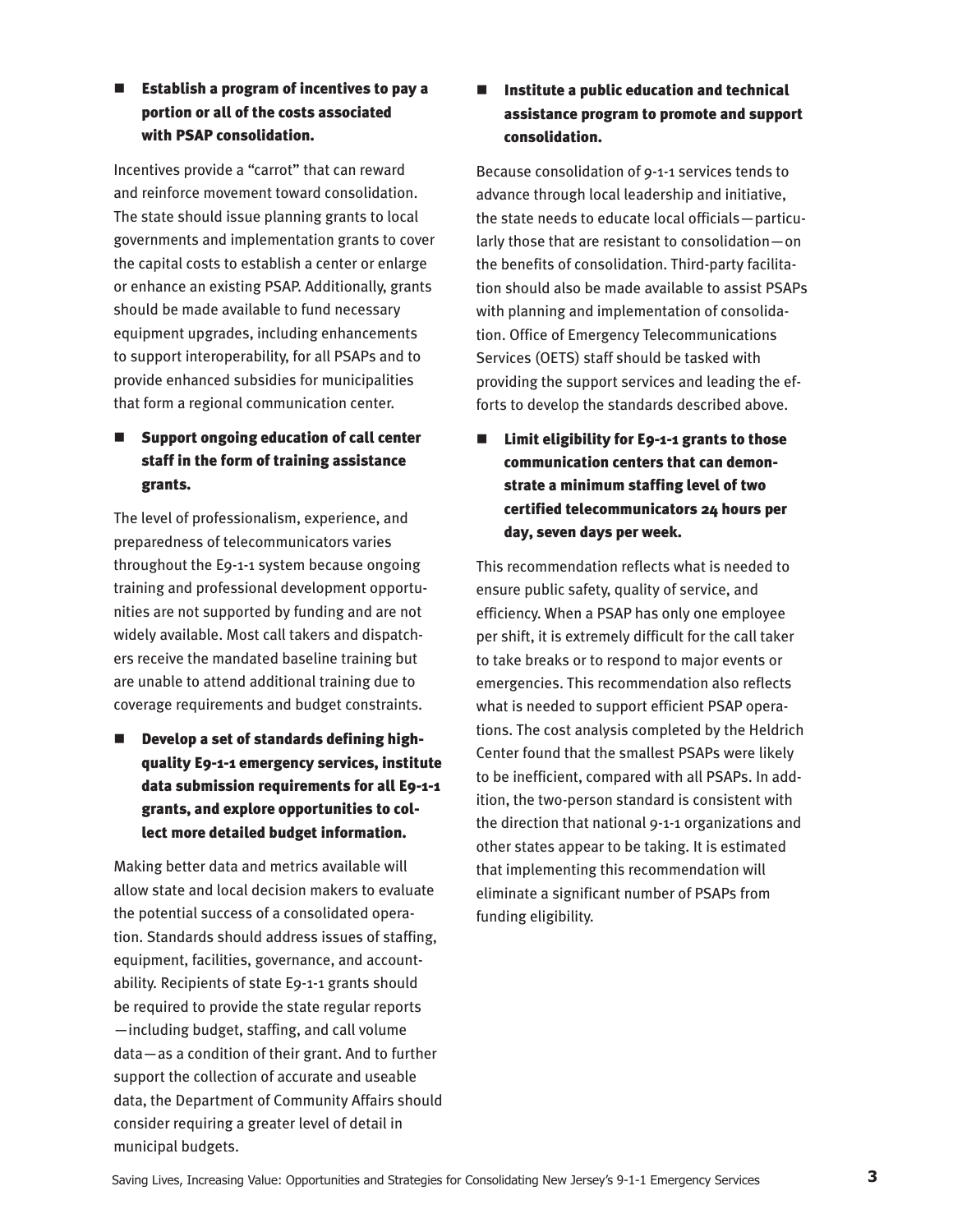- **Establish a program of incentives to pay a portion or all of the costs associated with PSAP consolidation.**

Incentives provide a "carrot" that can reward and reinforce movement toward consolidation. The state should issue planning grants to local governments and implementation grants to cover the capital costs to establish a center or enlarge or enhance an existing PSAP. Additionally, grants should be made available to fund necessary equipment upgrades, including enhancements to support interoperability, for all PSAPs and to provide enhanced subsidies for municipalities that form a regional communication center.

- **Support ongoing education of call center staff in the form of training assistance grants.**

The level of professionalism, experience, and preparedness of telecommunicators varies throughout the E9-1-1 system because ongoing training and professional development opportunities are not supported by funding and are not widely available. Most call takers and dispatchers receive the mandated baseline training but are unable to attend additional training due to coverage requirements and budget constraints.

- **Develop a set of standards defining high-quality E9-1-1 emergency services, institute data submission requirements for all E9-1-1 grants, and explore opportunities to collect more detailed budget information.**

Making better data and metrics available will allow state and local decision makers to evaluate the potential success of a consolidated operation. Standards should address issues of staffing, equipment, facilities, governance, and accountability. Recipients of state E9-1-1 grants should be required to provide the state regular reports —including budget, staffing, and call volume data—as a condition of their grant. And to further support the collection of accurate and useable data, the Department of Community Affairs should consider requiring a greater level of detail in municipal budgets.

- **Institute a public education and technical assistance program to promote and support consolidation.**

Because consolidation of 9-1-1 services tends to advance through local leadership and initiative, the state needs to educate local officials—particularly those that are resistant to consolidation—on the benefits of consolidation. Third-party facilitation should also be made available to assist PSAPs with planning and implementation of consolidation. Office of Emergency Telecommunications Services (OETS) staff should be tasked with providing the support services and leading the efforts to develop the standards described above.

- **Limit eligibility for E9-1-1 grants to those communication centers that can demonstrate a minimum staffing level of two certified telecommunicators 24 hours per day, seven days per week.**

This recommendation reflects what is needed to ensure public safety, quality of service, and efficiency. When a PSAP has only one employee per shift, it is extremely difficult for the call taker to take breaks or to respond to major events or emergencies. This recommendation also reflects what is needed to support efficient PSAP operations. The cost analysis completed by the Heldrich Center found that the smallest PSAPs were likely to be inefficient, compared with all PSAPs. In addition, the two-person standard is consistent with the direction that national 9-1-1 organizations and other states appear to be taking. It is estimated that implementing this recommendation will eliminate a significant number of PSAPs from funding eligibility.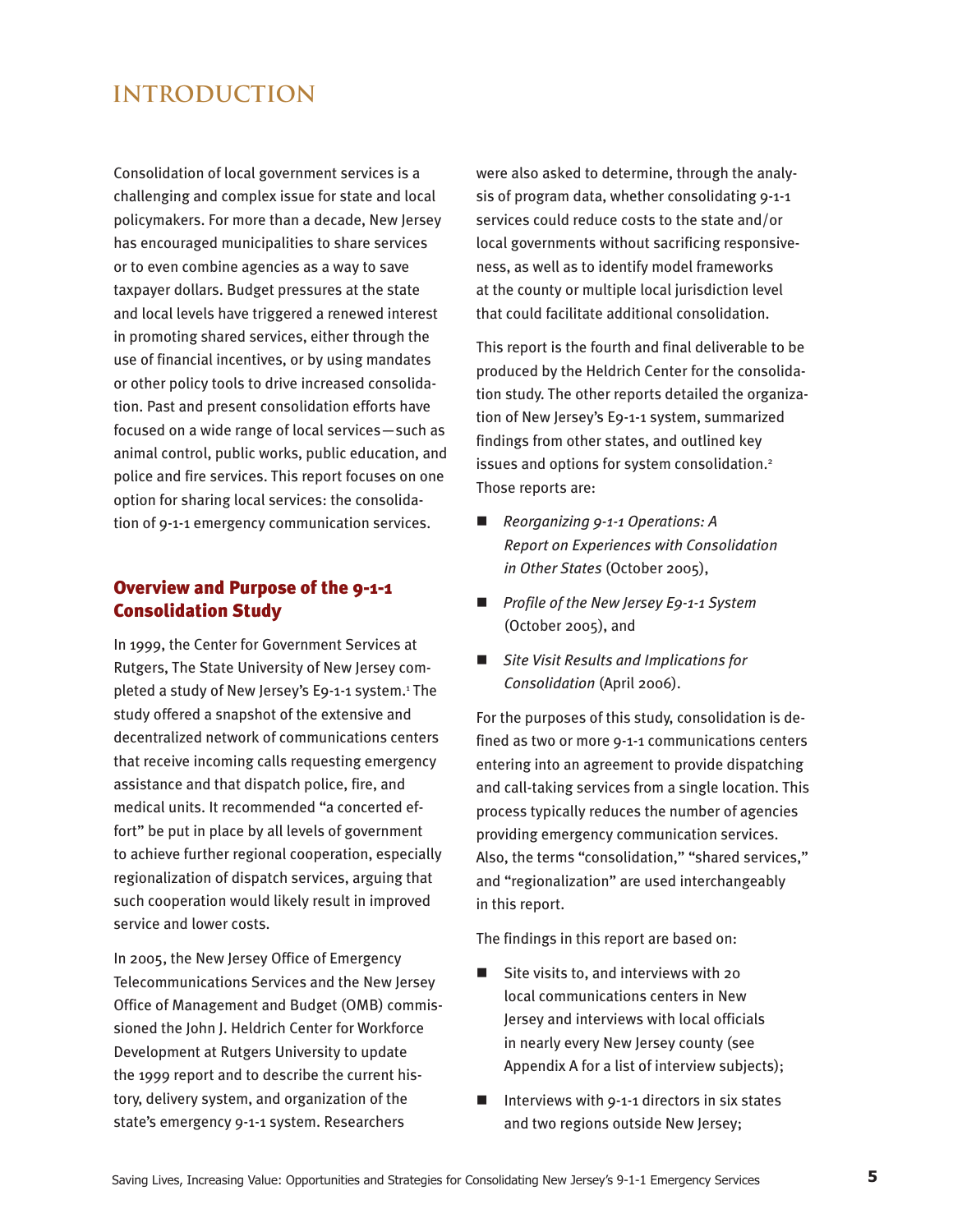# INTRODUCTION

Consolidation of local government services is a challenging and complex issue for state and local policymakers. For more than a decade, New Jersey has encouraged municipalities to share services or to even combine agencies as a way to save taxpayer dollars. Budget pressures at the state and local levels have triggered a renewed interest in promoting shared services, either through the use of financial incentives, or by using mandates or other policy tools to drive increased consolidation. Past and present consolidation efforts have focused on a wide range of local services—such as animal control, public works, public education, and police and fire services. This report focuses on one option for sharing local services: the consolidation of 9-1-1 emergency communication services.

## Overview and Purpose of the 9-1-1 Consolidation Study

In 1999, the Center for Government Services at Rutgers, The State University of New Jersey completed a study of New Jersey's E9-1-1 system.[1] The study offered a snapshot of the extensive and decentralized network of communications centers that receive incoming calls requesting emergency assistance and that dispatch police, fire, and medical units. It recommended "a concerted effort" be put in place by all levels of government to achieve further regional cooperation, especially regionalization of dispatch services, arguing that such cooperation would likely result in improved service and lower costs.

In 2005, the New Jersey Office of Emergency Telecommunications Services and the New Jersey Office of Management and Budget (OMB) commissioned the John J. Heldrich Center for Workforce Development at Rutgers University to update the 1999 report and to describe the current history, delivery system, and organization of the state's emergency 9-1-1 system. Researchers were also asked to determine, through the analysis of program data, whether consolidating 9-1-1 services could reduce costs to the state and/or local governments without sacrificing responsiveness, as well as to identify model frameworks at the county or multiple local jurisdiction level that could facilitate additional consolidation.

This report is the fourth and final deliverable to be produced by the Heldrich Center for the consolidation study. The other reports detailed the organization of New Jersey's E9-1-1 system, summarized findings from other states, and outlined key issues and options for system consolidation.[2] Those reports are:

- *Reorganizing 9-1-1 Operations: A Report on Experiences with Consolidation in Other States* (October 2005),
- *Profile of the New Jersey E9-1-1 System* (October 2005), and
- *Site Visit Results and Implications for Consolidation* (April 2006).

For the purposes of this study, consolidation is defined as two or more 9-1-1 communications centers entering into an agreement to provide dispatching and call-taking services from a single location. This process typically reduces the number of agencies providing emergency communication services. Also, the terms "consolidation," "shared services," and "regionalization" are used interchangeably in this report.

The findings in this report are based on:

- Site visits to, and interviews with 20 local communications centers in New Jersey and interviews with local officials in nearly every New Jersey county (see Appendix A for a list of interview subjects);
- Interviews with 9-1-1 directors in six states and two regions outside New Jersey;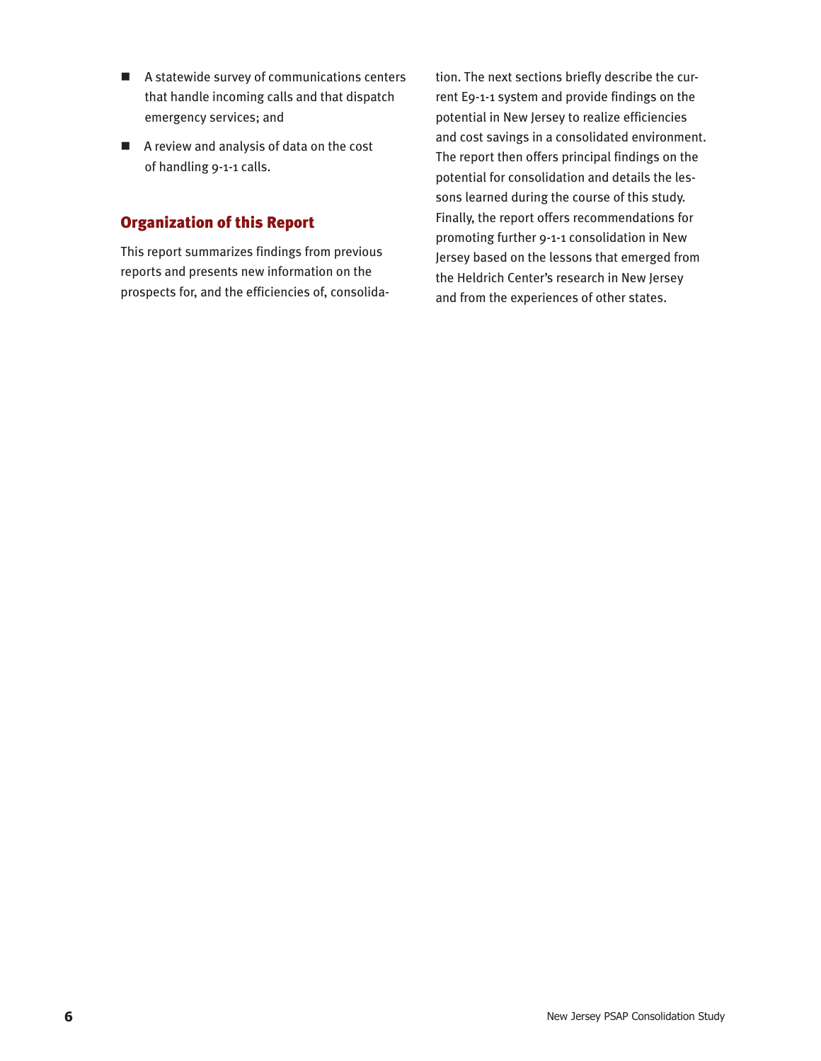- A statewide survey of communications centers that handle incoming calls and that dispatch emergency services; and
- A review and analysis of data on the cost of handling 9-1-1 calls.

## Organization of this Report

This report summarizes findings from previous reports and presents new information on the prospects for, and the efficiencies of, consolidation. The next sections briefly describe the current E9-1-1 system and provide findings on the potential in New Jersey to realize efficiencies and cost savings in a consolidated environment. The report then offers principal findings on the potential for consolidation and details the lessons learned during the course of this study. Finally, the report offers recommendations for promoting further 9-1-1 consolidation in New Jersey based on the lessons that emerged from the Heldrich Center's research in New Jersey and from the experiences of other states.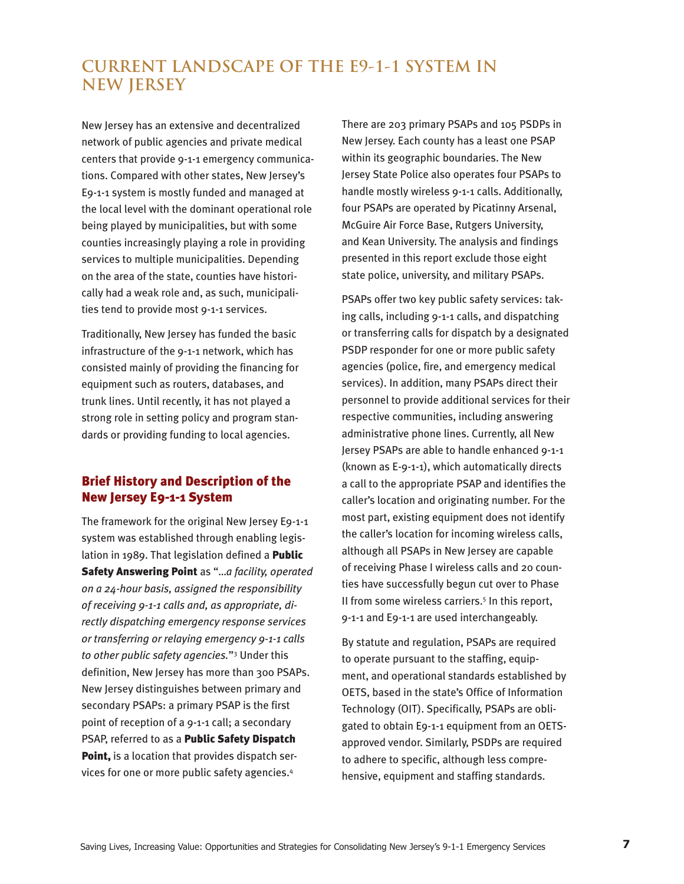# CURRENT LANDSCAPE OF THE E9-1-1 SYSTEM IN NEW JERSEY

New Jersey has an extensive and decentralized network of public agencies and private medical centers that provide 9-1-1 emergency communications. Compared with other states, New Jersey's E9-1-1 system is mostly funded and managed at the local level with the dominant operational role being played by municipalities, but with some counties increasingly playing a role in providing services to multiple municipalities. Depending on the area of the state, counties have historically had a weak role and, as such, municipalities tend to provide most 9-1-1 services.

Traditionally, New Jersey has funded the basic infrastructure of the 9-1-1 network, which has consisted mainly of providing the financing for equipment such as routers, databases, and trunk lines. Until recently, it has not played a strong role in setting policy and program standards or providing funding to local agencies.

## Brief History and Description of the New Jersey E9-1-1 System

The framework for the original New Jersey E9-1-1 system was established through enabling legislation in 1989. That legislation defined a **Public Safety Answering Point** as "*...a facility, operated on a 24-hour basis, assigned the responsibility of receiving 9-1-1 calls and, as appropriate, directly dispatching emergency response services or transferring or relaying emergency 9-1-1 calls to other public safety agencies.*"[3] Under this definition, New Jersey has more than 300 PSAPs. New Jersey distinguishes between primary and secondary PSAPs: a primary PSAP is the first point of reception of a 9-1-1 call; a secondary PSAP, referred to as a **Public Safety Dispatch Point,** is a location that provides dispatch services for one or more public safety agencies.[4]

There are 203 primary PSAPs and 105 PSDPs in New Jersey. Each county has a least one PSAP within its geographic boundaries. The New Jersey State Police also operates four PSAPs to handle mostly wireless 9-1-1 calls. Additionally, four PSAPs are operated by Picatinny Arsenal, McGuire Air Force Base, Rutgers University, and Kean University. The analysis and findings presented in this report exclude those eight state police, university, and military PSAPs.

PSAPs offer two key public safety services: taking calls, including 9-1-1 calls, and dispatching or transferring calls for dispatch by a designated PSDP responder for one or more public safety agencies (police, fire, and emergency medical services). In addition, many PSAPs direct their personnel to provide additional services for their respective communities, including answering administrative phone lines. Currently, all New Jersey PSAPs are able to handle enhanced 9-1-1 (known as E-9-1-1), which automatically directs a call to the appropriate PSAP and identifies the caller's location and originating number. For the most part, existing equipment does not identify the caller's location for incoming wireless calls, although all PSAPs in New Jersey are capable of receiving Phase I wireless calls and 20 counties have successfully begun cut over to Phase II from some wireless carriers.[5] In this report, 9-1-1 and E9-1-1 are used interchangeably.

By statute and regulation, PSAPs are required to operate pursuant to the staffing, equipment, and operational standards established by OETS, based in the state's Office of Information Technology (OIT). Specifically, PSAPs are obligated to obtain E9-1-1 equipment from an OETS-approved vendor. Similarly, PSDPs are required to adhere to specific, although less comprehensive, equipment and staffing standards.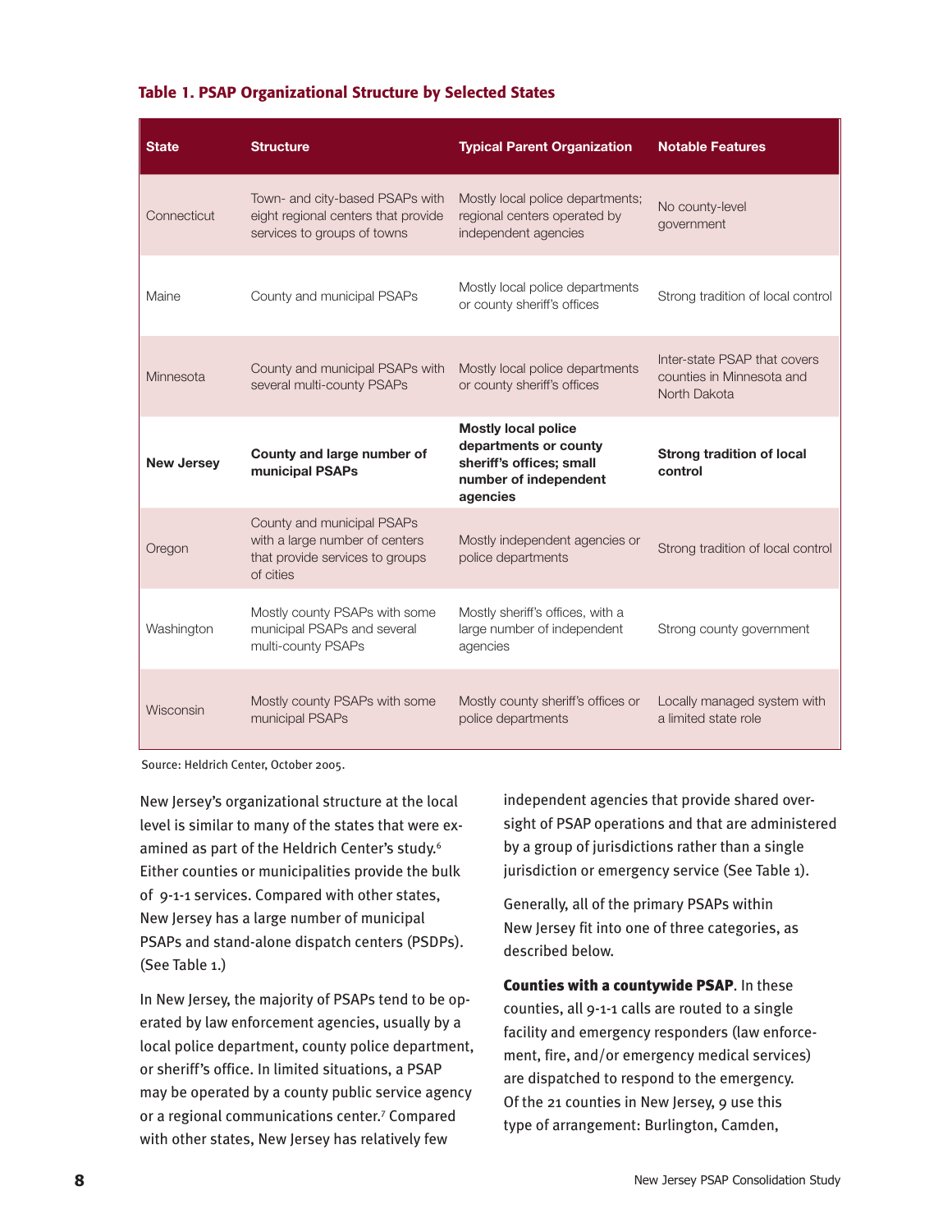**Table 1. PSAP Organizational Structure by Selected States**

| State | Structure | Typical Parent Organization | Notable Features |
|---|---|---|---|
| Connecticut | Town- and city-based PSAPs with eight regional centers that provide services to groups of towns | Mostly local police departments; regional centers operated by independent agencies | No county-level government |
| Maine | County and municipal PSAPs | Mostly local police departments or county sheriff's offices | Strong tradition of local control |
| Minnesota | County and municipal PSAPs with several multi-county PSAPs | Mostly local police departments or county sheriff's offices | Inter-state PSAP that covers counties in Minnesota and North Dakota |
| **New Jersey** | **County and large number of municipal PSAPs** | **Mostly local police departments or county sheriff's offices; small number of independent agencies** | **Strong tradition of local control** |
| Oregon | County and municipal PSAPs with a large number of centers that provide services to groups of cities | Mostly independent agencies or police departments | Strong tradition of local control |
| Washington | Mostly county PSAPs with some municipal PSAPs and several multi-county PSAPs | Mostly sheriff's offices, with a large number of independent agencies | Strong county government |
| Wisconsin | Mostly county PSAPs with some municipal PSAPs | Mostly county sheriff's offices or police departments | Locally managed system with a limited state role |

Source: Heldrich Center, October 2005.

New Jersey's organizational structure at the local level is similar to many of the states that were examined as part of the Heldrich Center's study.[6] Either counties or municipalities provide the bulk of 9-1-1 services. Compared with other states, New Jersey has a large number of municipal PSAPs and stand-alone dispatch centers (PSDPs). (See Table 1.)

In New Jersey, the majority of PSAPs tend to be operated by law enforcement agencies, usually by a local police department, county police department, or sheriff's office. In limited situations, a PSAP may be operated by a county public service agency or a regional communications center.[7] Compared with other states, New Jersey has relatively few independent agencies that provide shared oversight of PSAP operations and that are administered by a group of jurisdictions rather than a single jurisdiction or emergency service (See Table 1).

Generally, all of the primary PSAPs within New Jersey fit into one of three categories, as described below.

**Counties with a countywide PSAP**. In these counties, all 9-1-1 calls are routed to a single facility and emergency responders (law enforcement, fire, and/or emergency medical services) are dispatched to respond to the emergency. Of the 21 counties in New Jersey, 9 use this type of arrangement: Burlington, Camden,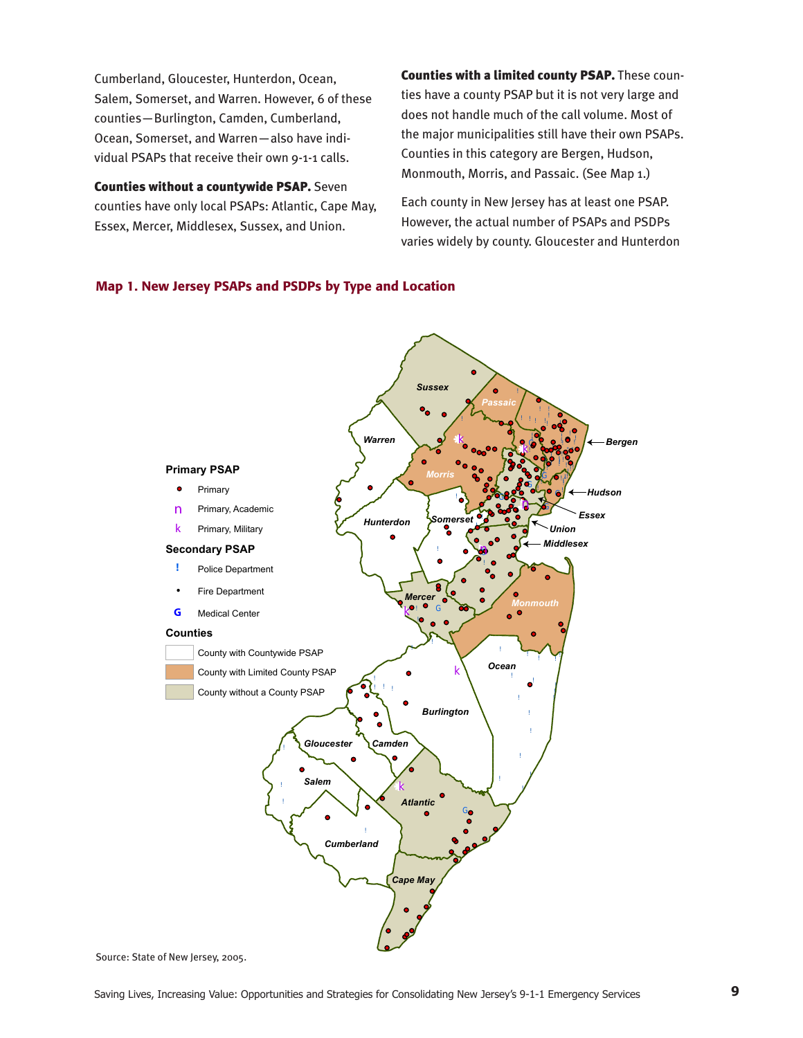Cumberland, Gloucester, Hunterdon, Ocean, Salem, Somerset, and Warren. However, 6 of these counties—Burlington, Camden, Cumberland, Ocean, Somerset, and Warren—also have individual PSAPs that receive their own 9-1-1 calls.

**Counties without a countywide PSAP.** Seven counties have only local PSAPs: Atlantic, Cape May, Essex, Mercer, Middlesex, Sussex, and Union.

**Counties with a limited county PSAP.** These counties have a county PSAP but it is not very large and does not handle much of the call volume. Most of the major municipalities still have their own PSAPs. Counties in this category are Bergen, Hudson, Monmouth, Morris, and Passaic. (See Map 1.)

Each county in New Jersey has at least one PSAP. However, the actual number of PSAPs and PSDPs varies widely by county. Gloucester and Hunterdon

## Map 1. New Jersey PSAPs and PSDPs by Type and Location

**Primary PSAP**
- Primary
- Primary, Academic
- Primary, Military

**Secondary PSAP**
- Police Department
- Fire Department
- Medical Center

**Counties**
- County with Countywide PSAP
- County with Limited County PSAP
- County without a County PSAP

Sussex, Passaic, Bergen, Warren, Morris, Hudson, Essex, Hunterdon, Somerset, Union, Middlesex, Mercer, Monmouth, Ocean, Burlington, Gloucester, Camden, Salem, Atlantic, Cumberland, Cape May

Source: State of New Jersey, 2005.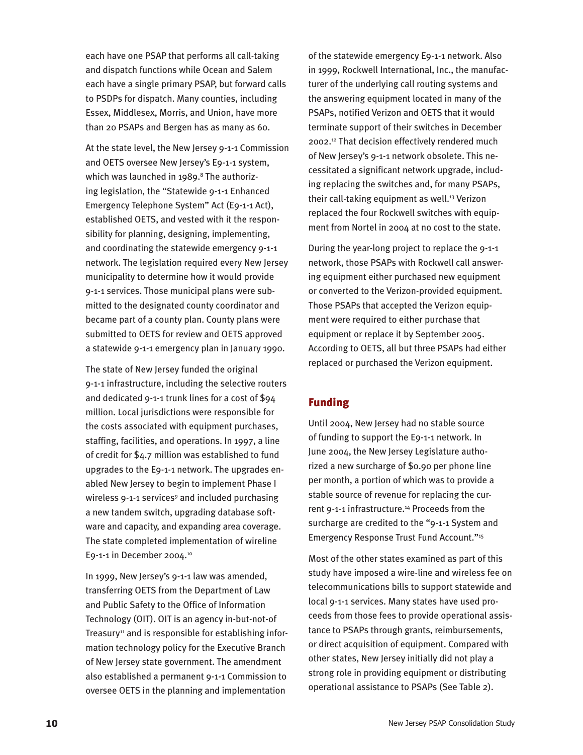each have one PSAP that performs all call-taking and dispatch functions while Ocean and Salem each have a single primary PSAP, but forward calls to PSDPs for dispatch. Many counties, including Essex, Middlesex, Morris, and Union, have more than 20 PSAPs and Bergen has as many as 60.

At the state level, the New Jersey 9-1-1 Commission and OETS oversee New Jersey's E9-1-1 system, which was launched in 1989.[8] The authorizing legislation, the "Statewide 9-1-1 Enhanced Emergency Telephone System" Act (E9-1-1 Act), established OETS, and vested with it the responsibility for planning, designing, implementing, and coordinating the statewide emergency 9-1-1 network. The legislation required every New Jersey municipality to determine how it would provide 9-1-1 services. Those municipal plans were submitted to the designated county coordinator and became part of a county plan. County plans were submitted to OETS for review and OETS approved a statewide 9-1-1 emergency plan in January 1990.

The state of New Jersey funded the original 9-1-1 infrastructure, including the selective routers and dedicated 9-1-1 trunk lines for a cost of $94 million. Local jurisdictions were responsible for the costs associated with equipment purchases, staffing, facilities, and operations. In 1997, a line of credit for $4.7 million was established to fund upgrades to the E9-1-1 network. The upgrades enabled New Jersey to begin to implement Phase I wireless 9-1-1 services[9] and included purchasing a new tandem switch, upgrading database software and capacity, and expanding area coverage. The state completed implementation of wireline E9-1-1 in December 2004.[10]

In 1999, New Jersey's 9-1-1 law was amended, transferring OETS from the Department of Law and Public Safety to the Office of Information Technology (OIT). OIT is an agency in-but-not-of Treasury[11] and is responsible for establishing information technology policy for the Executive Branch of New Jersey state government. The amendment also established a permanent 9-1-1 Commission to oversee OETS in the planning and implementation of the statewide emergency E9-1-1 network. Also in 1999, Rockwell International, Inc., the manufacturer of the underlying call routing systems and the answering equipment located in many of the PSAPs, notified Verizon and OETS that it would terminate support of their switches in December 2002.[12] That decision effectively rendered much of New Jersey's 9-1-1 network obsolete. This necessitated a significant network upgrade, including replacing the switches and, for many PSAPs, their call-taking equipment as well.[13] Verizon replaced the four Rockwell switches with equipment from Nortel in 2004 at no cost to the state.

During the year-long project to replace the 9-1-1 network, those PSAPs with Rockwell call answering equipment either purchased new equipment or converted to the Verizon-provided equipment. Those PSAPs that accepted the Verizon equipment were required to either purchase that equipment or replace it by September 2005. According to OETS, all but three PSAPs had either replaced or purchased the Verizon equipment.

## Funding

Until 2004, New Jersey had no stable source of funding to support the E9-1-1 network. In June 2004, the New Jersey Legislature authorized a new surcharge of $0.90 per phone line per month, a portion of which was to provide a stable source of revenue for replacing the current 9-1-1 infrastructure.[14] Proceeds from the surcharge are credited to the "9-1-1 System and Emergency Response Trust Fund Account."[15]

Most of the other states examined as part of this study have imposed a wire-line and wireless fee on telecommunications bills to support statewide and local 9-1-1 services. Many states have used proceeds from those fees to provide operational assistance to PSAPs through grants, reimbursements, or direct acquisition of equipment. Compared with other states, New Jersey initially did not play a strong role in providing equipment or distributing operational assistance to PSAPs (See Table 2).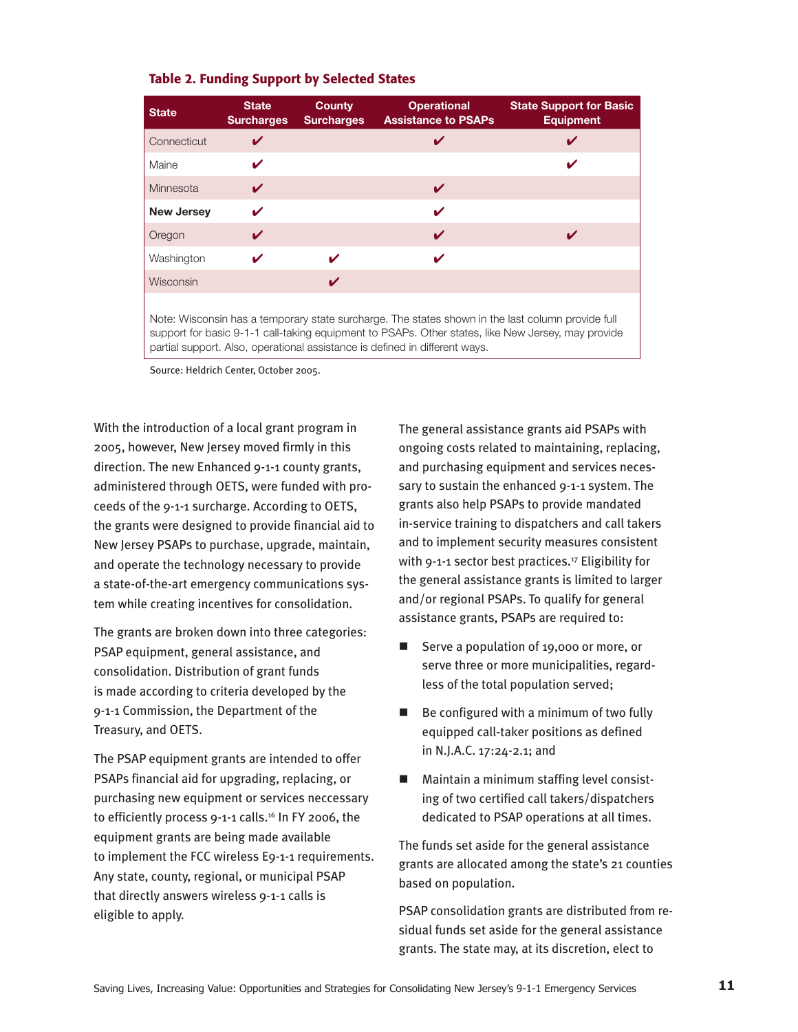### Table 2. Funding Support by Selected States

| State | State Surcharges | County Surcharges | Operational Assistance to PSAPs | State Support for Basic Equipment |
|---|---|---|---|---|
| Connecticut | ✔ | | ✔ | ✔ |
| Maine | ✔ | | | ✔ |
| Minnesota | ✔ | | ✔ | |
| **New Jersey** | ✔ | | ✔ | |
| Oregon | ✔ | | ✔ | ✔ |
| Washington | ✔ | ✔ | ✔ | |
| Wisconsin | | ✔ | | |

Note: Wisconsin has a temporary state surcharge. The states shown in the last column provide full support for basic 9-1-1 call-taking equipment to PSAPs. Other states, like New Jersey, may provide partial support. Also, operational assistance is defined in different ways.

Source: Heldrich Center, October 2005.

With the introduction of a local grant program in 2005, however, New Jersey moved firmly in this direction. The new Enhanced 9-1-1 county grants, administered through OETS, were funded with proceeds of the 9-1-1 surcharge. According to OETS, the grants were designed to provide financial aid to New Jersey PSAPs to purchase, upgrade, maintain, and operate the technology necessary to provide a state-of-the-art emergency communications system while creating incentives for consolidation.

The grants are broken down into three categories: PSAP equipment, general assistance, and consolidation. Distribution of grant funds is made according to criteria developed by the 9-1-1 Commission, the Department of the Treasury, and OETS.

The PSAP equipment grants are intended to offer PSAPs financial aid for upgrading, replacing, or purchasing new equipment or services neccessary to efficiently process 9-1-1 calls.[16] In FY 2006, the equipment grants are being made available to implement the FCC wireless E9-1-1 requirements. Any state, county, regional, or municipal PSAP that directly answers wireless 9-1-1 calls is eligible to apply.

The general assistance grants aid PSAPs with ongoing costs related to maintaining, replacing, and purchasing equipment and services necessary to sustain the enhanced 9-1-1 system. The grants also help PSAPs to provide mandated in-service training to dispatchers and call takers and to implement security measures consistent with 9-1-1 sector best practices.[17] Eligibility for the general assistance grants is limited to larger and/or regional PSAPs. To qualify for general assistance grants, PSAPs are required to:

- Serve a population of 19,000 or more, or serve three or more municipalities, regardless of the total population served;
- Be configured with a minimum of two fully equipped call-taker positions as defined in N.J.A.C. 17:24-2.1; and
- Maintain a minimum staffing level consisting of two certified call takers/dispatchers dedicated to PSAP operations at all times.

The funds set aside for the general assistance grants are allocated among the state's 21 counties based on population.

PSAP consolidation grants are distributed from residual funds set aside for the general assistance grants. The state may, at its discretion, elect to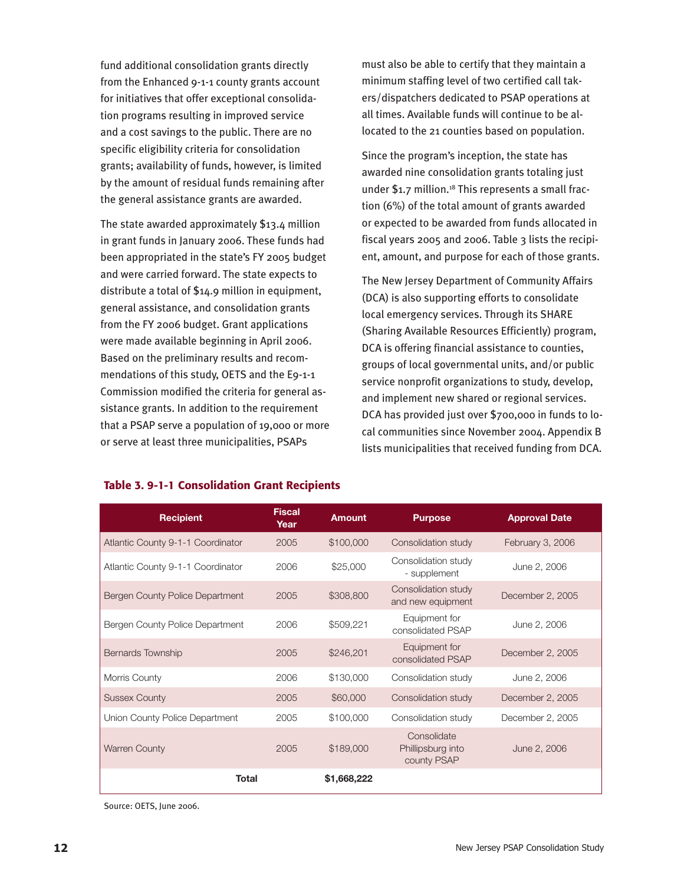fund additional consolidation grants directly from the Enhanced 9-1-1 county grants account for initiatives that offer exceptional consolidation programs resulting in improved service and a cost savings to the public. There are no specific eligibility criteria for consolidation grants; availability of funds, however, is limited by the amount of residual funds remaining after the general assistance grants are awarded.

The state awarded approximately $13.4 million in grant funds in January 2006. These funds had been appropriated in the state's FY 2005 budget and were carried forward. The state expects to distribute a total of $14.9 million in equipment, general assistance, and consolidation grants from the FY 2006 budget. Grant applications were made available beginning in April 2006. Based on the preliminary results and recommendations of this study, OETS and the E9-1-1 Commission modified the criteria for general assistance grants. In addition to the requirement that a PSAP serve a population of 19,000 or more or serve at least three municipalities, PSAPs must also be able to certify that they maintain a minimum staffing level of two certified call takers/dispatchers dedicated to PSAP operations at all times. Available funds will continue to be allocated to the 21 counties based on population.

Since the program's inception, the state has awarded nine consolidation grants totaling just under $1.7 million.[18] This represents a small fraction (6%) of the total amount of grants awarded or expected to be awarded from funds allocated in fiscal years 2005 and 2006. Table 3 lists the recipient, amount, and purpose for each of those grants.

The New Jersey Department of Community Affairs (DCA) is also supporting efforts to consolidate local emergency services. Through its SHARE (Sharing Available Resources Efficiently) program, DCA is offering financial assistance to counties, groups of local governmental units, and/or public service nonprofit organizations to study, develop, and implement new shared or regional services. DCA has provided just over $700,000 in funds to local communities since November 2004. Appendix B lists municipalities that received funding from DCA.

### Table 3. 9-1-1 Consolidation Grant Recipients

| Recipient | Fiscal Year | Amount | Purpose | Approval Date |
|---|---|---|---|---|
| Atlantic County 9-1-1 Coordinator | 2005 | $100,000 | Consolidation study | February 3, 2006 |
| Atlantic County 9-1-1 Coordinator | 2006 | $25,000 | Consolidation study - supplement | June 2, 2006 |
| Bergen County Police Department | 2005 | $308,800 | Consolidation study and new equipment | December 2, 2005 |
| Bergen County Police Department | 2006 | $509,221 | Equipment for consolidated PSAP | June 2, 2006 |
| Bernards Township | 2005 | $246,201 | Equipment for consolidated PSAP | December 2, 2005 |
| Morris County | 2006 | $130,000 | Consolidation study | June 2, 2006 |
| Sussex County | 2005 | $60,000 | Consolidation study | December 2, 2005 |
| Union County Police Department | 2005 | $100,000 | Consolidation study | December 2, 2005 |
| Warren County | 2005 | $189,000 | Consolidate Phillipsburg into county PSAP | June 2, 2006 |
| **Total** | | **$1,668,222** | | |

Source: OETS, June 2006.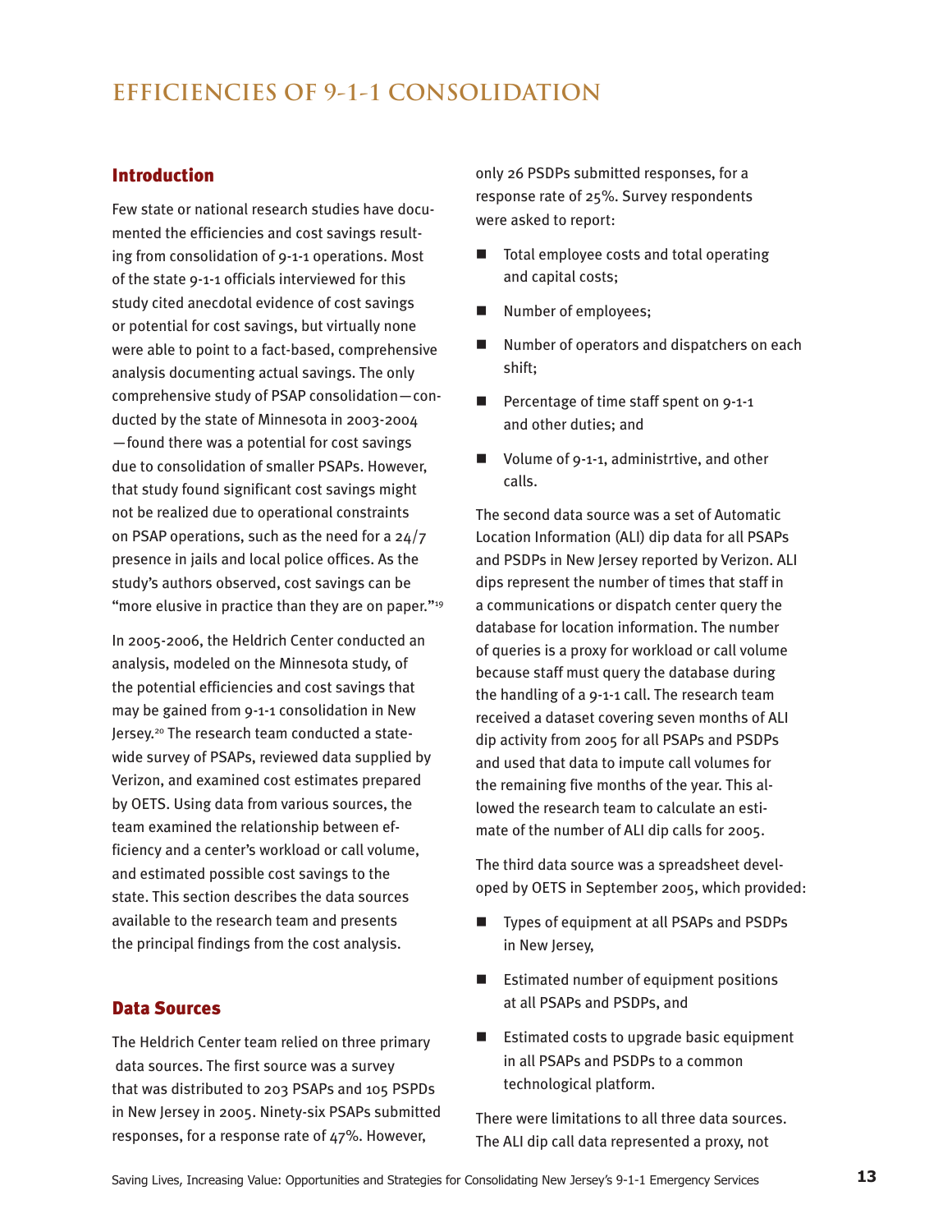# EFFICIENCIES OF 9-1-1 CONSOLIDATION

## Introduction

Few state or national research studies have documented the efficiencies and cost savings resulting from consolidation of 9-1-1 operations. Most of the state 9-1-1 officials interviewed for this study cited anecdotal evidence of cost savings or potential for cost savings, but virtually none were able to point to a fact-based, comprehensive analysis documenting actual savings. The only comprehensive study of PSAP consolidation—conducted by the state of Minnesota in 2003-2004—found there was a potential for cost savings due to consolidation of smaller PSAPs. However, that study found significant cost savings might not be realized due to operational constraints on PSAP operations, such as the need for a 24/7 presence in jails and local police offices. As the study's authors observed, cost savings can be "more elusive in practice than they are on paper."[19]

In 2005-2006, the Heldrich Center conducted an analysis, modeled on the Minnesota study, of the potential efficiencies and cost savings that may be gained from 9-1-1 consolidation in New Jersey.[20] The research team conducted a statewide survey of PSAPs, reviewed data supplied by Verizon, and examined cost estimates prepared by OETS. Using data from various sources, the team examined the relationship between efficiency and a center's workload or call volume, and estimated possible cost savings to the state. This section describes the data sources available to the research team and presents the principal findings from the cost analysis.

## Data Sources

The Heldrich Center team relied on three primary data sources. The first source was a survey that was distributed to 203 PSAPs and 105 PSPDs in New Jersey in 2005. Ninety-six PSAPs submitted responses, for a response rate of 47%. However, only 26 PSDPs submitted responses, for a response rate of 25%. Survey respondents were asked to report:

- Total employee costs and total operating and capital costs;
- Number of employees;
- Number of operators and dispatchers on each shift;
- Percentage of time staff spent on 9-1-1 and other duties; and
- Volume of 9-1-1, administrtive, and other calls.

The second data source was a set of Automatic Location Information (ALI) dip data for all PSAPs and PSDPs in New Jersey reported by Verizon. ALI dips represent the number of times that staff in a communications or dispatch center query the database for location information. The number of queries is a proxy for workload or call volume because staff must query the database during the handling of a 9-1-1 call. The research team received a dataset covering seven months of ALI dip activity from 2005 for all PSAPs and PSDPs and used that data to impute call volumes for the remaining five months of the year. This allowed the research team to calculate an estimate of the number of ALI dip calls for 2005.

The third data source was a spreadsheet developed by OETS in September 2005, which provided:

- Types of equipment at all PSAPs and PSDPs in New Jersey,
- Estimated number of equipment positions at all PSAPs and PSDPs, and
- Estimated costs to upgrade basic equipment in all PSAPs and PSDPs to a common technological platform.

There were limitations to all three data sources. The ALI dip call data represented a proxy, not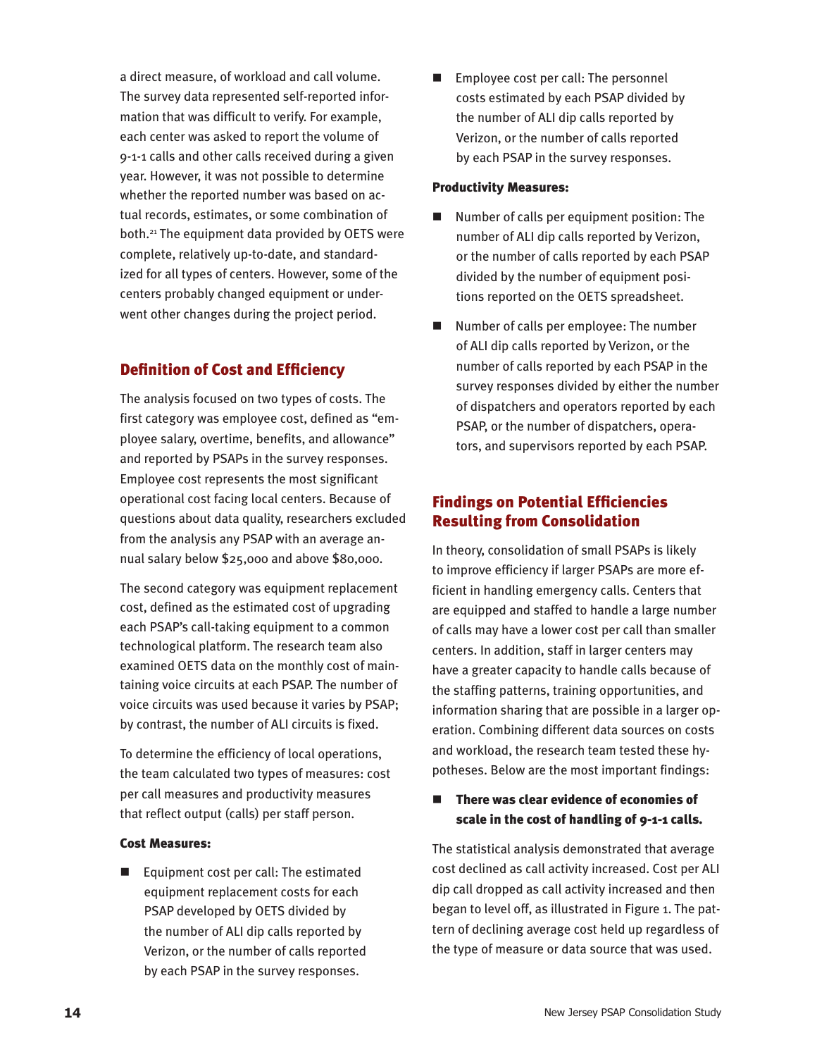a direct measure, of workload and call volume. The survey data represented self-reported information that was difficult to verify. For example, each center was asked to report the volume of 9-1-1 calls and other calls received during a given year. However, it was not possible to determine whether the reported number was based on actual records, estimates, or some combination of both.[21] The equipment data provided by OETS were complete, relatively up-to-date, and standardized for all types of centers. However, some of the centers probably changed equipment or underwent other changes during the project period.

## Definition of Cost and Efficiency

The analysis focused on two types of costs. The first category was employee cost, defined as "employee salary, overtime, benefits, and allowance" and reported by PSAPs in the survey responses. Employee cost represents the most significant operational cost facing local centers. Because of questions about data quality, researchers excluded from the analysis any PSAP with an average annual salary below $25,000 and above $80,000.

The second category was equipment replacement cost, defined as the estimated cost of upgrading each PSAP's call-taking equipment to a common technological platform. The research team also examined OETS data on the monthly cost of maintaining voice circuits at each PSAP. The number of voice circuits was used because it varies by PSAP; by contrast, the number of ALI circuits is fixed.

To determine the efficiency of local operations, the team calculated two types of measures: cost per call measures and productivity measures that reflect output (calls) per staff person.

**Cost Measures:**

- Equipment cost per call: The estimated equipment replacement costs for each PSAP developed by OETS divided by the number of ALI dip calls reported by Verizon, or the number of calls reported by each PSAP in the survey responses.
- Employee cost per call: The personnel costs estimated by each PSAP divided by the number of ALI dip calls reported by Verizon, or the number of calls reported by each PSAP in the survey responses.

**Productivity Measures:**

- Number of calls per equipment position: The number of ALI dip calls reported by Verizon, or the number of calls reported by each PSAP divided by the number of equipment positions reported on the OETS spreadsheet.
- Number of calls per employee: The number of ALI dip calls reported by Verizon, or the number of calls reported by each PSAP in the survey responses divided by either the number of dispatchers and operators reported by each PSAP, or the number of dispatchers, operators, and supervisors reported by each PSAP.

## Findings on Potential Efficiencies Resulting from Consolidation

In theory, consolidation of small PSAPs is likely to improve efficiency if larger PSAPs are more efficient in handling emergency calls. Centers that are equipped and staffed to handle a large number of calls may have a lower cost per call than smaller centers. In addition, staff in larger centers may have a greater capacity to handle calls because of the staffing patterns, training opportunities, and information sharing that are possible in a larger operation. Combining different data sources on costs and workload, the research team tested these hypotheses. Below are the most important findings:

- **There was clear evidence of economies of scale in the cost of handling of 9-1-1 calls.**

The statistical analysis demonstrated that average cost declined as call activity increased. Cost per ALI dip call dropped as call activity increased and then began to level off, as illustrated in Figure 1. The pattern of declining average cost held up regardless of the type of measure or data source that was used.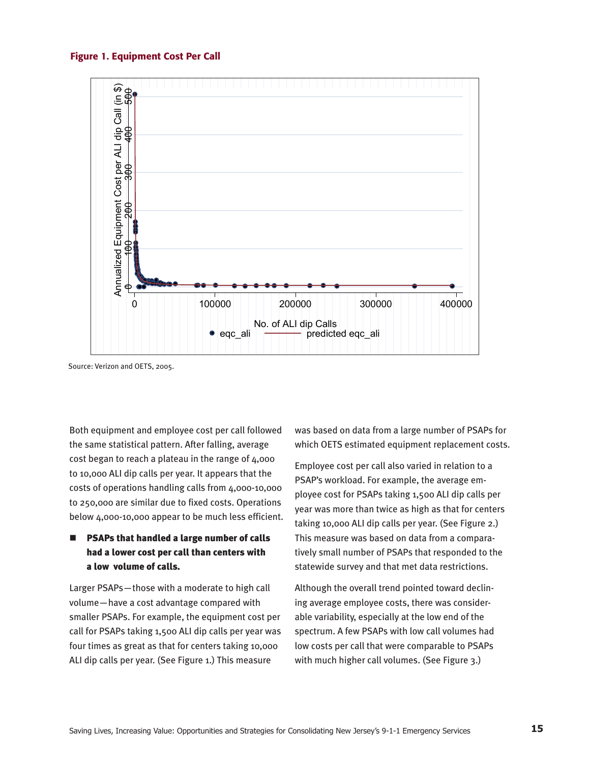**Figure 1. Equipment Cost Per Call**

Source: Verizon and OETS, 2005.

Both equipment and employee cost per call followed the same statistical pattern. After falling, average cost began to reach a plateau in the range of 4,000 to 10,000 ALI dip calls per year. It appears that the costs of operations handling calls from 4,000-10,000 to 250,000 are similar due to fixed costs. Operations below 4,000-10,000 appear to be much less efficient.

- **PSAPs that handled a large number of calls had a lower cost per call than centers with a low volume of calls.**

Larger PSAPs—those with a moderate to high call volume—have a cost advantage compared with smaller PSAPs. For example, the equipment cost per call for PSAPs taking 1,500 ALI dip calls per year was four times as great as that for centers taking 10,000 ALI dip calls per year. (See Figure 1.) This measure was based on data from a large number of PSAPs for which OETS estimated equipment replacement costs.

Employee cost per call also varied in relation to a PSAP's workload. For example, the average employee cost for PSAPs taking 1,500 ALI dip calls per year was more than twice as high as that for centers taking 10,000 ALI dip calls per year. (See Figure 2.) This measure was based on data from a comparatively small number of PSAPs that responded to the statewide survey and that met data restrictions.

Although the overall trend pointed toward declining average employee costs, there was considerable variability, especially at the low end of the spectrum. A few PSAPs with low call volumes had low costs per call that were comparable to PSAPs with much higher call volumes. (See Figure 3.)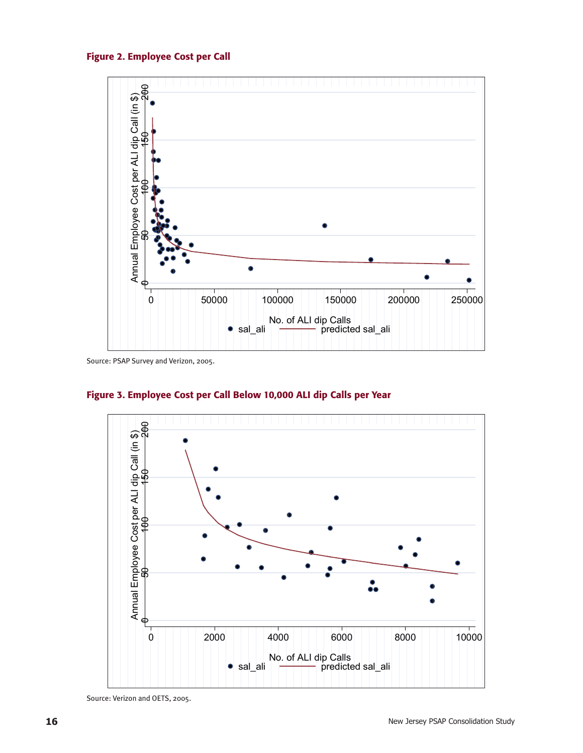**Figure 2. Employee Cost per Call**

Source: PSAP Survey and Verizon, 2005.

**Figure 3. Employee Cost per Call Below 10,000 ALI dip Calls per Year**

Source: Verizon and OETS, 2005.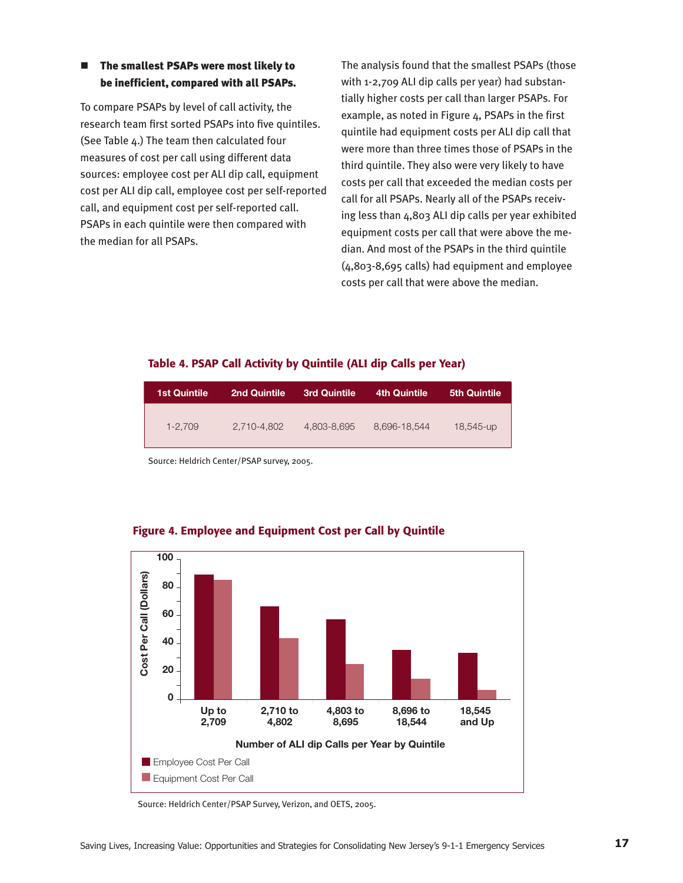- **The smallest PSAPs were most likely to be inefficient, compared with all PSAPs.**

To compare PSAPs by level of call activity, the research team first sorted PSAPs into five quintiles. (See Table 4.) The team then calculated four measures of cost per call using different data sources: employee cost per ALI dip call, equipment cost per ALI dip call, employee cost per self-reported call, and equipment cost per self-reported call. PSAPs in each quintile were then compared with the median for all PSAPs.

The analysis found that the smallest PSAPs (those with 1-2,709 ALI dip calls per year) had substantially higher costs per call than larger PSAPs. For example, as noted in Figure 4, PSAPs in the first quintile had equipment costs per ALI dip call that were more than three times those of PSAPs in the third quintile. They also were very likely to have costs per call that exceeded the median costs per call for all PSAPs. Nearly all of the PSAPs receiving less than 4,803 ALI dip calls per year exhibited equipment costs per call that were above the median. And most of the PSAPs in the third quintile (4,803-8,695 calls) had equipment and employee costs per call that were above the median.

**Table 4. PSAP Call Activity by Quintile (ALI dip Calls per Year)**

| 1st Quintile | 2nd Quintile | 3rd Quintile | 4th Quintile | 5th Quintile |
|---|---|---|---|---|
| 1-2,709 | 2,710-4,802 | 4,803-8,695 | 8,696-18,544 | 18,545-up |

Source: Heldrich Center/PSAP survey, 2005.

**Figure 4. Employee and Equipment Cost per Call by Quintile**

| Number of ALI dip Calls per Year by Quintile | Employee Cost Per Call | Equipment Cost Per Call |
|---|---|---|
| Up to 2,709 | ~89 | ~85 |
| 2,710 to 4,802 | ~66 | ~43 |
| 4,803 to 8,695 | ~57 | ~25 |
| 8,696 to 18,544 | ~35 | ~14 |
| 18,545 and Up | ~33 | ~7 |

Source: Heldrich Center/PSAP Survey, Verizon, and OETS, 2005.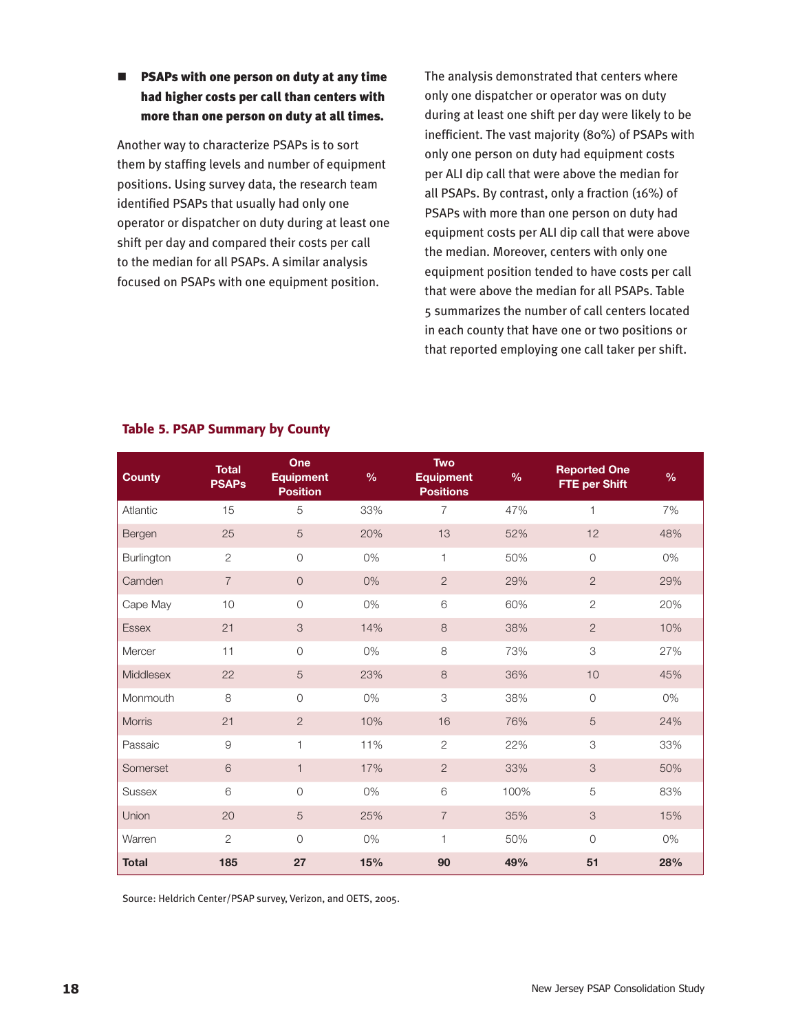- **PSAPs with one person on duty at any time had higher costs per call than centers with more than one person on duty at all times.**

Another way to characterize PSAPs is to sort them by staffing levels and number of equipment positions. Using survey data, the research team identified PSAPs that usually had only one operator or dispatcher on duty during at least one shift per day and compared their costs per call to the median for all PSAPs. A similar analysis focused on PSAPs with one equipment position.

The analysis demonstrated that centers where only one dispatcher or operator was on duty during at least one shift per day were likely to be inefficient. The vast majority (80%) of PSAPs with only one person on duty had equipment costs per ALI dip call that were above the median for all PSAPs. By contrast, only a fraction (16%) of PSAPs with more than one person on duty had equipment costs per ALI dip call that were above the median. Moreover, centers with only one equipment position tended to have costs per call that were above the median for all PSAPs. Table 5 summarizes the number of call centers located in each county that have one or two positions or that reported employing one call taker per shift.

### Table 5. PSAP Summary by County

| County | Total PSAPs | One Equipment Position | % | Two Equipment Positions | % | Reported One FTE per Shift | % |
|---|---|---|---|---|---|---|---|
| Atlantic | 15 | 5 | 33% | 7 | 47% | 1 | 7% |
| Bergen | 25 | 5 | 20% | 13 | 52% | 12 | 48% |
| Burlington | 2 | 0 | 0% | 1 | 50% | 0 | 0% |
| Camden | 7 | 0 | 0% | 2 | 29% | 2 | 29% |
| Cape May | 10 | 0 | 0% | 6 | 60% | 2 | 20% |
| Essex | 21 | 3 | 14% | 8 | 38% | 2 | 10% |
| Mercer | 11 | 0 | 0% | 8 | 73% | 3 | 27% |
| Middlesex | 22 | 5 | 23% | 8 | 36% | 10 | 45% |
| Monmouth | 8 | 0 | 0% | 3 | 38% | 0 | 0% |
| Morris | 21 | 2 | 10% | 16 | 76% | 5 | 24% |
| Passaic | 9 | 1 | 11% | 2 | 22% | 3 | 33% |
| Somerset | 6 | 1 | 17% | 2 | 33% | 3 | 50% |
| Sussex | 6 | 0 | 0% | 6 | 100% | 5 | 83% |
| Union | 20 | 5 | 25% | 7 | 35% | 3 | 15% |
| Warren | 2 | 0 | 0% | 1 | 50% | 0 | 0% |
| **Total** | **185** | **27** | **15%** | **90** | **49%** | **51** | **28%** |

Source: Heldrich Center/PSAP survey, Verizon, and OETS, 2005.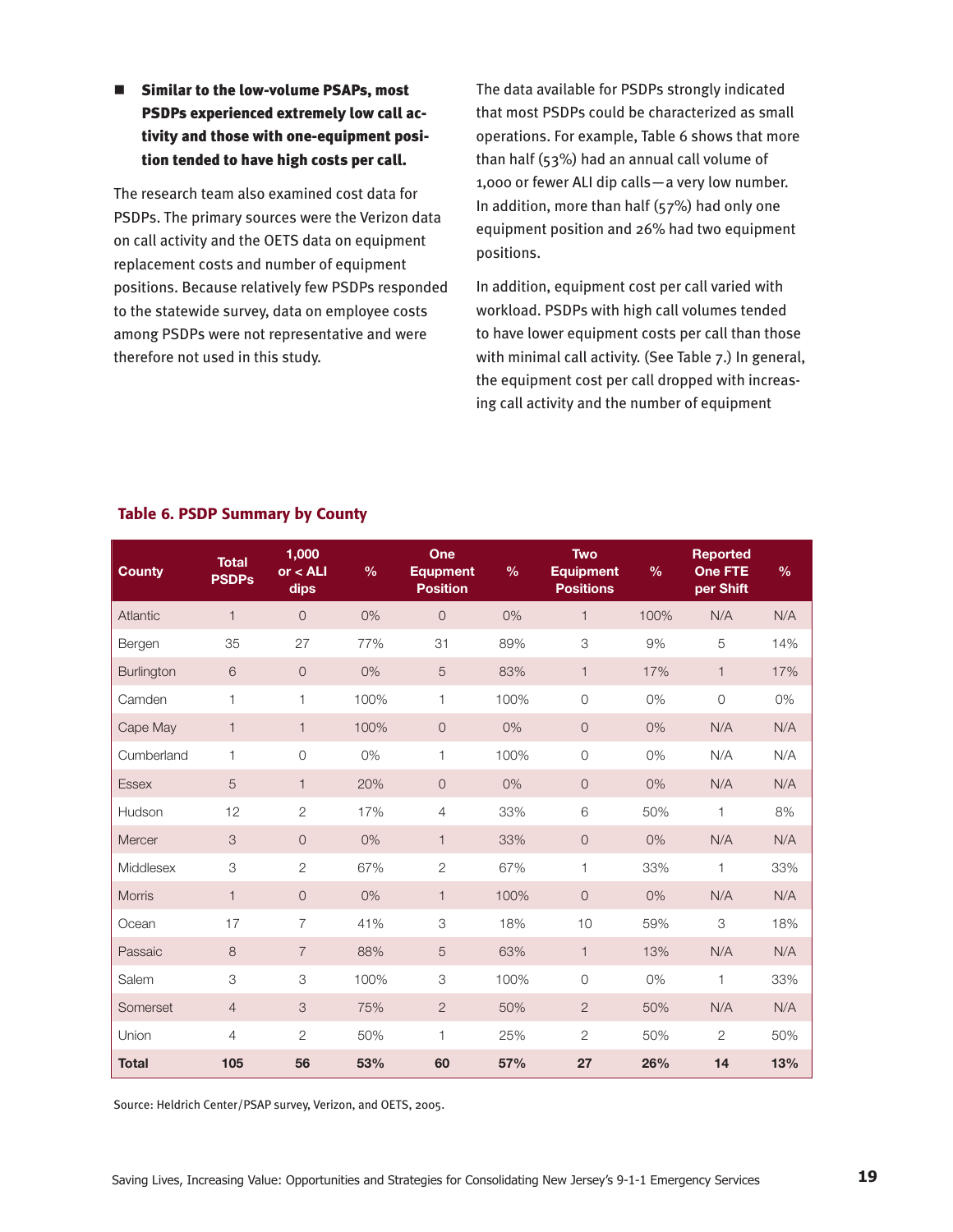- **Similar to the low-volume PSAPs, most PSDPs experienced extremely low call activity and those with one-equipment position tended to have high costs per call.**

The research team also examined cost data for PSDPs. The primary sources were the Verizon data on call activity and the OETS data on equipment replacement costs and number of equipment positions. Because relatively few PSDPs responded to the statewide survey, data on employee costs among PSDPs were not representative and were therefore not used in this study.

The data available for PSDPs strongly indicated that most PSDPs could be characterized as small operations. For example, Table 6 shows that more than half (53%) had an annual call volume of 1,000 or fewer ALI dip calls—a very low number. In addition, more than half (57%) had only one equipment position and 26% had two equipment positions.

In addition, equipment cost per call varied with workload. PSDPs with high call volumes tended to have lower equipment costs per call than those with minimal call activity. (See Table 7.) In general, the equipment cost per call dropped with increasing call activity and the number of equipment

**Table 6. PSDP Summary by County**

| County | Total PSDPs | 1,000 or < ALI dips | % | One Equipment Position | % | Two Equipment Positions | % | Reported One FTE per Shift | % |
|---|---|---|---|---|---|---|---|---|---|
| Atlantic | 1 | 0 | 0% | 0 | 0% | 1 | 100% | N/A | N/A |
| Bergen | 35 | 27 | 77% | 31 | 89% | 3 | 9% | 5 | 14% |
| Burlington | 6 | 0 | 0% | 5 | 83% | 1 | 17% | 1 | 17% |
| Camden | 1 | 1 | 100% | 1 | 100% | 0 | 0% | 0 | 0% |
| Cape May | 1 | 1 | 100% | 0 | 0% | 0 | 0% | N/A | N/A |
| Cumberland | 1 | 0 | 0% | 1 | 100% | 0 | 0% | N/A | N/A |
| Essex | 5 | 1 | 20% | 0 | 0% | 0 | 0% | N/A | N/A |
| Hudson | 12 | 2 | 17% | 4 | 33% | 6 | 50% | 1 | 8% |
| Mercer | 3 | 0 | 0% | 1 | 33% | 0 | 0% | N/A | N/A |
| Middlesex | 3 | 2 | 67% | 2 | 67% | 1 | 33% | 1 | 33% |
| Morris | 1 | 0 | 0% | 1 | 100% | 0 | 0% | N/A | N/A |
| Ocean | 17 | 7 | 41% | 3 | 18% | 10 | 59% | 3 | 18% |
| Passaic | 8 | 7 | 88% | 5 | 63% | 1 | 13% | N/A | N/A |
| Salem | 3 | 3 | 100% | 3 | 100% | 0 | 0% | 1 | 33% |
| Somerset | 4 | 3 | 75% | 2 | 50% | 2 | 50% | N/A | N/A |
| Union | 4 | 2 | 50% | 1 | 25% | 2 | 50% | 2 | 50% |
| **Total** | **105** | **56** | **53%** | **60** | **57%** | **27** | **26%** | **14** | **13%** |

Source: Heldrich Center/PSAP survey, Verizon, and OETS, 2005.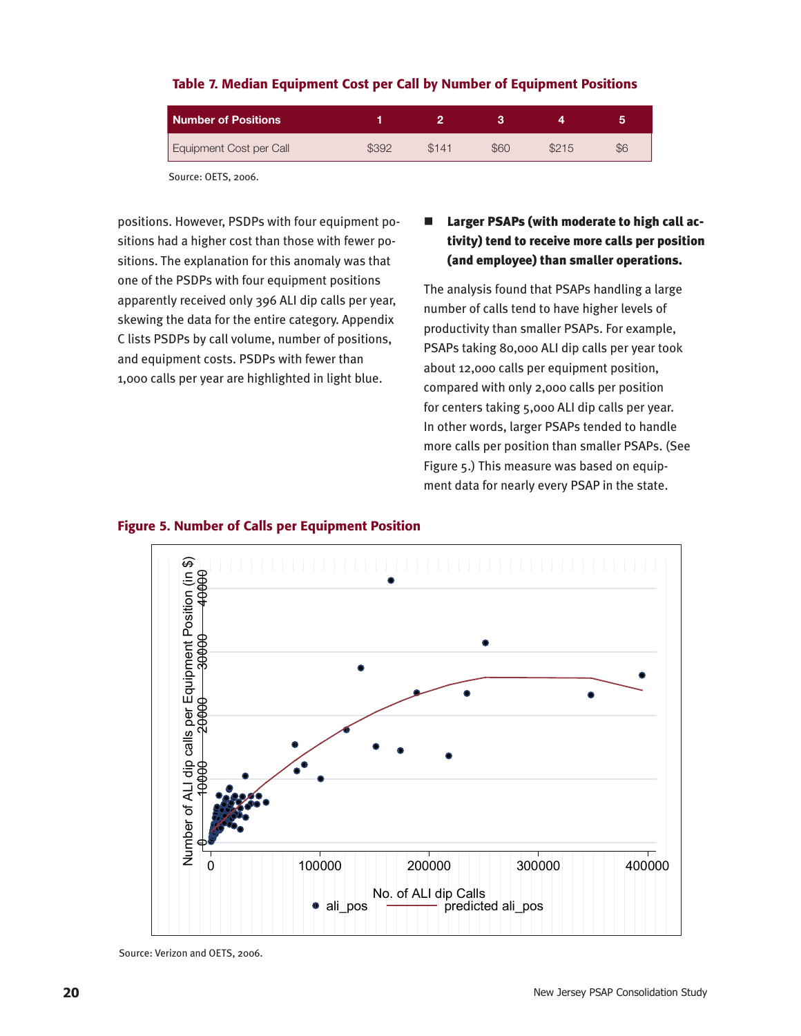**Table 7. Median Equipment Cost per Call by Number of Equipment Positions**

| Number of Positions | 1 | 2 | 3 | 4 | 5 |
|---|---|---|---|---|---|
| Equipment Cost per Call | $392 | $141 | $60 | $215 | $6 |

Source: OETS, 2006.

positions. However, PSDPs with four equipment positions had a higher cost than those with fewer positions. The explanation for this anomaly was that one of the PSDPs with four equipment positions apparently received only 396 ALI dip calls per year, skewing the data for the entire category. Appendix C lists PSDPs by call volume, number of positions, and equipment costs. PSDPs with fewer than 1,000 calls per year are highlighted in light blue.

- **Larger PSAPs (with moderate to high call activity) tend to receive more calls per position (and employee) than smaller operations.**

The analysis found that PSAPs handling a large number of calls tend to have higher levels of productivity than smaller PSAPs. For example, PSAPs taking 80,000 ALI dip calls per year took about 12,000 calls per equipment position, compared with only 2,000 calls per position for centers taking 5,000 ALI dip calls per year. In other words, larger PSAPs tended to handle more calls per position than smaller PSAPs. (See Figure 5.) This measure was based on equipment data for nearly every PSAP in the state.

**Figure 5. Number of Calls per Equipment Position**

Source: Verizon and OETS, 2006.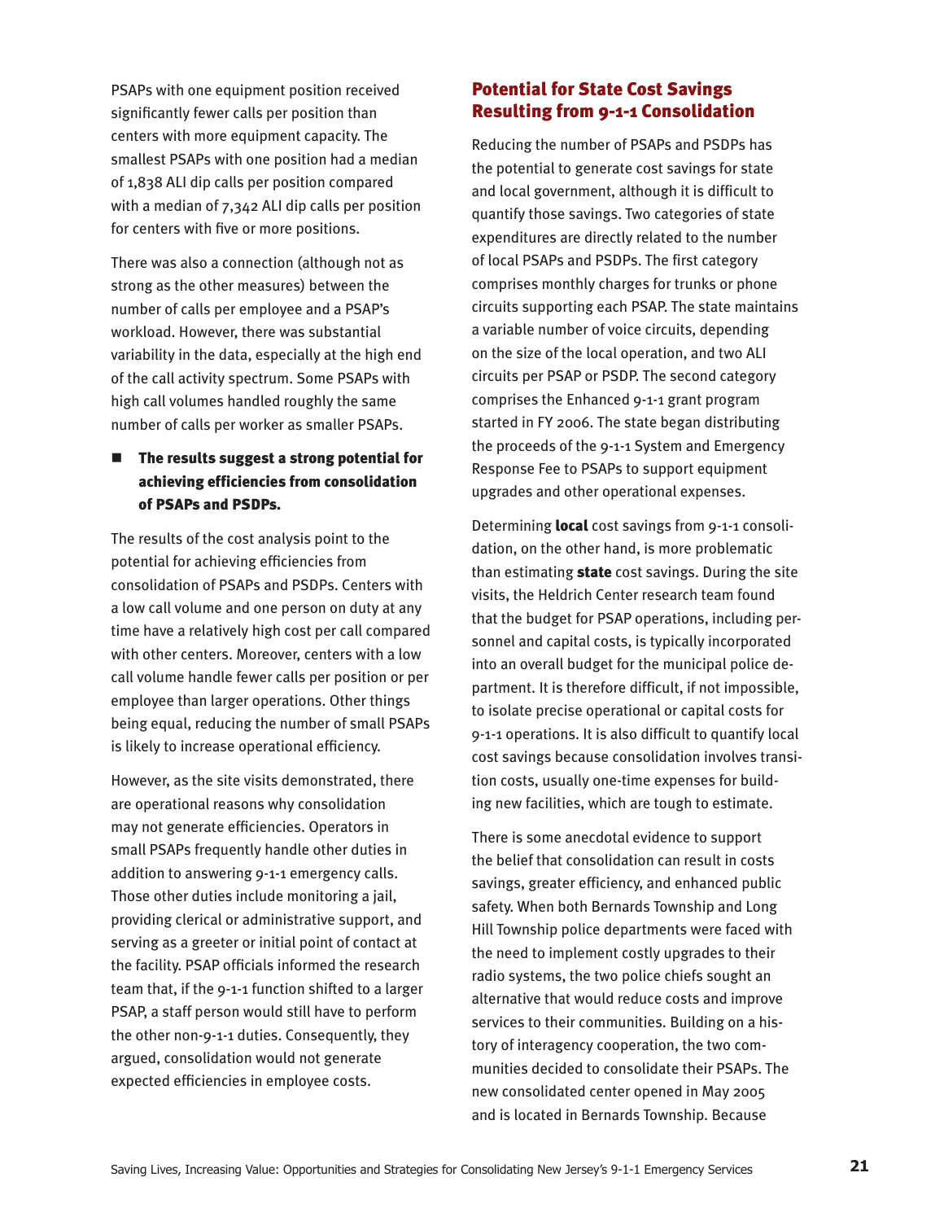PSAPs with one equipment position received significantly fewer calls per position than centers with more equipment capacity. The smallest PSAPs with one position had a median of 1,838 ALI dip calls per position compared with a median of 7,342 ALI dip calls per position for centers with five or more positions.

There was also a connection (although not as strong as the other measures) between the number of calls per employee and a PSAP's workload. However, there was substantial variability in the data, especially at the high end of the call activity spectrum. Some PSAPs with high call volumes handled roughly the same number of calls per worker as smaller PSAPs.

- **The results suggest a strong potential for achieving efficiencies from consolidation of PSAPs and PSDPs.**

The results of the cost analysis point to the potential for achieving efficiencies from consolidation of PSAPs and PSDPs. Centers with a low call volume and one person on duty at any time have a relatively high cost per call compared with other centers. Moreover, centers with a low call volume handle fewer calls per position or per employee than larger operations. Other things being equal, reducing the number of small PSAPs is likely to increase operational efficiency.

However, as the site visits demonstrated, there are operational reasons why consolidation may not generate efficiencies. Operators in small PSAPs frequently handle other duties in addition to answering 9-1-1 emergency calls. Those other duties include monitoring a jail, providing clerical or administrative support, and serving as a greeter or initial point of contact at the facility. PSAP officials informed the research team that, if the 9-1-1 function shifted to a larger PSAP, a staff person would still have to perform the other non-9-1-1 duties. Consequently, they argued, consolidation would not generate expected efficiencies in employee costs.

## Potential for State Cost Savings Resulting from 9-1-1 Consolidation

Reducing the number of PSAPs and PSDPs has the potential to generate cost savings for state and local government, although it is difficult to quantify those savings. Two categories of state expenditures are directly related to the number of local PSAPs and PSDPs. The first category comprises monthly charges for trunks or phone circuits supporting each PSAP. The state maintains a variable number of voice circuits, depending on the size of the local operation, and two ALI circuits per PSAP or PSDP. The second category comprises the Enhanced 9-1-1 grant program started in FY 2006. The state began distributing the proceeds of the 9-1-1 System and Emergency Response Fee to PSAPs to support equipment upgrades and other operational expenses.

Determining **local** cost savings from 9-1-1 consolidation, on the other hand, is more problematic than estimating **state** cost savings. During the site visits, the Heldrich Center research team found that the budget for PSAP operations, including personnel and capital costs, is typically incorporated into an overall budget for the municipal police department. It is therefore difficult, if not impossible, to isolate precise operational or capital costs for 9-1-1 operations. It is also difficult to quantify local cost savings because consolidation involves transition costs, usually one-time expenses for building new facilities, which are tough to estimate.

There is some anecdotal evidence to support the belief that consolidation can result in costs savings, greater efficiency, and enhanced public safety. When both Bernards Township and Long Hill Township police departments were faced with the need to implement costly upgrades to their radio systems, the two police chiefs sought an alternative that would reduce costs and improve services to their communities. Building on a history of interagency cooperation, the two communities decided to consolidate their PSAPs. The new consolidated center opened in May 2005 and is located in Bernards Township. Because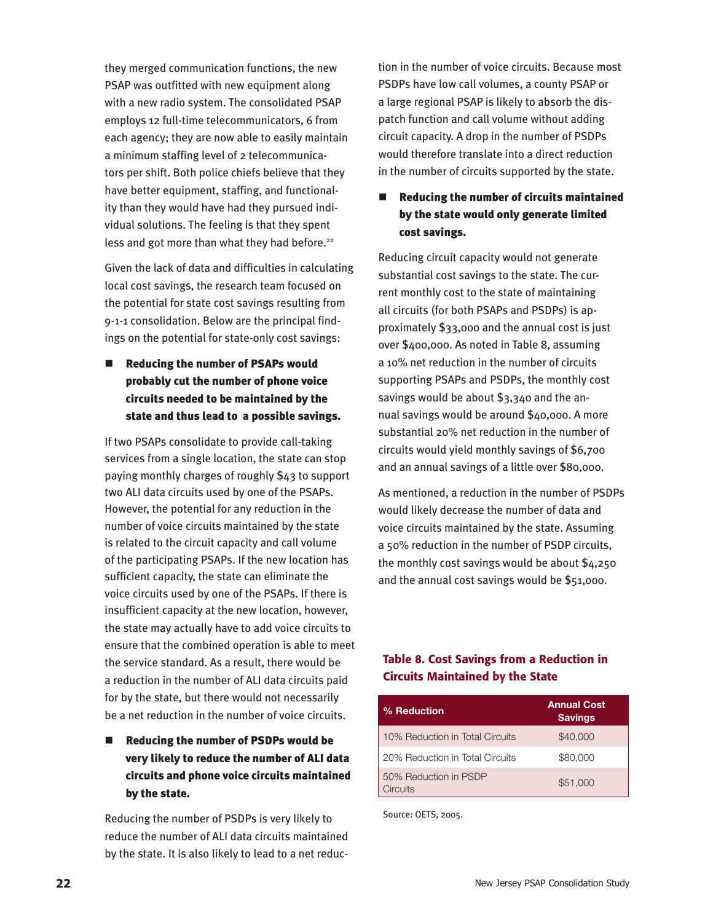they merged communication functions, the new PSAP was outfitted with new equipment along with a new radio system. The consolidated PSAP employs 12 full-time telecommunicators, 6 from each agency; they are now able to easily maintain a minimum staffing level of 2 telecommunicators per shift. Both police chiefs believe that they have better equipment, staffing, and functionality than they would have had they pursued individual solutions. The feeling is that they spent less and got more than what they had before.[22]

Given the lack of data and difficulties in calculating local cost savings, the research team focused on the potential for state cost savings resulting from 9-1-1 consolidation. Below are the principal findings on the potential for state-only cost savings:

- **Reducing the number of PSAPs would probably cut the number of phone voice circuits needed to be maintained by the state and thus lead to a possible savings.**

If two PSAPs consolidate to provide call-taking services from a single location, the state can stop paying monthly charges of roughly $43 to support two ALI data circuits used by one of the PSAPs. However, the potential for any reduction in the number of voice circuits maintained by the state is related to the circuit capacity and call volume of the participating PSAPs. If the new location has sufficient capacity, the state can eliminate the voice circuits used by one of the PSAPs. If there is insufficient capacity at the new location, however, the state may actually have to add voice circuits to ensure that the combined operation is able to meet the service standard. As a result, there would be a reduction in the number of ALI data circuits paid for by the state, but there would not necessarily be a net reduction in the number of voice circuits.

- **Reducing the number of PSDPs would be very likely to reduce the number of ALI data circuits and phone voice circuits maintained by the state.**

Reducing the number of PSDPs is very likely to reduce the number of ALI data circuits maintained by the state. It is also likely to lead to a net reduction in the number of voice circuits. Because most PSDPs have low call volumes, a county PSAP or a large regional PSAP is likely to absorb the dispatch function and call volume without adding circuit capacity. A drop in the number of PSDPs would therefore translate into a direct reduction in the number of circuits supported by the state.

- **Reducing the number of circuits maintained by the state would only generate limited cost savings.**

Reducing circuit capacity would not generate substantial cost savings to the state. The current monthly cost to the state of maintaining all circuits (for both PSAPs and PSDPs) is approximately $33,000 and the annual cost is just over $400,000. As noted in Table 8, assuming a 10% net reduction in the number of circuits supporting PSAPs and PSDPs, the monthly cost savings would be about $3,340 and the annual savings would be around $40,000. A more substantial 20% net reduction in the number of circuits would yield monthly savings of $6,700 and an annual savings of a little over $80,000.

As mentioned, a reduction in the number of PSDPs would likely decrease the number of data and voice circuits maintained by the state. Assuming a 50% reduction in the number of PSDP circuits, the monthly cost savings would be about $4,250 and the annual cost savings would be $51,000.

**Table 8. Cost Savings from a Reduction in Circuits Maintained by the State**

| % Reduction | Annual Cost Savings |
|---|---|
| 10% Reduction in Total Circuits | $40,000 |
| 20% Reduction in Total Circuits | $80,000 |
| 50% Reduction in PSDP Circuits | $51,000 |

Source: OETS, 2005.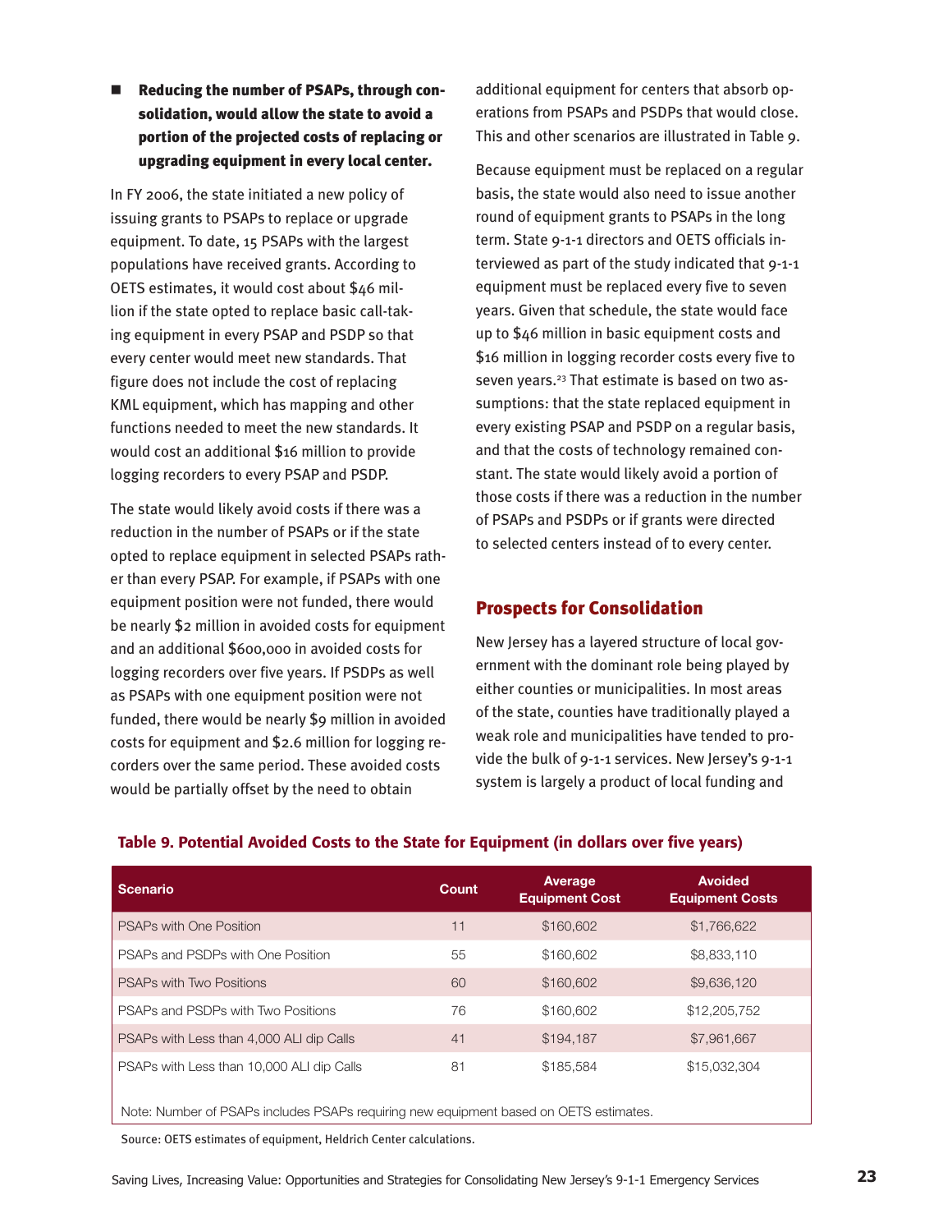- **Reducing the number of PSAPs, through consolidation, would allow the state to avoid a portion of the projected costs of replacing or upgrading equipment in every local center.**

In FY 2006, the state initiated a new policy of issuing grants to PSAPs to replace or upgrade equipment. To date, 15 PSAPs with the largest populations have received grants. According to OETS estimates, it would cost about $46 million if the state opted to replace basic call-taking equipment in every PSAP and PSDP so that every center would meet new standards. That figure does not include the cost of replacing KML equipment, which has mapping and other functions needed to meet the new standards. It would cost an additional $16 million to provide logging recorders to every PSAP and PSDP.

The state would likely avoid costs if there was a reduction in the number of PSAPs or if the state opted to replace equipment in selected PSAPs rather than every PSAP. For example, if PSAPs with one equipment position were not funded, there would be nearly $2 million in avoided costs for equipment and an additional $600,000 in avoided costs for logging recorders over five years. If PSDPs as well as PSAPs with one equipment position were not funded, there would be nearly $9 million in avoided costs for equipment and $2.6 million for logging recorders over the same period. These avoided costs would be partially offset by the need to obtain additional equipment for centers that absorb operations from PSAPs and PSDPs that would close. This and other scenarios are illustrated in Table 9.

Because equipment must be replaced on a regular basis, the state would also need to issue another round of equipment grants to PSAPs in the long term. State 9-1-1 directors and OETS officials interviewed as part of the study indicated that 9-1-1 equipment must be replaced every five to seven years. Given that schedule, the state would face up to $46 million in basic equipment costs and $16 million in logging recorder costs every five to seven years.[23] That estimate is based on two assumptions: that the state replaced equipment in every existing PSAP and PSDP on a regular basis, and that the costs of technology remained constant. The state would likely avoid a portion of those costs if there was a reduction in the number of PSAPs and PSDPs or if grants were directed to selected centers instead of to every center.

## Prospects for Consolidation

New Jersey has a layered structure of local government with the dominant role being played by either counties or municipalities. In most areas of the state, counties have traditionally played a weak role and municipalities have tended to provide the bulk of 9-1-1 services. New Jersey's 9-1-1 system is largely a product of local funding and

**Table 9. Potential Avoided Costs to the State for Equipment (in dollars over five years)**

| Scenario | Count | Average Equipment Cost | Avoided Equipment Costs |
|---|---|---|---|
| PSAPs with One Position | 11 | $160,602 | $1,766,622 |
| PSAPs and PSDPs with One Position | 55 | $160,602 | $8,833,110 |
| PSAPs with Two Positions | 60 | $160,602 | $9,636,120 |
| PSAPs and PSDPs with Two Positions | 76 | $160,602 | $12,205,752 |
| PSAPs with Less than 4,000 ALI dip Calls | 41 | $194,187 | $7,961,667 |
| PSAPs with Less than 10,000 ALI dip Calls | 81 | $185,584 | $15,032,304 |

Note: Number of PSAPs includes PSAPs requiring new equipment based on OETS estimates.

Source: OETS estimates of equipment, Heldrich Center calculations.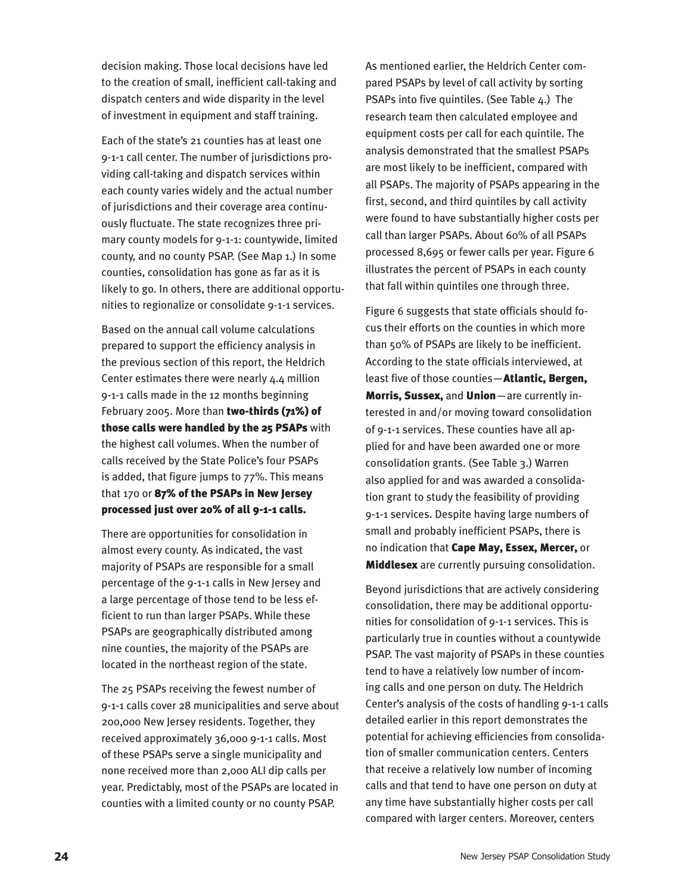decision making. Those local decisions have led to the creation of small, inefficient call-taking and dispatch centers and wide disparity in the level of investment in equipment and staff training.

Each of the state's 21 counties has at least one 9-1-1 call center. The number of jurisdictions providing call-taking and dispatch services within each county varies widely and the actual number of jurisdictions and their coverage area continuously fluctuate. The state recognizes three primary county models for 9-1-1: countywide, limited county, and no county PSAP. (See Map 1.) In some counties, consolidation has gone as far as it is likely to go. In others, there are additional opportunities to regionalize or consolidate 9-1-1 services.

Based on the annual call volume calculations prepared to support the efficiency analysis in the previous section of this report, the Heldrich Center estimates there were nearly 4.4 million 9-1-1 calls made in the 12 months beginning February 2005. More than **two-thirds (71%) of those calls were handled by the 25 PSAPs** with the highest call volumes. When the number of calls received by the State Police's four PSAPs is added, that figure jumps to 77%. This means that 170 or **87% of the PSAPs in New Jersey processed just over 20% of all 9-1-1 calls.**

There are opportunities for consolidation in almost every county. As indicated, the vast majority of PSAPs are responsible for a small percentage of the 9-1-1 calls in New Jersey and a large percentage of those tend to be less efficient to run than larger PSAPs. While these PSAPs are geographically distributed among nine counties, the majority of the PSAPs are located in the northeast region of the state.

The 25 PSAPs receiving the fewest number of 9-1-1 calls cover 28 municipalities and serve about 200,000 New Jersey residents. Together, they received approximately 36,000 9-1-1 calls. Most of these PSAPs serve a single municipality and none received more than 2,000 ALI dip calls per year. Predictably, most of the PSAPs are located in counties with a limited county or no county PSAP.

As mentioned earlier, the Heldrich Center compared PSAPs by level of call activity by sorting PSAPs into five quintiles. (See Table 4.) The research team then calculated employee and equipment costs per call for each quintile. The analysis demonstrated that the smallest PSAPs are most likely to be inefficient, compared with all PSAPs. The majority of PSAPs appearing in the first, second, and third quintiles by call activity were found to have substantially higher costs per call than larger PSAPs. About 60% of all PSAPs processed 8,695 or fewer calls per year. Figure 6 illustrates the percent of PSAPs in each county that fall within quintiles one through three.

Figure 6 suggests that state officials should focus their efforts on the counties in which more than 50% of PSAPs are likely to be inefficient. According to the state officials interviewed, at least five of those counties—**Atlantic, Bergen, Morris, Sussex,** and **Union**—are currently interested in and/or moving toward consolidation of 9-1-1 services. These counties have all applied for and have been awarded one or more consolidation grants. (See Table 3.) Warren also applied for and was awarded a consolidation grant to study the feasibility of providing 9-1-1 services. Despite having large numbers of small and probably inefficient PSAPs, there is no indication that **Cape May, Essex, Mercer,** or **Middlesex** are currently pursuing consolidation.

Beyond jurisdictions that are actively considering consolidation, there may be additional opportunities for consolidation of 9-1-1 services. This is particularly true in counties without a countywide PSAP. The vast majority of PSAPs in these counties tend to have a relatively low number of incoming calls and one person on duty. The Heldrich Center's analysis of the costs of handling 9-1-1 calls detailed earlier in this report demonstrates the potential for achieving efficiencies from consolidation of smaller communication centers. Centers that receive a relatively low number of incoming calls and that tend to have one person on duty at any time have substantially higher costs per call compared with larger centers. Moreover, centers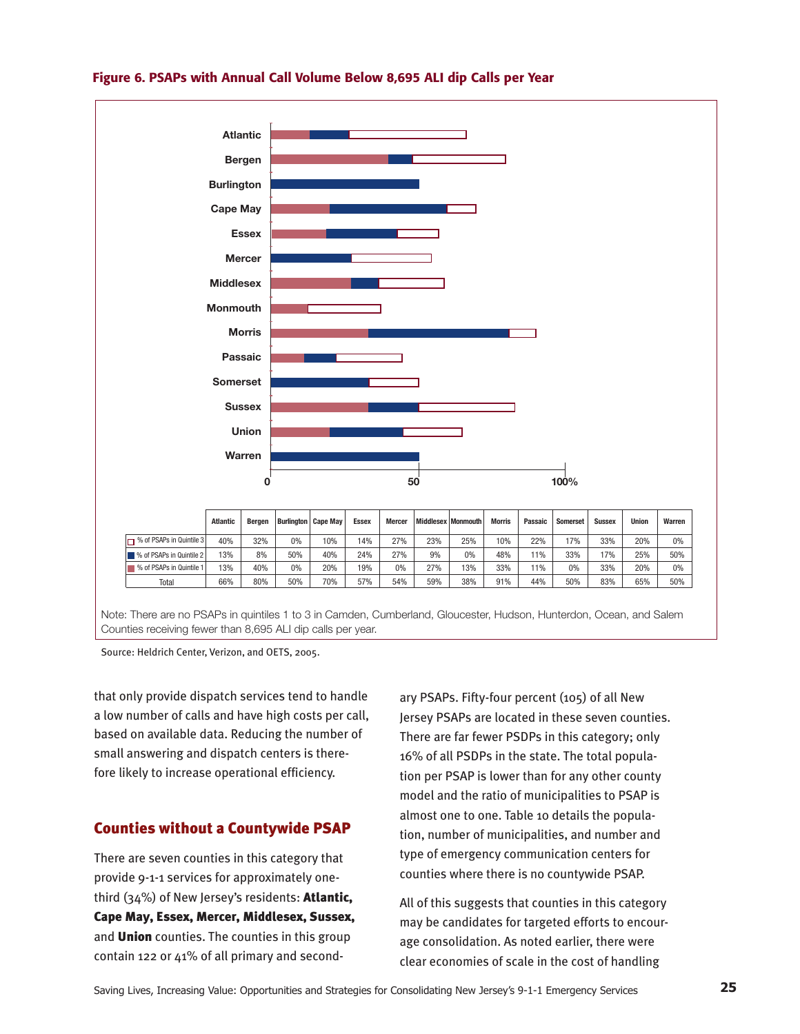**Figure 6. PSAPs with Annual Call Volume Below 8,695 ALI dip Calls per Year**

| | Atlantic | Bergen | Burlington | Cape May | Essex | Mercer | Middlesex | Monmouth | Morris | Passaic | Somerset | Sussex | Union | Warren |
|---|---|---|---|---|---|---|---|---|---|---|---|---|---|---|
| % of PSAPs in Quintile 3 | 40% | 32% | 0% | 10% | 14% | 27% | 23% | 25% | 10% | 22% | 17% | 33% | 20% | 0% |
| % of PSAPs in Quintile 2 | 13% | 8% | 50% | 40% | 24% | 27% | 9% | 0% | 48% | 11% | 33% | 17% | 25% | 50% |
| % of PSAPs in Quintile 1 | 13% | 40% | 0% | 20% | 19% | 0% | 27% | 13% | 33% | 11% | 0% | 33% | 20% | 0% |
| Total | 66% | 80% | 50% | 70% | 57% | 54% | 59% | 38% | 91% | 44% | 50% | 83% | 65% | 50% |

Note: There are no PSAPs in quintiles 1 to 3 in Camden, Cumberland, Gloucester, Hudson, Hunterdon, Ocean, and Salem Counties receiving fewer than 8,695 ALI dip calls per year.

Source: Heldrich Center, Verizon, and OETS, 2005.

that only provide dispatch services tend to handle a low number of calls and have high costs per call, based on available data. Reducing the number of small answering and dispatch centers is therefore likely to increase operational efficiency.

## Counties without a Countywide PSAP

There are seven counties in this category that provide 9-1-1 services for approximately one-third (34%) of New Jersey's residents: **Atlantic, Cape May, Essex, Mercer, Middlesex, Sussex,** and **Union** counties. The counties in this group contain 122 or 41% of all primary and secondary PSAPs. Fifty-four percent (105) of all New Jersey PSAPs are located in these seven counties. There are far fewer PSDPs in this category; only 16% of all PSDPs in the state. The total population per PSAP is lower than for any other county model and the ratio of municipalities to PSAP is almost one to one. Table 10 details the population, number of municipalities, and number and type of emergency communication centers for counties where there is no countywide PSAP.

All of this suggests that counties in this category may be candidates for targeted efforts to encourage consolidation. As noted earlier, there were clear economies of scale in the cost of handling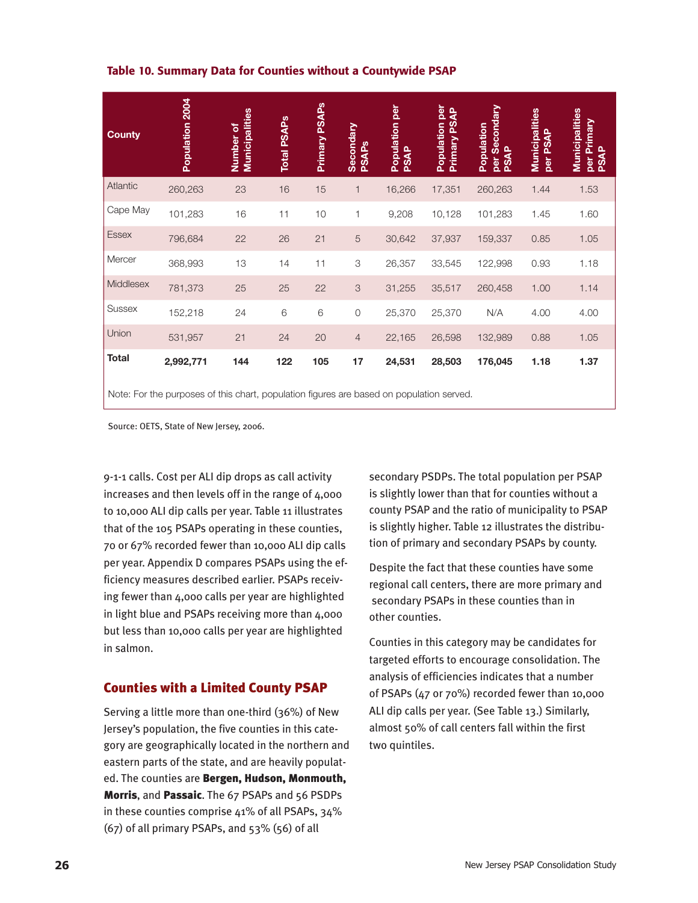**Table 10. Summary Data for Counties without a Countywide PSAP**

| County | Population 2004 | Number of Municipalities | Total PSAPs | Primary PSAPs | Secondary PSAPs | Population per PSAP | Population per Primary PSAP | Population per Secondary PSAP | Municipalities per PSAP | Municipalities per Primary PSAP |
|---|---|---|---|---|---|---|---|---|---|---|
| Atlantic | 260,263 | 23 | 16 | 15 | 1 | 16,266 | 17,351 | 260,263 | 1.44 | 1.53 |
| Cape May | 101,283 | 16 | 11 | 10 | 1 | 9,208 | 10,128 | 101,283 | 1.45 | 1.60 |
| Essex | 796,684 | 22 | 26 | 21 | 5 | 30,642 | 37,937 | 159,337 | 0.85 | 1.05 |
| Mercer | 368,993 | 13 | 14 | 11 | 3 | 26,357 | 33,545 | 122,998 | 0.93 | 1.18 |
| Middlesex | 781,373 | 25 | 25 | 22 | 3 | 31,255 | 35,517 | 260,458 | 1.00 | 1.14 |
| Sussex | 152,218 | 24 | 6 | 6 | 0 | 25,370 | 25,370 | N/A | 4.00 | 4.00 |
| Union | 531,957 | 21 | 24 | 20 | 4 | 22,165 | 26,598 | 132,989 | 0.88 | 1.05 |
| **Total** | **2,992,771** | **144** | **122** | **105** | **17** | **24,531** | **28,503** | **176,045** | **1.18** | **1.37** |

Note: For the purposes of this chart, population figures are based on population served.

Source: OETS, State of New Jersey, 2006.

9-1-1 calls. Cost per ALI dip drops as call activity increases and then levels off in the range of 4,000 to 10,000 ALI dip calls per year. Table 11 illustrates that of the 105 PSAPs operating in these counties, 70 or 67% recorded fewer than 10,000 ALI dip calls per year. Appendix D compares PSAPs using the efficiency measures described earlier. PSAPs receiving fewer than 4,000 calls per year are highlighted in light blue and PSAPs receiving more than 4,000 but less than 10,000 calls per year are highlighted in salmon.

## Counties with a Limited County PSAP

Serving a little more than one-third (36%) of New Jersey's population, the five counties in this category are geographically located in the northern and eastern parts of the state, and are heavily populated. The counties are **Bergen, Hudson, Monmouth, Morris**, and **Passaic**. The 67 PSAPs and 56 PSDPs in these counties comprise 41% of all PSAPs, 34% (67) of all primary PSAPs, and 53% (56) of all secondary PSDPs. The total population per PSAP is slightly lower than that for counties without a county PSAP and the ratio of municipality to PSAP is slightly higher. Table 12 illustrates the distribution of primary and secondary PSAPs by county.

Despite the fact that these counties have some regional call centers, there are more primary and secondary PSAPs in these counties than in other counties.

Counties in this category may be candidates for targeted efforts to encourage consolidation. The analysis of efficiencies indicates that a number of PSAPs (47 or 70%) recorded fewer than 10,000 ALI dip calls per year. (See Table 13.) Similarly, almost 50% of call centers fall within the first two quintiles.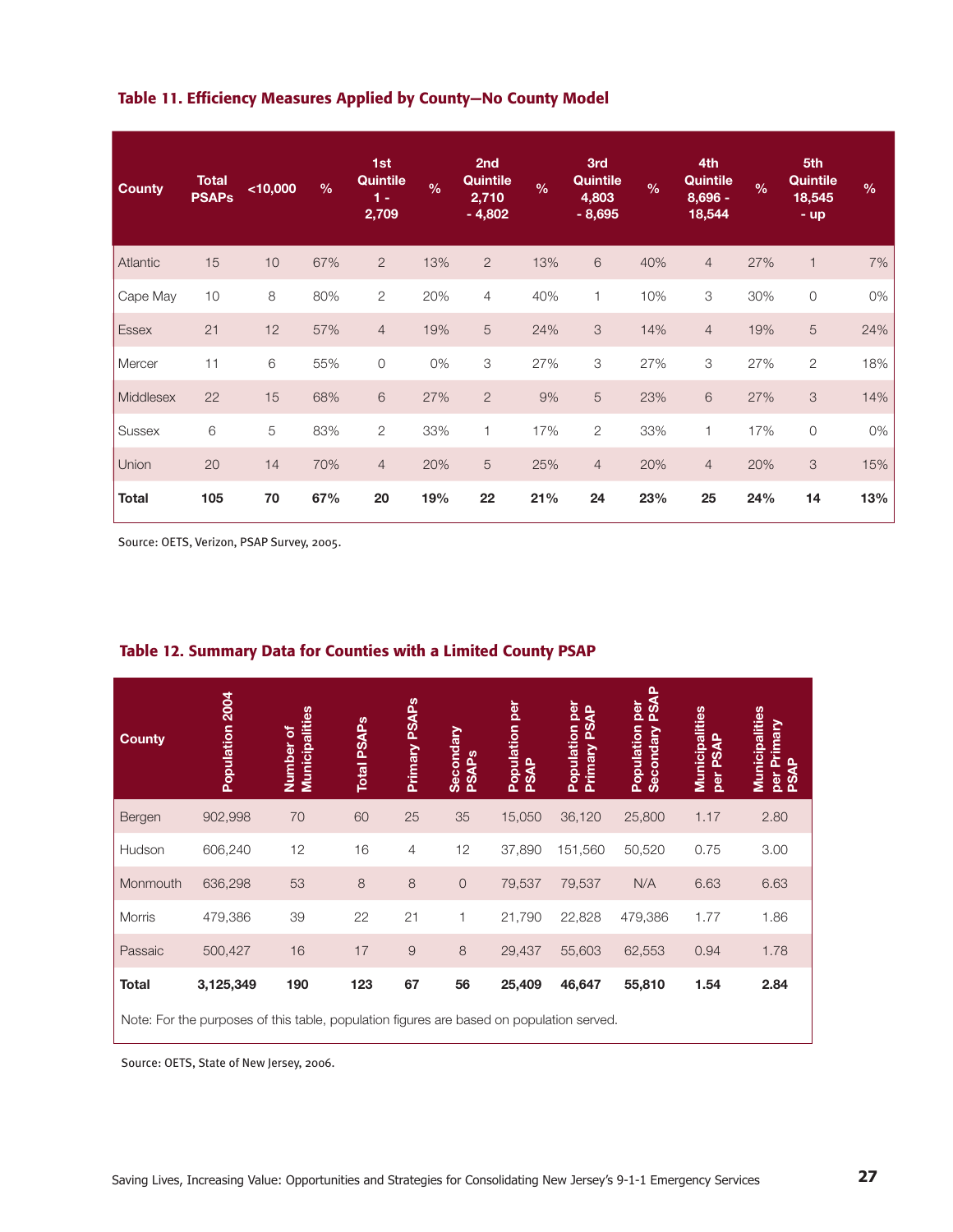### Table 11. Efficiency Measures Applied by County—No County Model

| County | Total PSAPs | <10,000 | % | 1st Quintile 1 - 2,709 | % | 2nd Quintile 2,710 - 4,802 | % | 3rd Quintile 4,803 - 8,695 | % | 4th Quintile 8,696 - 18,544 | % | 5th Quintile 18,545 - up | % |
|---|---|---|---|---|---|---|---|---|---|---|---|---|---|
| Atlantic | 15 | 10 | 67% | 2 | 13% | 2 | 13% | 6 | 40% | 4 | 27% | 1 | 7% |
| Cape May | 10 | 8 | 80% | 2 | 20% | 4 | 40% | 1 | 10% | 3 | 30% | 0 | 0% |
| Essex | 21 | 12 | 57% | 4 | 19% | 5 | 24% | 3 | 14% | 4 | 19% | 5 | 24% |
| Mercer | 11 | 6 | 55% | 0 | 0% | 3 | 27% | 3 | 27% | 3 | 27% | 2 | 18% |
| Middlesex | 22 | 15 | 68% | 6 | 27% | 2 | 9% | 5 | 23% | 6 | 27% | 3 | 14% |
| Sussex | 6 | 5 | 83% | 2 | 33% | 1 | 17% | 2 | 33% | 1 | 17% | 0 | 0% |
| Union | 20 | 14 | 70% | 4 | 20% | 5 | 25% | 4 | 20% | 4 | 20% | 3 | 15% |
| **Total** | **105** | **70** | **67%** | **20** | **19%** | **22** | **21%** | **24** | **23%** | **25** | **24%** | **14** | **13%** |

Source: OETS, Verizon, PSAP Survey, 2005.

### Table 12. Summary Data for Counties with a Limited County PSAP

| County | Population 2004 | Number of Municipalities | Total PSAPs | Primary PSAPs | Secondary PSAPs | Population per PSAP | Population per Primary PSAP | Population per Secondary PSAP | Municipalities per PSAP | Municipalities per Primary PSAP |
|---|---|---|---|---|---|---|---|---|---|---|
| Bergen | 902,998 | 70 | 60 | 25 | 35 | 15,050 | 36,120 | 25,800 | 1.17 | 2.80 |
| Hudson | 606,240 | 12 | 16 | 4 | 12 | 37,890 | 151,560 | 50,520 | 0.75 | 3.00 |
| Monmouth | 636,298 | 53 | 8 | 8 | 0 | 79,537 | 79,537 | N/A | 6.63 | 6.63 |
| Morris | 479,386 | 39 | 22 | 21 | 1 | 21,790 | 22,828 | 479,386 | 1.77 | 1.86 |
| Passaic | 500,427 | 16 | 17 | 9 | 8 | 29,437 | 55,603 | 62,553 | 0.94 | 1.78 |
| **Total** | **3,125,349** | **190** | **123** | **67** | **56** | **25,409** | **46,647** | **55,810** | **1.54** | **2.84** |

Note: For the purposes of this table, population figures are based on population served.

Source: OETS, State of New Jersey, 2006.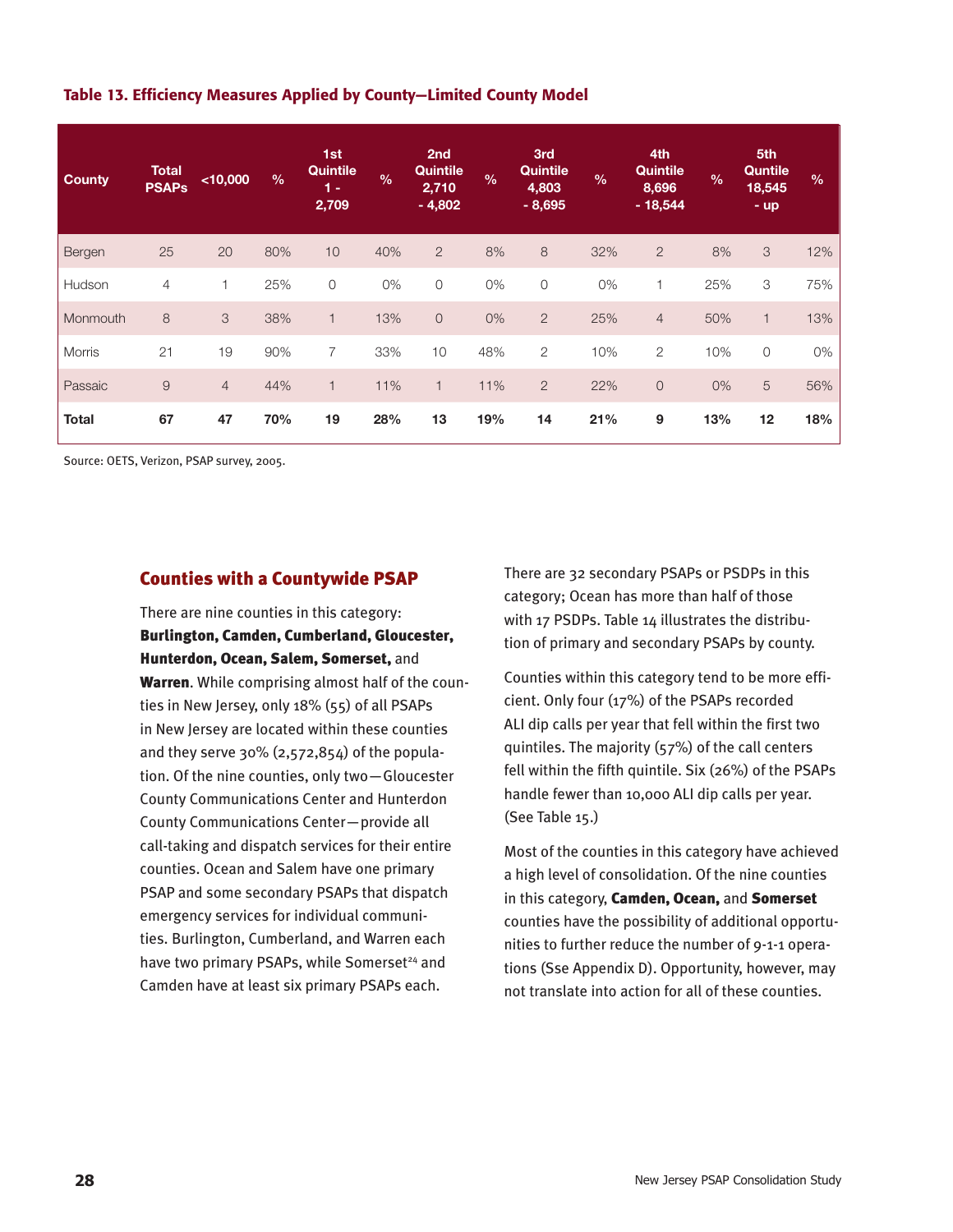**Table 13. Efficiency Measures Applied by County—Limited County Model**

| County | Total PSAPs | <10,000 | % | 1st Quintile 1 - 2,709 | % | 2nd Quintile 2,710 - 4,802 | % | 3rd Quintile 4,803 - 8,695 | % | 4th Quintile 8,696 - 18,544 | % | 5th Quintile 18,545 - up | % |
|---|---|---|---|---|---|---|---|---|---|---|---|---|---|
| Bergen | 25 | 20 | 80% | 10 | 40% | 2 | 8% | 8 | 32% | 2 | 8% | 3 | 12% |
| Hudson | 4 | 1 | 25% | 0 | 0% | 0 | 0% | 0 | 0% | 1 | 25% | 3 | 75% |
| Monmouth | 8 | 3 | 38% | 1 | 13% | 0 | 0% | 2 | 25% | 4 | 50% | 1 | 13% |
| Morris | 21 | 19 | 90% | 7 | 33% | 10 | 48% | 2 | 10% | 2 | 10% | 0 | 0% |
| Passaic | 9 | 4 | 44% | 1 | 11% | 1 | 11% | 2 | 22% | 0 | 0% | 5 | 56% |
| **Total** | **67** | **47** | **70%** | **19** | **28%** | **13** | **19%** | **14** | **21%** | **9** | **13%** | **12** | **18%** |

Source: OETS, Verizon, PSAP survey, 2005.

## Counties with a Countywide PSAP

There are nine counties in this category: **Burlington, Camden, Cumberland, Gloucester, Hunterdon, Ocean, Salem, Somerset,** and **Warren**. While comprising almost half of the counties in New Jersey, only 18% (55) of all PSAPs in New Jersey are located within these counties and they serve 30% (2,572,854) of the population. Of the nine counties, only two—Gloucester County Communications Center and Hunterdon County Communications Center—provide all call-taking and dispatch services for their entire counties. Ocean and Salem have one primary PSAP and some secondary PSAPs that dispatch emergency services for individual communities. Burlington, Cumberland, and Warren each have two primary PSAPs, while Somerset[24] and Camden have at least six primary PSAPs each.

There are 32 secondary PSAPs or PSDPs in this category; Ocean has more than half of those with 17 PSDPs. Table 14 illustrates the distribution of primary and secondary PSAPs by county.

Counties within this category tend to be more efficient. Only four (17%) of the PSAPs recorded ALI dip calls per year that fell within the first two quintiles. The majority (57%) of the call centers fell within the fifth quintile. Six (26%) of the PSAPs handle fewer than 10,000 ALI dip calls per year. (See Table 15.)

Most of the counties in this category have achieved a high level of consolidation. Of the nine counties in this category, **Camden, Ocean,** and **Somerset** counties have the possibility of additional opportunities to further reduce the number of 9-1-1 operations (Sse Appendix D). Opportunity, however, may not translate into action for all of these counties.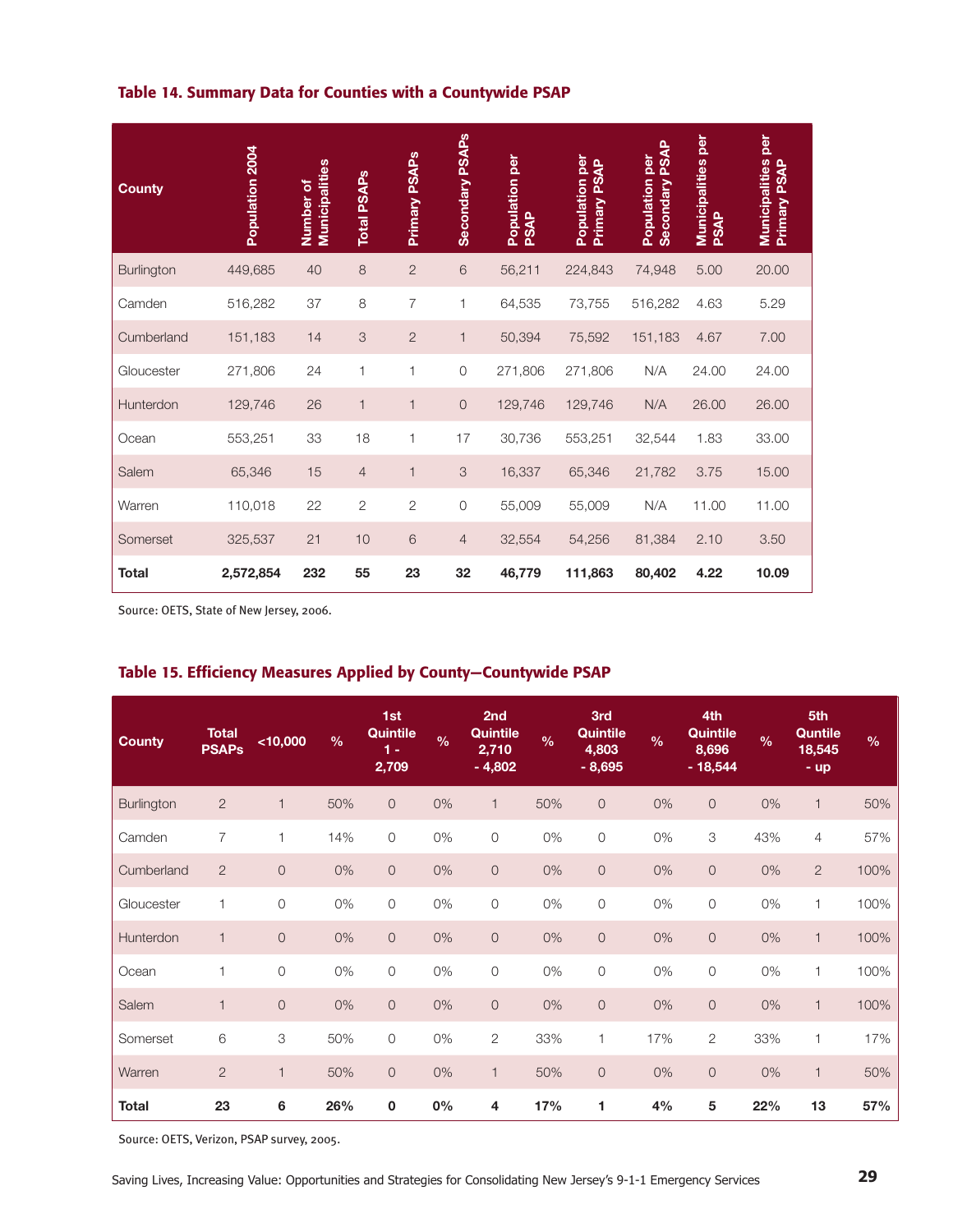### Table 14. Summary Data for Counties with a Countywide PSAP

| County | Population 2004 | Number of Municipalities | Total PSAPs | Primary PSAPs | Secondary PSAPs | Population per PSAP | Population per Primary PSAP | Population per Secondary PSAP | Municipalities per PSAP | Municipalities per Primary PSAP |
|---|---|---|---|---|---|---|---|---|---|---|
| Burlington | 449,685 | 40 | 8 | 2 | 6 | 56,211 | 224,843 | 74,948 | 5.00 | 20.00 |
| Camden | 516,282 | 37 | 8 | 7 | 1 | 64,535 | 73,755 | 516,282 | 4.63 | 5.29 |
| Cumberland | 151,183 | 14 | 3 | 2 | 1 | 50,394 | 75,592 | 151,183 | 4.67 | 7.00 |
| Gloucester | 271,806 | 24 | 1 | 1 | 0 | 271,806 | 271,806 | N/A | 24.00 | 24.00 |
| Hunterdon | 129,746 | 26 | 1 | 1 | 0 | 129,746 | 129,746 | N/A | 26.00 | 26.00 |
| Ocean | 553,251 | 33 | 18 | 1 | 17 | 30,736 | 553,251 | 32,544 | 1.83 | 33.00 |
| Salem | 65,346 | 15 | 4 | 1 | 3 | 16,337 | 65,346 | 21,782 | 3.75 | 15.00 |
| Warren | 110,018 | 22 | 2 | 2 | 0 | 55,009 | 55,009 | N/A | 11.00 | 11.00 |
| Somerset | 325,537 | 21 | 10 | 6 | 4 | 32,554 | 54,256 | 81,384 | 2.10 | 3.50 |
| **Total** | **2,572,854** | **232** | **55** | **23** | **32** | **46,779** | **111,863** | **80,402** | **4.22** | **10.09** |

Source: OETS, State of New Jersey, 2006.

### Table 15. Efficiency Measures Applied by County—Countywide PSAP

| County | Total PSAPs | <10,000 | % | 1st Quintile 1 - 2,709 | % | 2nd Quintile 2,710 - 4,802 | % | 3rd Quintile 4,803 - 8,695 | % | 4th Quintile 8,696 - 18,544 | % | 5th Quintile 18,545 - up | % |
|---|---|---|---|---|---|---|---|---|---|---|---|---|---|
| Burlington | 2 | 1 | 50% | 0 | 0% | 1 | 50% | 0 | 0% | 0 | 0% | 1 | 50% |
| Camden | 7 | 1 | 14% | 0 | 0% | 0 | 0% | 0 | 0% | 3 | 43% | 4 | 57% |
| Cumberland | 2 | 0 | 0% | 0 | 0% | 0 | 0% | 0 | 0% | 0 | 0% | 2 | 100% |
| Gloucester | 1 | 0 | 0% | 0 | 0% | 0 | 0% | 0 | 0% | 0 | 0% | 1 | 100% |
| Hunterdon | 1 | 0 | 0% | 0 | 0% | 0 | 0% | 0 | 0% | 0 | 0% | 1 | 100% |
| Ocean | 1 | 0 | 0% | 0 | 0% | 0 | 0% | 0 | 0% | 0 | 0% | 1 | 100% |
| Salem | 1 | 0 | 0% | 0 | 0% | 0 | 0% | 0 | 0% | 0 | 0% | 1 | 100% |
| Somerset | 6 | 3 | 50% | 0 | 0% | 2 | 33% | 1 | 17% | 2 | 33% | 1 | 17% |
| Warren | 2 | 1 | 50% | 0 | 0% | 1 | 50% | 0 | 0% | 0 | 0% | 1 | 50% |
| **Total** | **23** | **6** | **26%** | **0** | **0%** | **4** | **17%** | **1** | **4%** | **5** | **22%** | **13** | **57%** |

Source: OETS, Verizon, PSAP survey, 2005.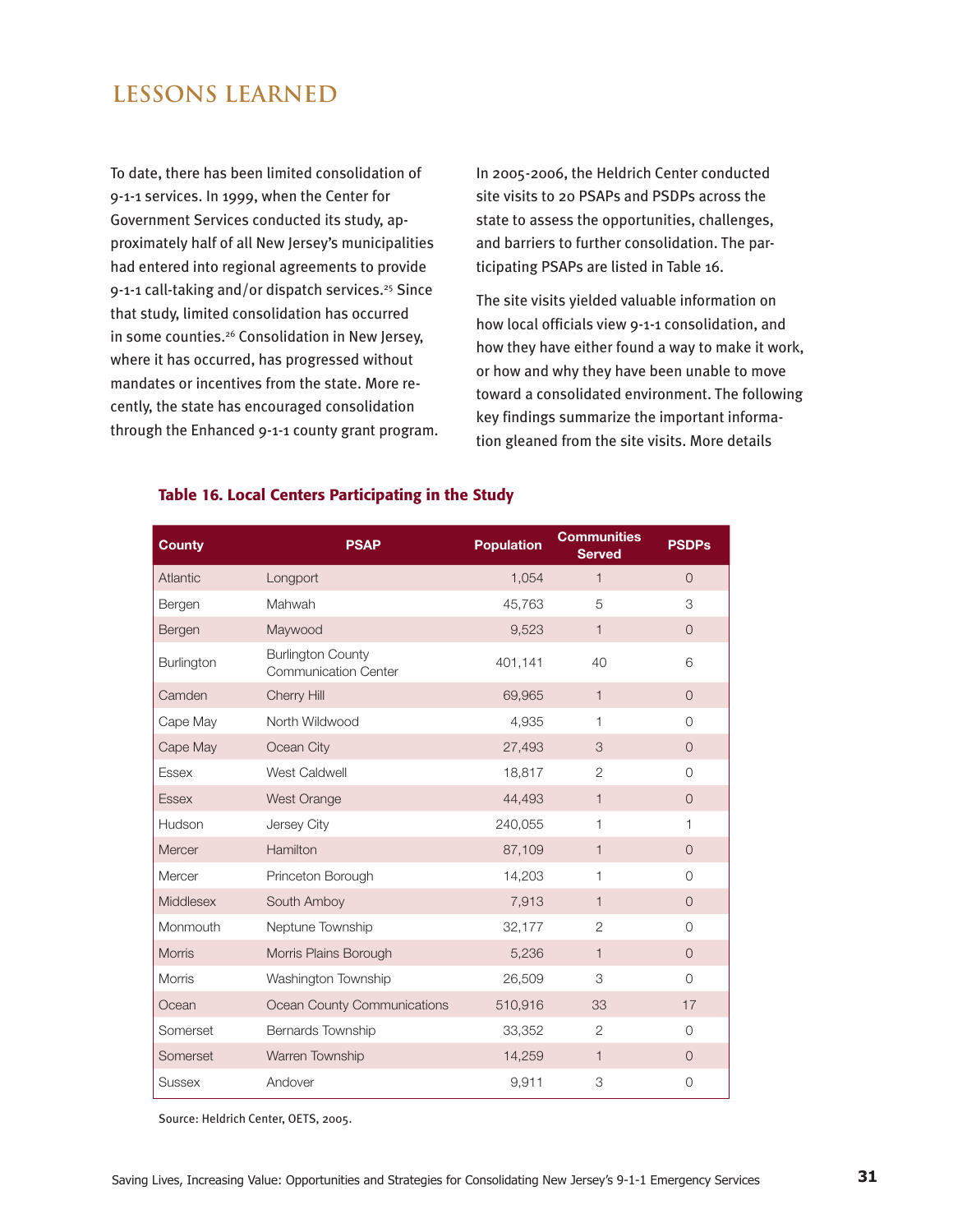## LESSONS LEARNED

To date, there has been limited consolidation of 9-1-1 services. In 1999, when the Center for Government Services conducted its study, approximately half of all New Jersey's municipalities had entered into regional agreements to provide 9-1-1 call-taking and/or dispatch services.[25] Since that study, limited consolidation has occurred in some counties.[26] Consolidation in New Jersey, where it has occurred, has progressed without mandates or incentives from the state. More recently, the state has encouraged consolidation through the Enhanced 9-1-1 county grant program.

In 2005-2006, the Heldrich Center conducted site visits to 20 PSAPs and PSDPs across the state to assess the opportunities, challenges, and barriers to further consolidation. The participating PSAPs are listed in Table 16.

The site visits yielded valuable information on how local officials view 9-1-1 consolidation, and how they have either found a way to make it work, or how and why they have been unable to move toward a consolidated environment. The following key findings summarize the important information gleaned from the site visits. More details

**Table 16. Local Centers Participating in the Study**

| County | PSAP | Population | Communities Served | PSDPs |
|---|---|---|---|---|
| Atlantic | Longport | 1,054 | 1 | 0 |
| Bergen | Mahwah | 45,763 | 5 | 3 |
| Bergen | Maywood | 9,523 | 1 | 0 |
| Burlington | Burlington County Communication Center | 401,141 | 40 | 6 |
| Camden | Cherry Hill | 69,965 | 1 | 0 |
| Cape May | North Wildwood | 4,935 | 1 | 0 |
| Cape May | Ocean City | 27,493 | 3 | 0 |
| Essex | West Caldwell | 18,817 | 2 | 0 |
| Essex | West Orange | 44,493 | 1 | 0 |
| Hudson | Jersey City | 240,055 | 1 | 1 |
| Mercer | Hamilton | 87,109 | 1 | 0 |
| Mercer | Princeton Borough | 14,203 | 1 | 0 |
| Middlesex | South Amboy | 7,913 | 1 | 0 |
| Monmouth | Neptune Township | 32,177 | 2 | 0 |
| Morris | Morris Plains Borough | 5,236 | 1 | 0 |
| Morris | Washington Township | 26,509 | 3 | 0 |
| Ocean | Ocean County Communications | 510,916 | 33 | 17 |
| Somerset | Bernards Township | 33,352 | 2 | 0 |
| Somerset | Warren Township | 14,259 | 1 | 0 |
| Sussex | Andover | 9,911 | 3 | 0 |

Source: Heldrich Center, OETS, 2005.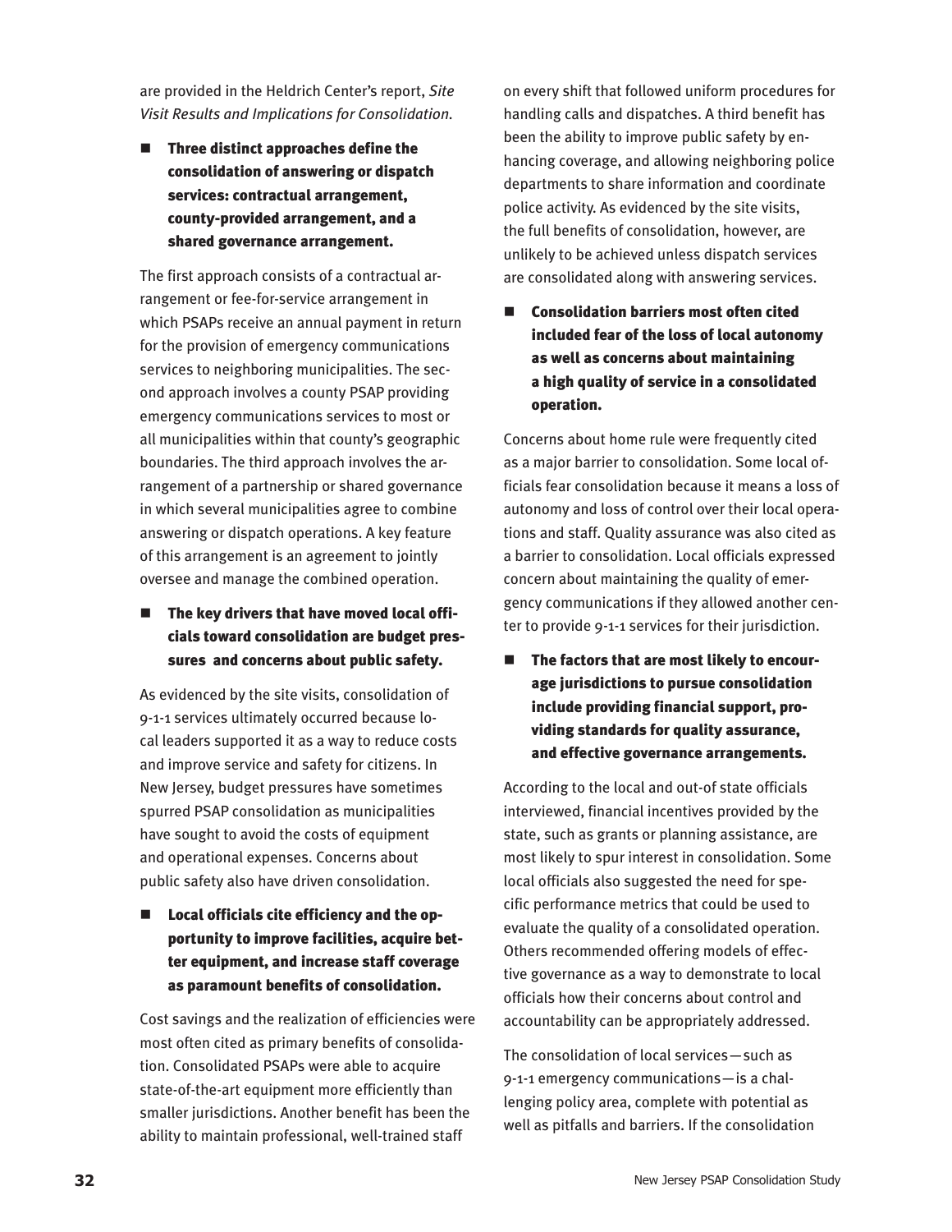are provided in the Heldrich Center's report, *Site Visit Results and Implications for Consolidation*.

- **Three distinct approaches define the consolidation of answering or dispatch services: contractual arrangement, county-provided arrangement, and a shared governance arrangement.**

The first approach consists of a contractual arrangement or fee-for-service arrangement in which PSAPs receive an annual payment in return for the provision of emergency communications services to neighboring municipalities. The second approach involves a county PSAP providing emergency communications services to most or all municipalities within that county's geographic boundaries. The third approach involves the arrangement of a partnership or shared governance in which several municipalities agree to combine answering or dispatch operations. A key feature of this arrangement is an agreement to jointly oversee and manage the combined operation.

- **The key drivers that have moved local officials toward consolidation are budget pressures and concerns about public safety.**

As evidenced by the site visits, consolidation of 9-1-1 services ultimately occurred because local leaders supported it as a way to reduce costs and improve service and safety for citizens. In New Jersey, budget pressures have sometimes spurred PSAP consolidation as municipalities have sought to avoid the costs of equipment and operational expenses. Concerns about public safety also have driven consolidation.

- **Local officials cite efficiency and the opportunity to improve facilities, acquire better equipment, and increase staff coverage as paramount benefits of consolidation.**

Cost savings and the realization of efficiencies were most often cited as primary benefits of consolidation. Consolidated PSAPs were able to acquire state-of-the-art equipment more efficiently than smaller jurisdictions. Another benefit has been the ability to maintain professional, well-trained staff on every shift that followed uniform procedures for handling calls and dispatches. A third benefit has been the ability to improve public safety by enhancing coverage, and allowing neighboring police departments to share information and coordinate police activity. As evidenced by the site visits, the full benefits of consolidation, however, are unlikely to be achieved unless dispatch services are consolidated along with answering services.

- **Consolidation barriers most often cited included fear of the loss of local autonomy as well as concerns about maintaining a high quality of service in a consolidated operation.**

Concerns about home rule were frequently cited as a major barrier to consolidation. Some local officials fear consolidation because it means a loss of autonomy and loss of control over their local operations and staff. Quality assurance was also cited as a barrier to consolidation. Local officials expressed concern about maintaining the quality of emergency communications if they allowed another center to provide 9-1-1 services for their jurisdiction.

- **The factors that are most likely to encourage jurisdictions to pursue consolidation include providing financial support, providing standards for quality assurance, and effective governance arrangements.**

According to the local and out-of state officials interviewed, financial incentives provided by the state, such as grants or planning assistance, are most likely to spur interest in consolidation. Some local officials also suggested the need for specific performance metrics that could be used to evaluate the quality of a consolidated operation. Others recommended offering models of effective governance as a way to demonstrate to local officials how their concerns about control and accountability can be appropriately addressed.

The consolidation of local services—such as 9-1-1 emergency communications—is a challenging policy area, complete with potential as well as pitfalls and barriers. If the consolidation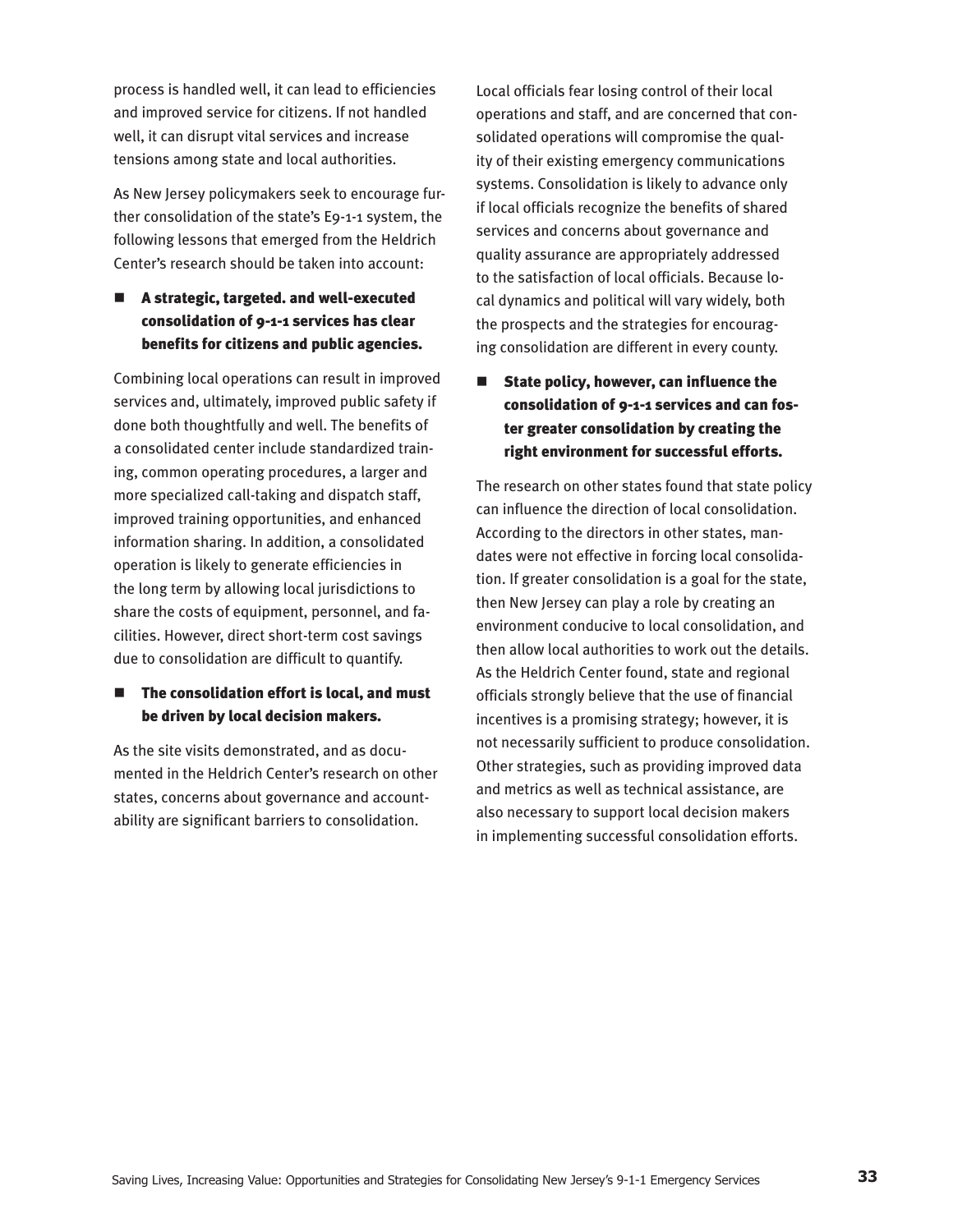process is handled well, it can lead to efficiencies and improved service for citizens. If not handled well, it can disrupt vital services and increase tensions among state and local authorities.

As New Jersey policymakers seek to encourage further consolidation of the state's E9-1-1 system, the following lessons that emerged from the Heldrich Center's research should be taken into account:

- **A strategic, targeted. and well-executed consolidation of 9-1-1 services has clear benefits for citizens and public agencies.**

Combining local operations can result in improved services and, ultimately, improved public safety if done both thoughtfully and well. The benefits of a consolidated center include standardized training, common operating procedures, a larger and more specialized call-taking and dispatch staff, improved training opportunities, and enhanced information sharing. In addition, a consolidated operation is likely to generate efficiencies in the long term by allowing local jurisdictions to share the costs of equipment, personnel, and facilities. However, direct short-term cost savings due to consolidation are difficult to quantify.

- **The consolidation effort is local, and must be driven by local decision makers.**

As the site visits demonstrated, and as documented in the Heldrich Center's research on other states, concerns about governance and accountability are significant barriers to consolidation. Local officials fear losing control of their local operations and staff, and are concerned that consolidated operations will compromise the quality of their existing emergency communications systems. Consolidation is likely to advance only if local officials recognize the benefits of shared services and concerns about governance and quality assurance are appropriately addressed to the satisfaction of local officials. Because local dynamics and political will vary widely, both the prospects and the strategies for encouraging consolidation are different in every county.

- **State policy, however, can influence the consolidation of 9-1-1 services and can foster greater consolidation by creating the right environment for successful efforts.**

The research on other states found that state policy can influence the direction of local consolidation. According to the directors in other states, mandates were not effective in forcing local consolidation. If greater consolidation is a goal for the state, then New Jersey can play a role by creating an environment conducive to local consolidation, and then allow local authorities to work out the details. As the Heldrich Center found, state and regional officials strongly believe that the use of financial incentives is a promising strategy; however, it is not necessarily sufficient to produce consolidation. Other strategies, such as providing improved data and metrics as well as technical assistance, are also necessary to support local decision makers in implementing successful consolidation efforts.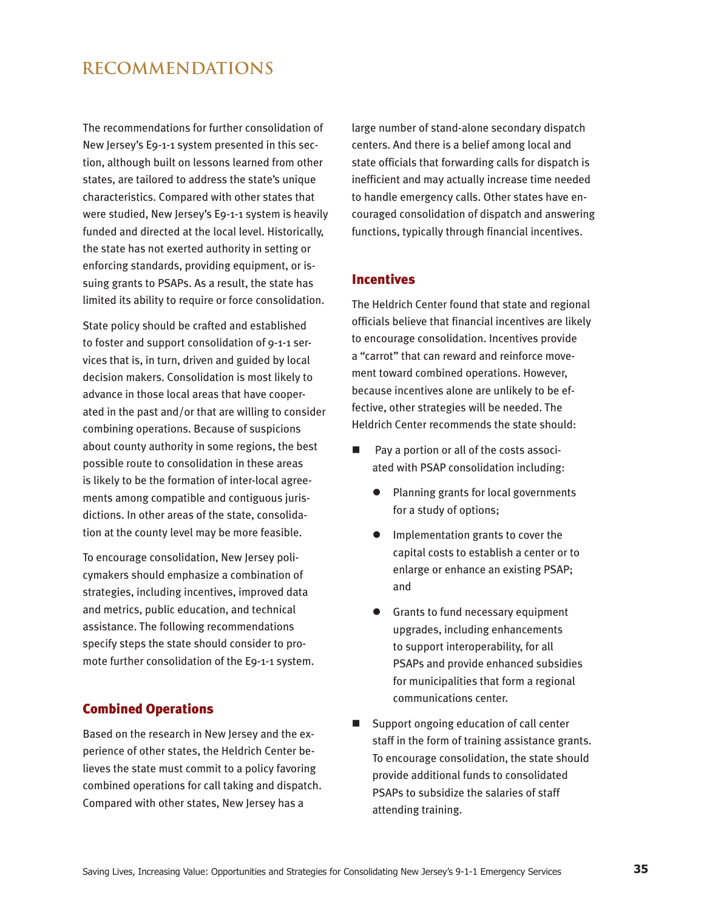# RECOMMENDATIONS

The recommendations for further consolidation of New Jersey's E9-1-1 system presented in this section, although built on lessons learned from other states, are tailored to address the state's unique characteristics. Compared with other states that were studied, New Jersey's E9-1-1 system is heavily funded and directed at the local level. Historically, the state has not exerted authority in setting or enforcing standards, providing equipment, or issuing grants to PSAPs. As a result, the state has limited its ability to require or force consolidation.

State policy should be crafted and established to foster and support consolidation of 9-1-1 services that is, in turn, driven and guided by local decision makers. Consolidation is most likely to advance in those local areas that have cooperated in the past and/or that are willing to consider combining operations. Because of suspicions about county authority in some regions, the best possible route to consolidation in these areas is likely to be the formation of inter-local agreements among compatible and contiguous jurisdictions. In other areas of the state, consolidation at the county level may be more feasible.

To encourage consolidation, New Jersey policymakers should emphasize a combination of strategies, including incentives, improved data and metrics, public education, and technical assistance. The following recommendations specify steps the state should consider to promote further consolidation of the E9-1-1 system.

## Combined Operations

Based on the research in New Jersey and the experience of other states, the Heldrich Center believes the state must commit to a policy favoring combined operations for call taking and dispatch. Compared with other states, New Jersey has a large number of stand-alone secondary dispatch centers. And there is a belief among local and state officials that forwarding calls for dispatch is inefficient and may actually increase time needed to handle emergency calls. Other states have encouraged consolidation of dispatch and answering functions, typically through financial incentives.

## Incentives

The Heldrich Center found that state and regional officials believe that financial incentives are likely to encourage consolidation. Incentives provide a "carrot" that can reward and reinforce movement toward combined operations. However, because incentives alone are unlikely to be effective, other strategies will be needed. The Heldrich Center recommends the state should:

- Pay a portion or all of the costs associated with PSAP consolidation including:
  - Planning grants for local governments for a study of options;
  - Implementation grants to cover the capital costs to establish a center or to enlarge or enhance an existing PSAP; and
  - Grants to fund necessary equipment upgrades, including enhancements to support interoperability, for all PSAPs and provide enhanced subsidies for municipalities that form a regional communications center.
- Support ongoing education of call center staff in the form of training assistance grants. To encourage consolidation, the state should provide additional funds to consolidated PSAPs to subsidize the salaries of staff attending training.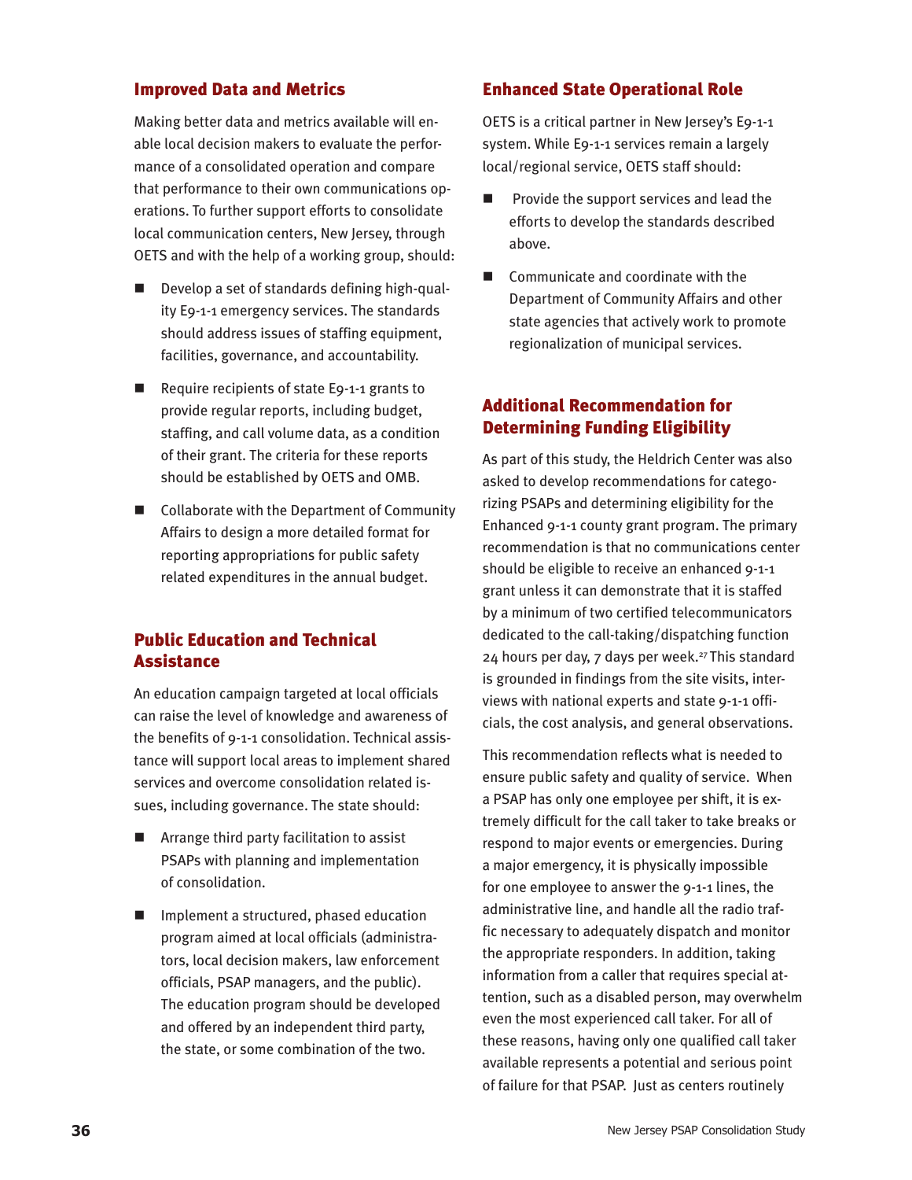## Improved Data and Metrics

Making better data and metrics available will enable local decision makers to evaluate the performance of a consolidated operation and compare that performance to their own communications operations. To further support efforts to consolidate local communication centers, New Jersey, through OETS and with the help of a working group, should:

- Develop a set of standards defining high-quality E9-1-1 emergency services. The standards should address issues of staffing equipment, facilities, governance, and accountability.
- Require recipients of state E9-1-1 grants to provide regular reports, including budget, staffing, and call volume data, as a condition of their grant. The criteria for these reports should be established by OETS and OMB.
- Collaborate with the Department of Community Affairs to design a more detailed format for reporting appropriations for public safety related expenditures in the annual budget.

## Public Education and Technical Assistance

An education campaign targeted at local officials can raise the level of knowledge and awareness of the benefits of 9-1-1 consolidation. Technical assistance will support local areas to implement shared services and overcome consolidation related issues, including governance. The state should:

- Arrange third party facilitation to assist PSAPs with planning and implementation of consolidation.
- Implement a structured, phased education program aimed at local officials (administrators, local decision makers, law enforcement officials, PSAP managers, and the public). The education program should be developed and offered by an independent third party, the state, or some combination of the two.

## Enhanced State Operational Role

OETS is a critical partner in New Jersey's E9-1-1 system. While E9-1-1 services remain a largely local/regional service, OETS staff should:

- Provide the support services and lead the efforts to develop the standards described above.
- Communicate and coordinate with the Department of Community Affairs and other state agencies that actively work to promote regionalization of municipal services.

## Additional Recommendation for Determining Funding Eligibility

As part of this study, the Heldrich Center was also asked to develop recommendations for categorizing PSAPs and determining eligibility for the Enhanced 9-1-1 county grant program. The primary recommendation is that no communications center should be eligible to receive an enhanced 9-1-1 grant unless it can demonstrate that it is staffed by a minimum of two certified telecommunicators dedicated to the call-taking/dispatching function 24 hours per day, 7 days per week.[27] This standard is grounded in findings from the site visits, interviews with national experts and state 9-1-1 officials, the cost analysis, and general observations.

This recommendation reflects what is needed to ensure public safety and quality of service. When a PSAP has only one employee per shift, it is extremely difficult for the call taker to take breaks or respond to major events or emergencies. During a major emergency, it is physically impossible for one employee to answer the 9-1-1 lines, the administrative line, and handle all the radio traffic necessary to adequately dispatch and monitor the appropriate responders. In addition, taking information from a caller that requires special attention, such as a disabled person, may overwhelm even the most experienced call taker. For all of these reasons, having only one qualified call taker available represents a potential and serious point of failure for that PSAP. Just as centers routinely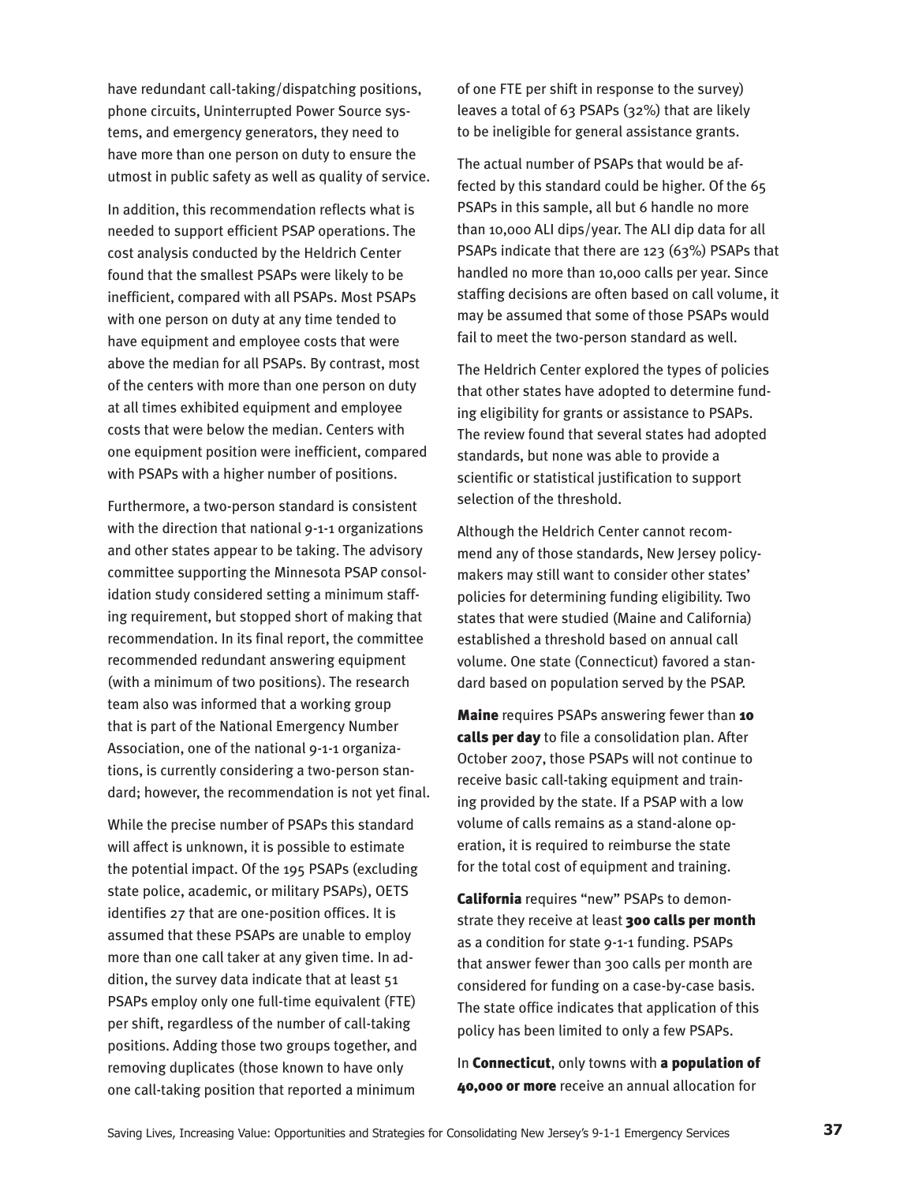have redundant call-taking/dispatching positions, phone circuits, Uninterrupted Power Source systems, and emergency generators, they need to have more than one person on duty to ensure the utmost in public safety as well as quality of service.

In addition, this recommendation reflects what is needed to support efficient PSAP operations. The cost analysis conducted by the Heldrich Center found that the smallest PSAPs were likely to be inefficient, compared with all PSAPs. Most PSAPs with one person on duty at any time tended to have equipment and employee costs that were above the median for all PSAPs. By contrast, most of the centers with more than one person on duty at all times exhibited equipment and employee costs that were below the median. Centers with one equipment position were inefficient, compared with PSAPs with a higher number of positions.

Furthermore, a two-person standard is consistent with the direction that national 9-1-1 organizations and other states appear to be taking. The advisory committee supporting the Minnesota PSAP consolidation study considered setting a minimum staffing requirement, but stopped short of making that recommendation. In its final report, the committee recommended redundant answering equipment (with a minimum of two positions). The research team also was informed that a working group that is part of the National Emergency Number Association, one of the national 9-1-1 organizations, is currently considering a two-person standard; however, the recommendation is not yet final.

While the precise number of PSAPs this standard will affect is unknown, it is possible to estimate the potential impact. Of the 195 PSAPs (excluding state police, academic, or military PSAPs), OETS identifies 27 that are one-position offices. It is assumed that these PSAPs are unable to employ more than one call taker at any given time. In addition, the survey data indicate that at least 51 PSAPs employ only one full-time equivalent (FTE) per shift, regardless of the number of call-taking positions. Adding those two groups together, and removing duplicates (those known to have only one call-taking position that reported a minimum of one FTE per shift in response to the survey) leaves a total of 63 PSAPs (32%) that are likely to be ineligible for general assistance grants.

The actual number of PSAPs that would be affected by this standard could be higher. Of the 65 PSAPs in this sample, all but 6 handle no more than 10,000 ALI dips/year. The ALI dip data for all PSAPs indicate that there are 123 (63%) PSAPs that handled no more than 10,000 calls per year. Since staffing decisions are often based on call volume, it may be assumed that some of those PSAPs would fail to meet the two-person standard as well.

The Heldrich Center explored the types of policies that other states have adopted to determine funding eligibility for grants or assistance to PSAPs. The review found that several states had adopted standards, but none was able to provide a scientific or statistical justification to support selection of the threshold.

Although the Heldrich Center cannot recommend any of those standards, New Jersey policymakers may still want to consider other states' policies for determining funding eligibility. Two states that were studied (Maine and California) established a threshold based on annual call volume. One state (Connecticut) favored a standard based on population served by the PSAP.

**Maine** requires PSAPs answering fewer than **10 calls per day** to file a consolidation plan. After October 2007, those PSAPs will not continue to receive basic call-taking equipment and training provided by the state. If a PSAP with a low volume of calls remains as a stand-alone operation, it is required to reimburse the state for the total cost of equipment and training.

**California** requires "new" PSAPs to demonstrate they receive at least **300 calls per month** as a condition for state 9-1-1 funding. PSAPs that answer fewer than 300 calls per month are considered for funding on a case-by-case basis. The state office indicates that application of this policy has been limited to only a few PSAPs.

In **Connecticut**, only towns with **a population of 40,000 or more** receive an annual allocation for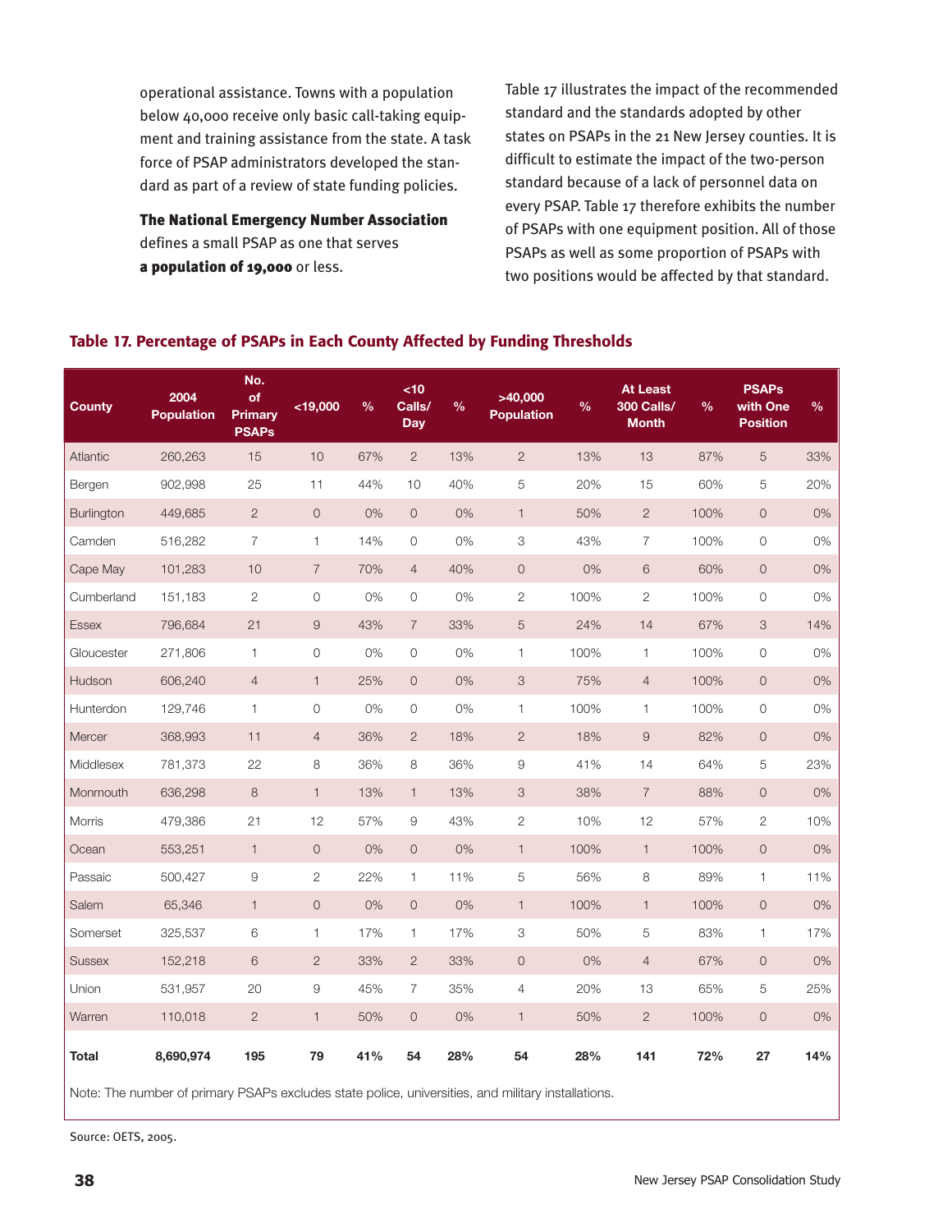operational assistance. Towns with a population below 40,000 receive only basic call-taking equipment and training assistance from the state. A task force of PSAP administrators developed the standard as part of a review of state funding policies.

**The National Emergency Number Association** defines a small PSAP as one that serves **a population of 19,000** or less.

Table 17 illustrates the impact of the recommended standard and the standards adopted by other states on PSAPs in the 21 New Jersey counties. It is difficult to estimate the impact of the two-person standard because of a lack of personnel data on every PSAP. Table 17 therefore exhibits the number of PSAPs with one equipment position. All of those PSAPs as well as some proportion of PSAPs with two positions would be affected by that standard.

### Table 17. Percentage of PSAPs in Each County Affected by Funding Thresholds

| County | 2004 Population | No. of Primary PSAPs | <19,000 | % | <10 Calls/ Day | % | >40,000 Population | % | At Least 300 Calls/ Month | % | PSAPs with One Position | % |
|---|---|---|---|---|---|---|---|---|---|---|---|---|
| Atlantic | 260,263 | 15 | 10 | 67% | 2 | 13% | 2 | 13% | 13 | 87% | 5 | 33% |
| Bergen | 902,998 | 25 | 11 | 44% | 10 | 40% | 5 | 20% | 15 | 60% | 5 | 20% |
| Burlington | 449,685 | 2 | 0 | 0% | 0 | 0% | 1 | 50% | 2 | 100% | 0 | 0% |
| Camden | 516,282 | 7 | 1 | 14% | 0 | 0% | 3 | 43% | 7 | 100% | 0 | 0% |
| Cape May | 101,283 | 10 | 7 | 70% | 4 | 40% | 0 | 0% | 6 | 60% | 0 | 0% |
| Cumberland | 151,183 | 2 | 0 | 0% | 0 | 0% | 2 | 100% | 2 | 100% | 0 | 0% |
| Essex | 796,684 | 21 | 9 | 43% | 7 | 33% | 5 | 24% | 14 | 67% | 3 | 14% |
| Gloucester | 271,806 | 1 | 0 | 0% | 0 | 0% | 1 | 100% | 1 | 100% | 0 | 0% |
| Hudson | 606,240 | 4 | 1 | 25% | 0 | 0% | 3 | 75% | 4 | 100% | 0 | 0% |
| Hunterdon | 129,746 | 1 | 0 | 0% | 0 | 0% | 1 | 100% | 1 | 100% | 0 | 0% |
| Mercer | 368,993 | 11 | 4 | 36% | 2 | 18% | 2 | 18% | 9 | 82% | 0 | 0% |
| Middlesex | 781,373 | 22 | 8 | 36% | 8 | 36% | 9 | 41% | 14 | 64% | 5 | 23% |
| Monmouth | 636,298 | 8 | 1 | 13% | 1 | 13% | 3 | 38% | 7 | 88% | 0 | 0% |
| Morris | 479,386 | 21 | 12 | 57% | 9 | 43% | 2 | 10% | 12 | 57% | 2 | 10% |
| Ocean | 553,251 | 1 | 0 | 0% | 0 | 0% | 1 | 100% | 1 | 100% | 0 | 0% |
| Passaic | 500,427 | 9 | 2 | 22% | 1 | 11% | 5 | 56% | 8 | 89% | 1 | 11% |
| Salem | 65,346 | 1 | 0 | 0% | 0 | 0% | 1 | 100% | 1 | 100% | 0 | 0% |
| Somerset | 325,537 | 6 | 1 | 17% | 1 | 17% | 3 | 50% | 5 | 83% | 1 | 17% |
| Sussex | 152,218 | 6 | 2 | 33% | 2 | 33% | 0 | 0% | 4 | 67% | 0 | 0% |
| Union | 531,957 | 20 | 9 | 45% | 7 | 35% | 4 | 20% | 13 | 65% | 5 | 25% |
| Warren | 110,018 | 2 | 1 | 50% | 0 | 0% | 1 | 50% | 2 | 100% | 0 | 0% |
| **Total** | **8,690,974** | **195** | **79** | **41%** | **54** | **28%** | **54** | **28%** | **141** | **72%** | **27** | **14%** |

Note: The number of primary PSAPs excludes state police, universities, and military installations.

Source: OETS, 2005.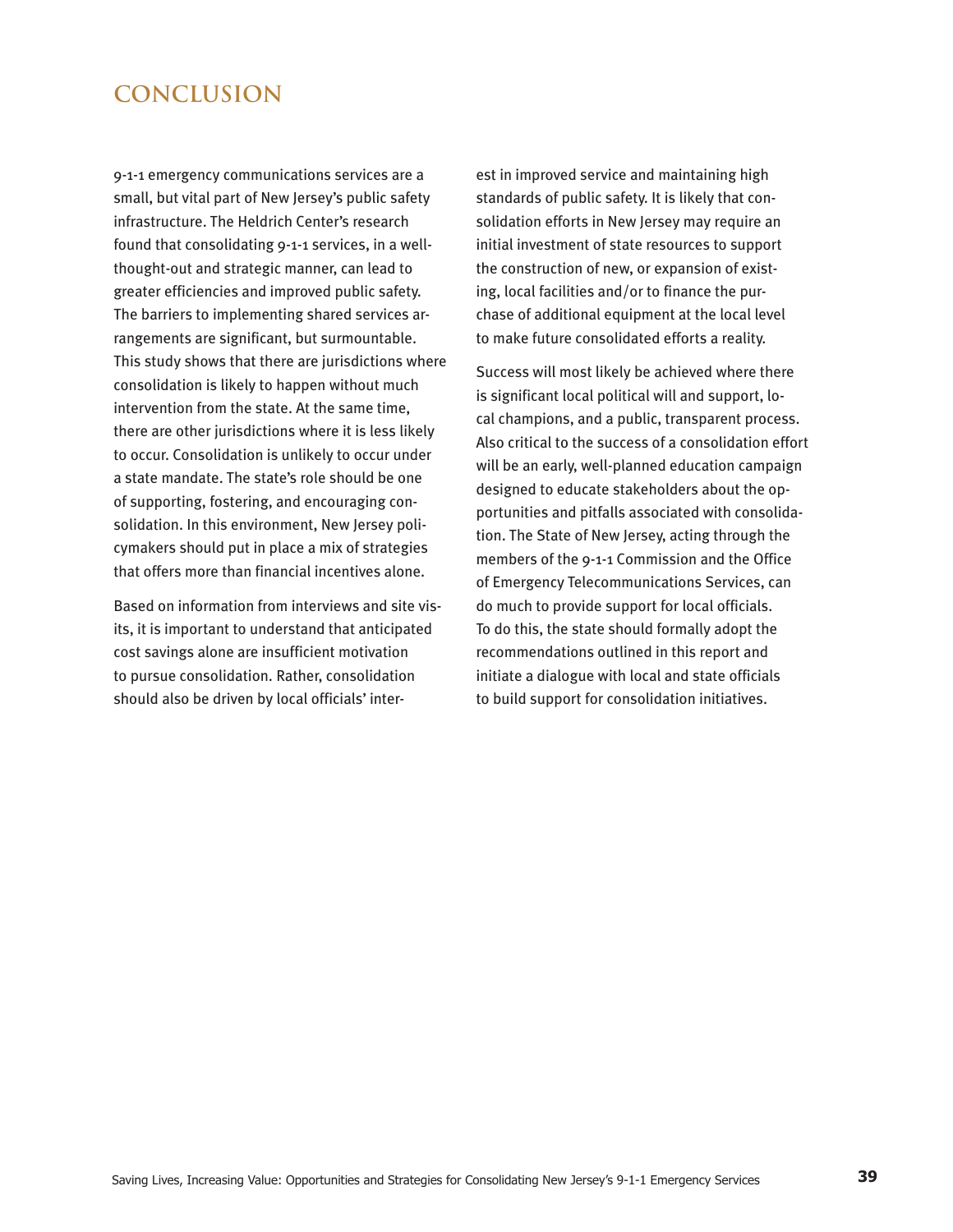# CONCLUSION

9-1-1 emergency communications services are a small, but vital part of New Jersey's public safety infrastructure. The Heldrich Center's research found that consolidating 9-1-1 services, in a well-thought-out and strategic manner, can lead to greater efficiencies and improved public safety. The barriers to implementing shared services arrangements are significant, but surmountable. This study shows that there are jurisdictions where consolidation is likely to happen without much intervention from the state. At the same time, there are other jurisdictions where it is less likely to occur. Consolidation is unlikely to occur under a state mandate. The state's role should be one of supporting, fostering, and encouraging consolidation. In this environment, New Jersey policymakers should put in place a mix of strategies that offers more than financial incentives alone.

Based on information from interviews and site visits, it is important to understand that anticipated cost savings alone are insufficient motivation to pursue consolidation. Rather, consolidation should also be driven by local officials' interest in improved service and maintaining high standards of public safety. It is likely that consolidation efforts in New Jersey may require an initial investment of state resources to support the construction of new, or expansion of existing, local facilities and/or to finance the purchase of additional equipment at the local level to make future consolidated efforts a reality.

Success will most likely be achieved where there is significant local political will and support, local champions, and a public, transparent process. Also critical to the success of a consolidation effort will be an early, well-planned education campaign designed to educate stakeholders about the opportunities and pitfalls associated with consolidation. The State of New Jersey, acting through the members of the 9-1-1 Commission and the Office of Emergency Telecommunications Services, can do much to provide support for local officials. To do this, the state should formally adopt the recommendations outlined in this report and initiate a dialogue with local and state officials to build support for consolidation initiatives.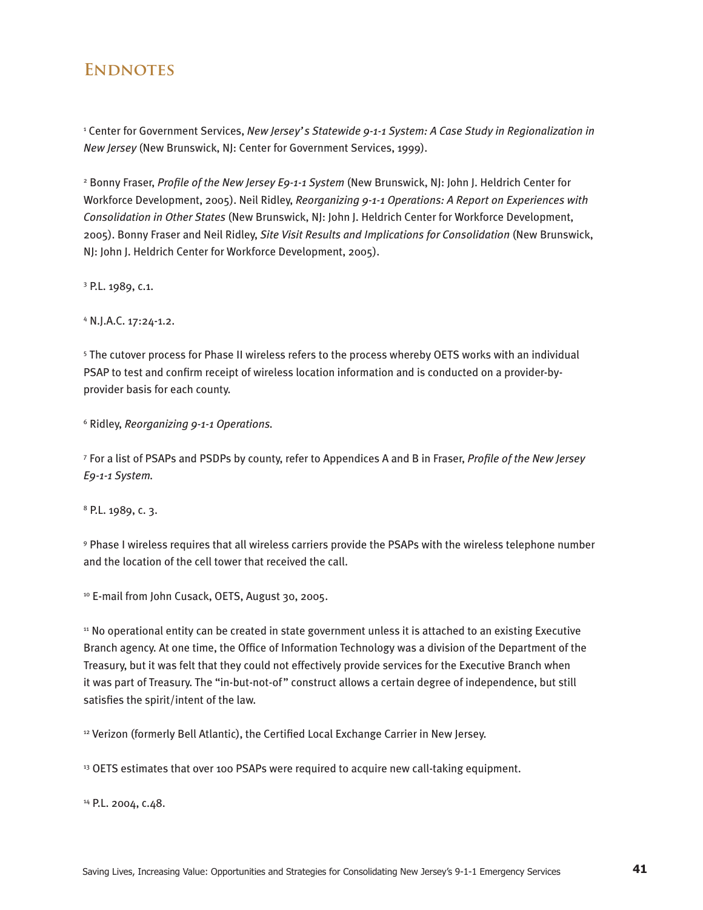## Endnotes

[1] Center for Government Services, *New Jersey's Statewide 9-1-1 System: A Case Study in Regionalization in New Jersey* (New Brunswick, NJ: Center for Government Services, 1999).

[2] Bonny Fraser, *Profile of the New Jersey E9-1-1 System* (New Brunswick, NJ: John J. Heldrich Center for Workforce Development, 2005). Neil Ridley, *Reorganizing 9-1-1 Operations: A Report on Experiences with Consolidation in Other States* (New Brunswick, NJ: John J. Heldrich Center for Workforce Development, 2005). Bonny Fraser and Neil Ridley, *Site Visit Results and Implications for Consolidation* (New Brunswick, NJ: John J. Heldrich Center for Workforce Development, 2005).

[3] P.L. 1989, c.1.

[4] N.J.A.C. 17:24-1.2.

[5] The cutover process for Phase II wireless refers to the process whereby OETS works with an individual PSAP to test and confirm receipt of wireless location information and is conducted on a provider-by-provider basis for each county.

[6] Ridley, *Reorganizing 9-1-1 Operations.*

[7] For a list of PSAPs and PSDPs by county, refer to Appendices A and B in Fraser, *Profile of the New Jersey E9-1-1 System.*

[8] P.L. 1989, c. 3.

[9] Phase I wireless requires that all wireless carriers provide the PSAPs with the wireless telephone number and the location of the cell tower that received the call.

[10] E-mail from John Cusack, OETS, August 30, 2005.

[11] No operational entity can be created in state government unless it is attached to an existing Executive Branch agency. At one time, the Office of Information Technology was a division of the Department of the Treasury, but it was felt that they could not effectively provide services for the Executive Branch when it was part of Treasury. The "in-but-not-of" construct allows a certain degree of independence, but still satisfies the spirit/intent of the law.

[12] Verizon (formerly Bell Atlantic), the Certified Local Exchange Carrier in New Jersey.

[13] OETS estimates that over 100 PSAPs were required to acquire new call-taking equipment.

[14] P.L. 2004, c.48.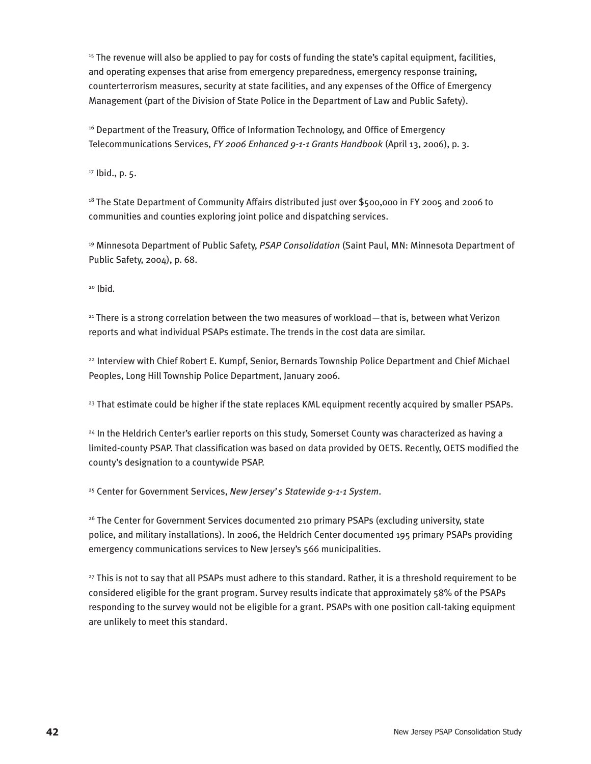[15] The revenue will also be applied to pay for costs of funding the state's capital equipment, facilities, and operating expenses that arise from emergency preparedness, emergency response training, counterterrorism measures, security at state facilities, and any expenses of the Office of Emergency Management (part of the Division of State Police in the Department of Law and Public Safety).

[16] Department of the Treasury, Office of Information Technology, and Office of Emergency Telecommunications Services, *FY 2006 Enhanced 9-1-1 Grants Handbook* (April 13, 2006), p. 3.

[17] Ibid., p. 5.

[18] The State Department of Community Affairs distributed just over $500,000 in FY 2005 and 2006 to communities and counties exploring joint police and dispatching services.

[19] Minnesota Department of Public Safety, *PSAP Consolidation* (Saint Paul, MN: Minnesota Department of Public Safety, 2004), p. 68.

[20] Ibid.

[21] There is a strong correlation between the two measures of workload—that is, between what Verizon reports and what individual PSAPs estimate. The trends in the cost data are similar.

[22] Interview with Chief Robert E. Kumpf, Senior, Bernards Township Police Department and Chief Michael Peoples, Long Hill Township Police Department, January 2006.

[23] That estimate could be higher if the state replaces KML equipment recently acquired by smaller PSAPs.

[24] In the Heldrich Center's earlier reports on this study, Somerset County was characterized as having a limited-county PSAP. That classification was based on data provided by OETS. Recently, OETS modified the county's designation to a countywide PSAP.

[25] Center for Government Services, *New Jersey's Statewide 9-1-1 System*.

[26] The Center for Government Services documented 210 primary PSAPs (excluding university, state police, and military installations). In 2006, the Heldrich Center documented 195 primary PSAPs providing emergency communications services to New Jersey's 566 municipalities.

[27] This is not to say that all PSAPs must adhere to this standard. Rather, it is a threshold requirement to be considered eligible for the grant program. Survey results indicate that approximately 58% of the PSAPs responding to the survey would not be eligible for a grant. PSAPs with one position call-taking equipment are unlikely to meet this standard.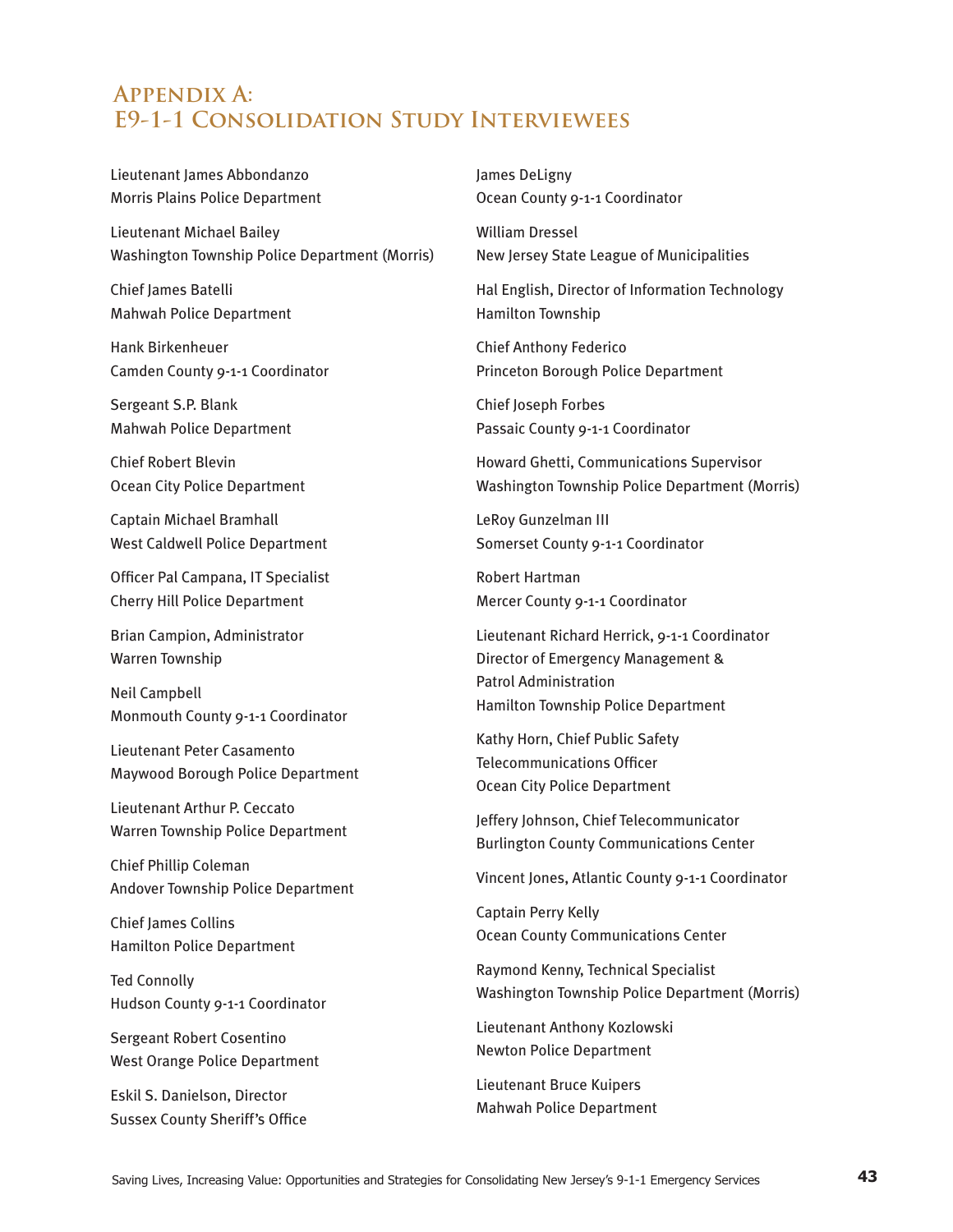# Appendix A: E9-1-1 Consolidation Study Interviewees

Lieutenant James Abbondanzo
Morris Plains Police Department

Lieutenant Michael Bailey
Washington Township Police Department (Morris)

Chief James Batelli
Mahwah Police Department

Hank Birkenheuer
Camden County 9-1-1 Coordinator

Sergeant S.P. Blank
Mahwah Police Department

Chief Robert Blevin
Ocean City Police Department

Captain Michael Bramhall
West Caldwell Police Department

Officer Pal Campana, IT Specialist
Cherry Hill Police Department

Brian Campion, Administrator
Warren Township

Neil Campbell
Monmouth County 9-1-1 Coordinator

Lieutenant Peter Casamento
Maywood Borough Police Department

Lieutenant Arthur P. Ceccato
Warren Township Police Department

Chief Phillip Coleman
Andover Township Police Department

Chief James Collins
Hamilton Police Department

Ted Connolly
Hudson County 9-1-1 Coordinator

Sergeant Robert Cosentino
West Orange Police Department

Eskil S. Danielson, Director
Sussex County Sheriff's Office

James DeLigny
Ocean County 9-1-1 Coordinator

William Dressel
New Jersey State League of Municipalities

Hal English, Director of Information Technology
Hamilton Township

Chief Anthony Federico
Princeton Borough Police Department

Chief Joseph Forbes
Passaic County 9-1-1 Coordinator

Howard Ghetti, Communications Supervisor
Washington Township Police Department (Morris)

LeRoy Gunzelman III
Somerset County 9-1-1 Coordinator

Robert Hartman
Mercer County 9-1-1 Coordinator

Lieutenant Richard Herrick, 9-1-1 Coordinator
Director of Emergency Management &
Patrol Administration
Hamilton Township Police Department

Kathy Horn, Chief Public Safety
Telecommunications Officer
Ocean City Police Department

Jeffery Johnson, Chief Telecommunicator
Burlington County Communications Center

Vincent Jones, Atlantic County 9-1-1 Coordinator

Captain Perry Kelly
Ocean County Communications Center

Raymond Kenny, Technical Specialist
Washington Township Police Department (Morris)

Lieutenant Anthony Kozlowski
Newton Police Department

Lieutenant Bruce Kuipers
Mahwah Police Department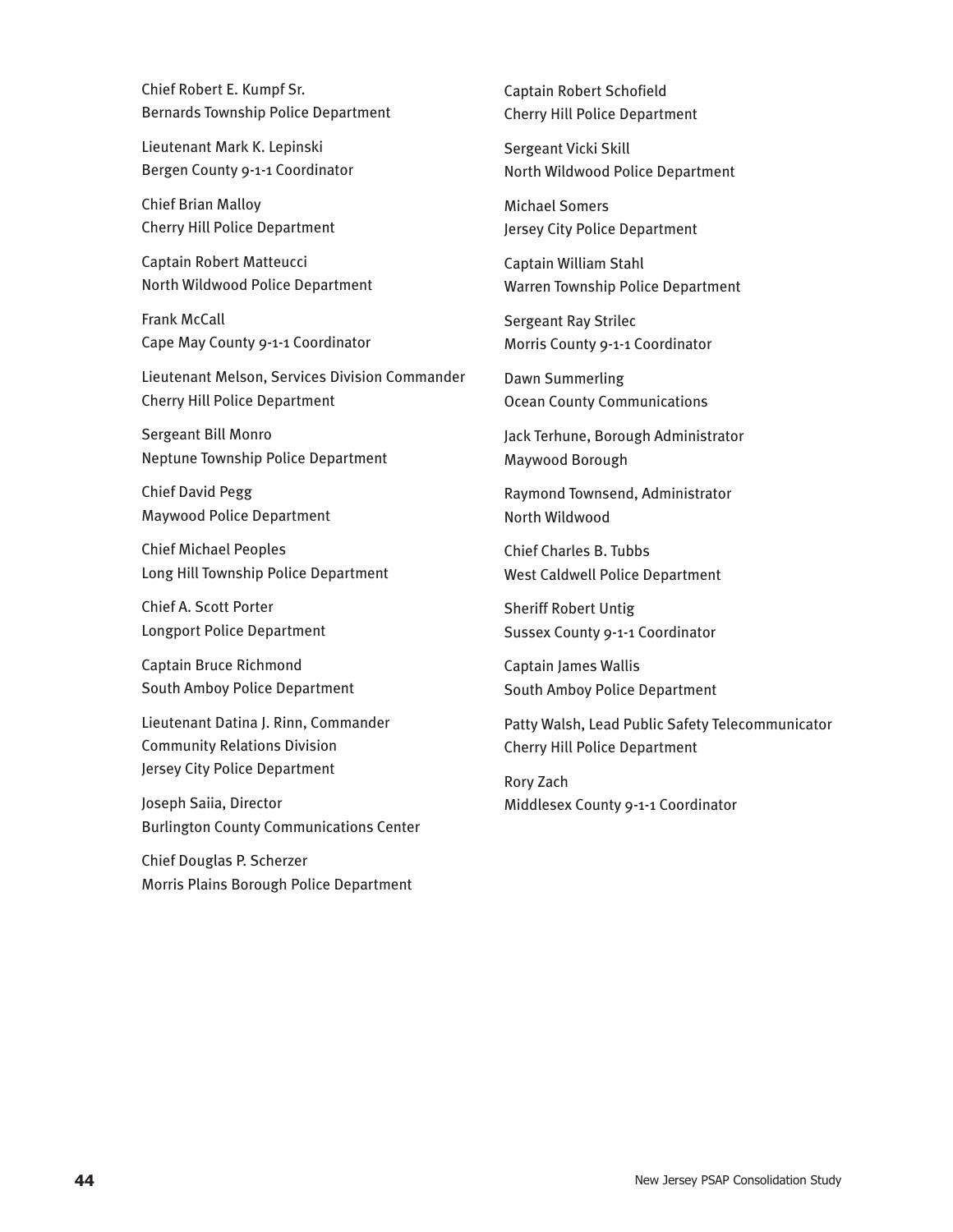Chief Robert E. Kumpf Sr.
Bernards Township Police Department

Lieutenant Mark K. Lepinski
Bergen County 9-1-1 Coordinator

Chief Brian Malloy
Cherry Hill Police Department

Captain Robert Matteucci
North Wildwood Police Department

Frank McCall
Cape May County 9-1-1 Coordinator

Lieutenant Melson, Services Division Commander
Cherry Hill Police Department

Sergeant Bill Monro
Neptune Township Police Department

Chief David Pegg
Maywood Police Department

Chief Michael Peoples
Long Hill Township Police Department

Chief A. Scott Porter
Longport Police Department

Captain Bruce Richmond
South Amboy Police Department

Lieutenant Datina J. Rinn, Commander
Community Relations Division
Jersey City Police Department

Joseph Saiia, Director
Burlington County Communications Center

Chief Douglas P. Scherzer
Morris Plains Borough Police Department

Captain Robert Schofield
Cherry Hill Police Department

Sergeant Vicki Skill
North Wildwood Police Department

Michael Somers
Jersey City Police Department

Captain William Stahl
Warren Township Police Department

Sergeant Ray Strilec
Morris County 9-1-1 Coordinator

Dawn Summerling
Ocean County Communications

Jack Terhune, Borough Administrator
Maywood Borough

Raymond Townsend, Administrator
North Wildwood

Chief Charles B. Tubbs
West Caldwell Police Department

Sheriff Robert Untig
Sussex County 9-1-1 Coordinator

Captain James Wallis
South Amboy Police Department

Patty Walsh, Lead Public Safety Telecommunicator
Cherry Hill Police Department

Rory Zach
Middlesex County 9-1-1 Coordinator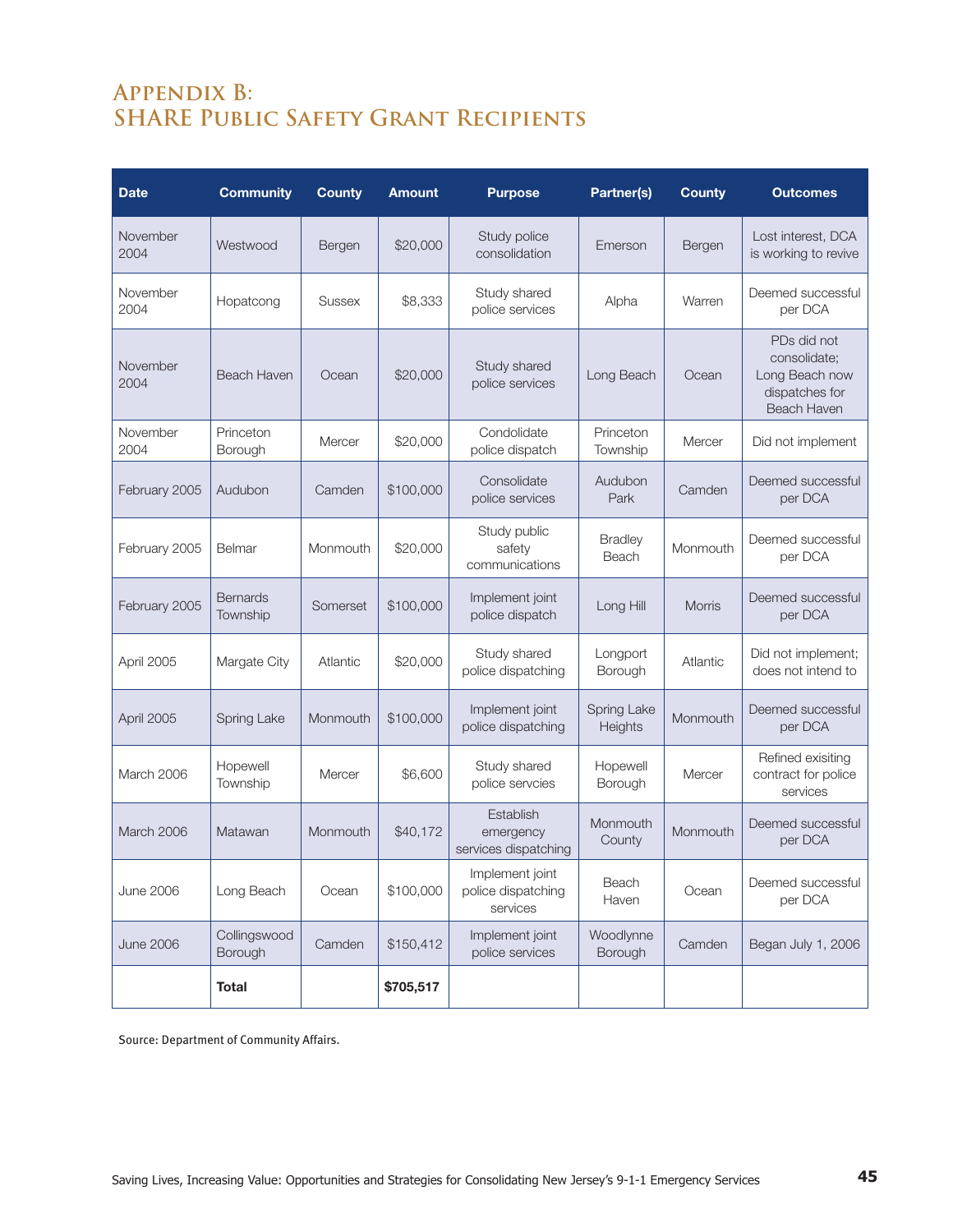# Appendix B: SHARE Public Safety Grant Recipients

| Date | Community | County | Amount | Purpose | Partner(s) | County | Outcomes |
|---|---|---|---|---|---|---|---|
| November 2004 | Westwood | Bergen | $20,000 | Study police consolidation | Emerson | Bergen | Lost interest, DCA is working to revive |
| November 2004 | Hopatcong | Sussex | $8,333 | Study shared police services | Alpha | Warren | Deemed successful per DCA |
| November 2004 | Beach Haven | Ocean | $20,000 | Study shared police services | Long Beach | Ocean | PDs did not consolidate; Long Beach now dispatches for Beach Haven |
| November 2004 | Princeton Borough | Mercer | $20,000 | Condolidate police dispatch | Princeton Township | Mercer | Did not implement |
| February 2005 | Audubon | Camden | $100,000 | Consolidate police services | Audubon Park | Camden | Deemed successful per DCA |
| February 2005 | Belmar | Monmouth | $20,000 | Study public safety communications | Bradley Beach | Monmouth | Deemed successful per DCA |
| February 2005 | Bernards Township | Somerset | $100,000 | Implement joint police dispatch | Long Hill | Morris | Deemed successful per DCA |
| April 2005 | Margate City | Atlantic | $20,000 | Study shared police dispatching | Longport Borough | Atlantic | Did not implement; does not intend to |
| April 2005 | Spring Lake | Monmouth | $100,000 | Implement joint police dispatching | Spring Lake Heights | Monmouth | Deemed successful per DCA |
| March 2006 | Hopewell Township | Mercer | $6,600 | Study shared police servcies | Hopewell Borough | Mercer | Refined exisiting contract for police services |
| March 2006 | Matawan | Monmouth | $40,172 | Establish emergency services dispatching | Monmouth County | Monmouth | Deemed successful per DCA |
| June 2006 | Long Beach | Ocean | $100,000 | Implement joint police dispatching services | Beach Haven | Ocean | Deemed successful per DCA |
| June 2006 | Collingswood Borough | Camden | $150,412 | Implement joint police services | Woodlynne Borough | Camden | Began July 1, 2006 |
| | **Total** | | **$705,517** | | | | |

Source: Department of Community Affairs.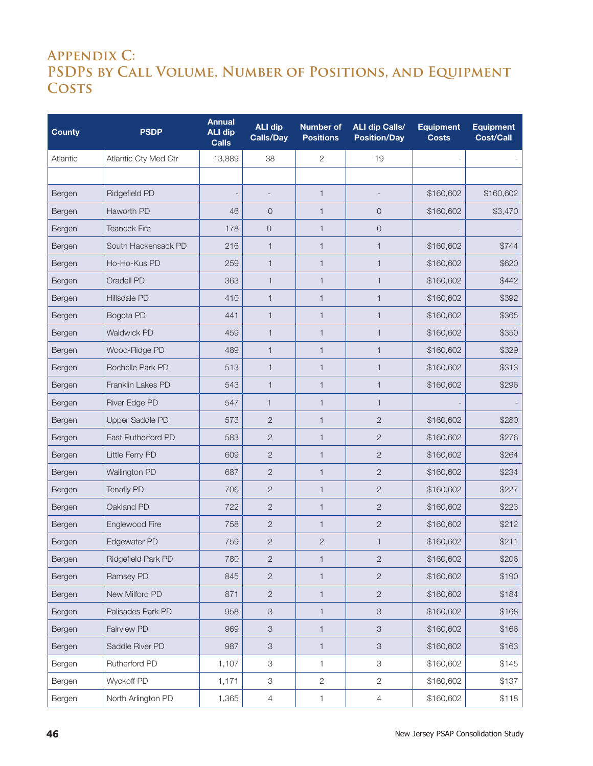# Appendix C: PSDPs by Call Volume, Number of Positions, and Equipment Costs

| County | PSDP | Annual ALI dip Calls | ALI dip Calls/Day | Number of Positions | ALI dip Calls/ Position/Day | Equipment Costs | Equipment Cost/Call |
|---|---|---|---|---|---|---|---|
| Atlantic | Atlantic Cty Med Ctr | 13,889 | 38 | 2 | 19 | - | - |
| | | | | | | | |
| Bergen | Ridgefield PD | - | - | 1 | - | $160,602 | $160,602 |
| Bergen | Haworth PD | 46 | 0 | 1 | 0 | $160,602 | $3,470 |
| Bergen | Teaneck Fire | 178 | 0 | 1 | 0 | - | - |
| Bergen | South Hackensack PD | 216 | 1 | 1 | 1 | $160,602 | $744 |
| Bergen | Ho-Ho-Kus PD | 259 | 1 | 1 | 1 | $160,602 | $620 |
| Bergen | Oradell PD | 363 | 1 | 1 | 1 | $160,602 | $442 |
| Bergen | Hillsdale PD | 410 | 1 | 1 | 1 | $160,602 | $392 |
| Bergen | Bogota PD | 441 | 1 | 1 | 1 | $160,602 | $365 |
| Bergen | Waldwick PD | 459 | 1 | 1 | 1 | $160,602 | $350 |
| Bergen | Wood-Ridge PD | 489 | 1 | 1 | 1 | $160,602 | $329 |
| Bergen | Rochelle Park PD | 513 | 1 | 1 | 1 | $160,602 | $313 |
| Bergen | Franklin Lakes PD | 543 | 1 | 1 | 1 | $160,602 | $296 |
| Bergen | River Edge PD | 547 | 1 | 1 | 1 | - | - |
| Bergen | Upper Saddle PD | 573 | 2 | 1 | 2 | $160,602 | $280 |
| Bergen | East Rutherford PD | 583 | 2 | 1 | 2 | $160,602 | $276 |
| Bergen | Little Ferry PD | 609 | 2 | 1 | 2 | $160,602 | $264 |
| Bergen | Wallington PD | 687 | 2 | 1 | 2 | $160,602 | $234 |
| Bergen | Tenafly PD | 706 | 2 | 1 | 2 | $160,602 | $227 |
| Bergen | Oakland PD | 722 | 2 | 1 | 2 | $160,602 | $223 |
| Bergen | Englewood Fire | 758 | 2 | 1 | 2 | $160,602 | $212 |
| Bergen | Edgewater PD | 759 | 2 | 2 | 1 | $160,602 | $211 |
| Bergen | Ridgefield Park PD | 780 | 2 | 1 | 2 | $160,602 | $206 |
| Bergen | Ramsey PD | 845 | 2 | 1 | 2 | $160,602 | $190 |
| Bergen | New Milford PD | 871 | 2 | 1 | 2 | $160,602 | $184 |
| Bergen | Palisades Park PD | 958 | 3 | 1 | 3 | $160,602 | $168 |
| Bergen | Fairview PD | 969 | 3 | 1 | 3 | $160,602 | $166 |
| Bergen | Saddle River PD | 987 | 3 | 1 | 3 | $160,602 | $163 |
| Bergen | Rutherford PD | 1,107 | 3 | 1 | 3 | $160,602 | $145 |
| Bergen | Wyckoff PD | 1,171 | 3 | 2 | 2 | $160,602 | $137 |
| Bergen | North Arlington PD | 1,365 | 4 | 1 | 4 | $160,602 | $118 |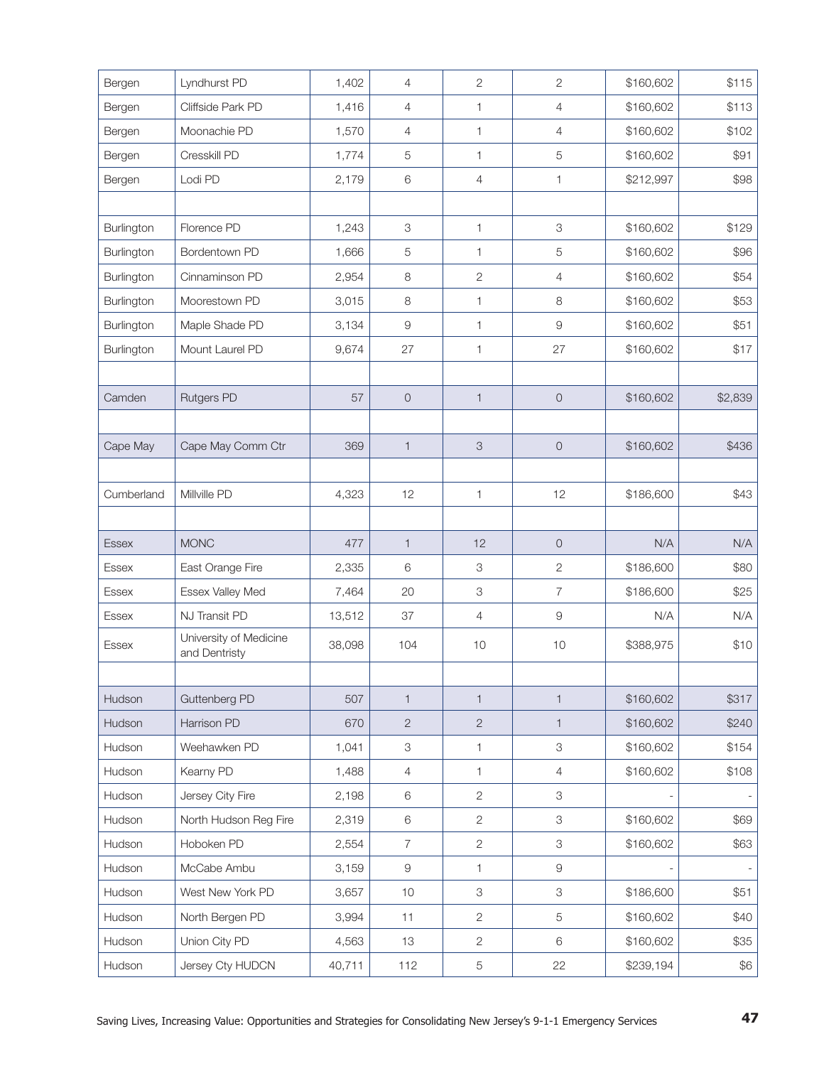| | | | | | | | |
|---|---|---|---|---|---|---|---|
| Bergen | Lyndhurst PD | 1,402 | 4 | 2 | 2 | $160,602 | $115 |
| Bergen | Cliffside Park PD | 1,416 | 4 | 1 | 4 | $160,602 | $113 |
| Bergen | Moonachie PD | 1,570 | 4 | 1 | 4 | $160,602 | $102 |
| Bergen | Cresskill PD | 1,774 | 5 | 1 | 5 | $160,602 | $91 |
| Bergen | Lodi PD | 2,179 | 6 | 4 | 1 | $212,997 | $98 |
| | | | | | | | |
| Burlington | Florence PD | 1,243 | 3 | 1 | 3 | $160,602 | $129 |
| Burlington | Bordentown PD | 1,666 | 5 | 1 | 5 | $160,602 | $96 |
| Burlington | Cinnaminson PD | 2,954 | 8 | 2 | 4 | $160,602 | $54 |
| Burlington | Moorestown PD | 3,015 | 8 | 1 | 8 | $160,602 | $53 |
| Burlington | Maple Shade PD | 3,134 | 9 | 1 | 9 | $160,602 | $51 |
| Burlington | Mount Laurel PD | 9,674 | 27 | 1 | 27 | $160,602 | $17 |
| | | | | | | | |
| Camden | Rutgers PD | 57 | 0 | 1 | 0 | $160,602 | $2,839 |
| | | | | | | | |
| Cape May | Cape May Comm Ctr | 369 | 1 | 3 | 0 | $160,602 | $436 |
| | | | | | | | |
| Cumberland | Millville PD | 4,323 | 12 | 1 | 12 | $186,600 | $43 |
| | | | | | | | |
| Essex | MONC | 477 | 1 | 12 | 0 | N/A | N/A |
| Essex | East Orange Fire | 2,335 | 6 | 3 | 2 | $186,600 | $80 |
| Essex | Essex Valley Med | 7,464 | 20 | 3 | 7 | $186,600 | $25 |
| Essex | NJ Transit PD | 13,512 | 37 | 4 | 9 | N/A | N/A |
| Essex | University of Medicine and Dentristy | 38,098 | 104 | 10 | 10 | $388,975 | $10 |
| | | | | | | | |
| Hudson | Guttenberg PD | 507 | 1 | 1 | 1 | $160,602 | $317 |
| Hudson | Harrison PD | 670 | 2 | 2 | 1 | $160,602 | $240 |
| Hudson | Weehawken PD | 1,041 | 3 | 1 | 3 | $160,602 | $154 |
| Hudson | Kearny PD | 1,488 | 4 | 1 | 4 | $160,602 | $108 |
| Hudson | Jersey City Fire | 2,198 | 6 | 2 | 3 | - | - |
| Hudson | North Hudson Reg Fire | 2,319 | 6 | 2 | 3 | $160,602 | $69 |
| Hudson | Hoboken PD | 2,554 | 7 | 2 | 3 | $160,602 | $63 |
| Hudson | McCabe Ambu | 3,159 | 9 | 1 | 9 | - | - |
| Hudson | West New York PD | 3,657 | 10 | 3 | 3 | $186,600 | $51 |
| Hudson | North Bergen PD | 3,994 | 11 | 2 | 5 | $160,602 | $40 |
| Hudson | Union City PD | 4,563 | 13 | 2 | 6 | $160,602 | $35 |
| Hudson | Jersey Cty HUDCN | 40,711 | 112 | 5 | 22 | $239,194 | $6 |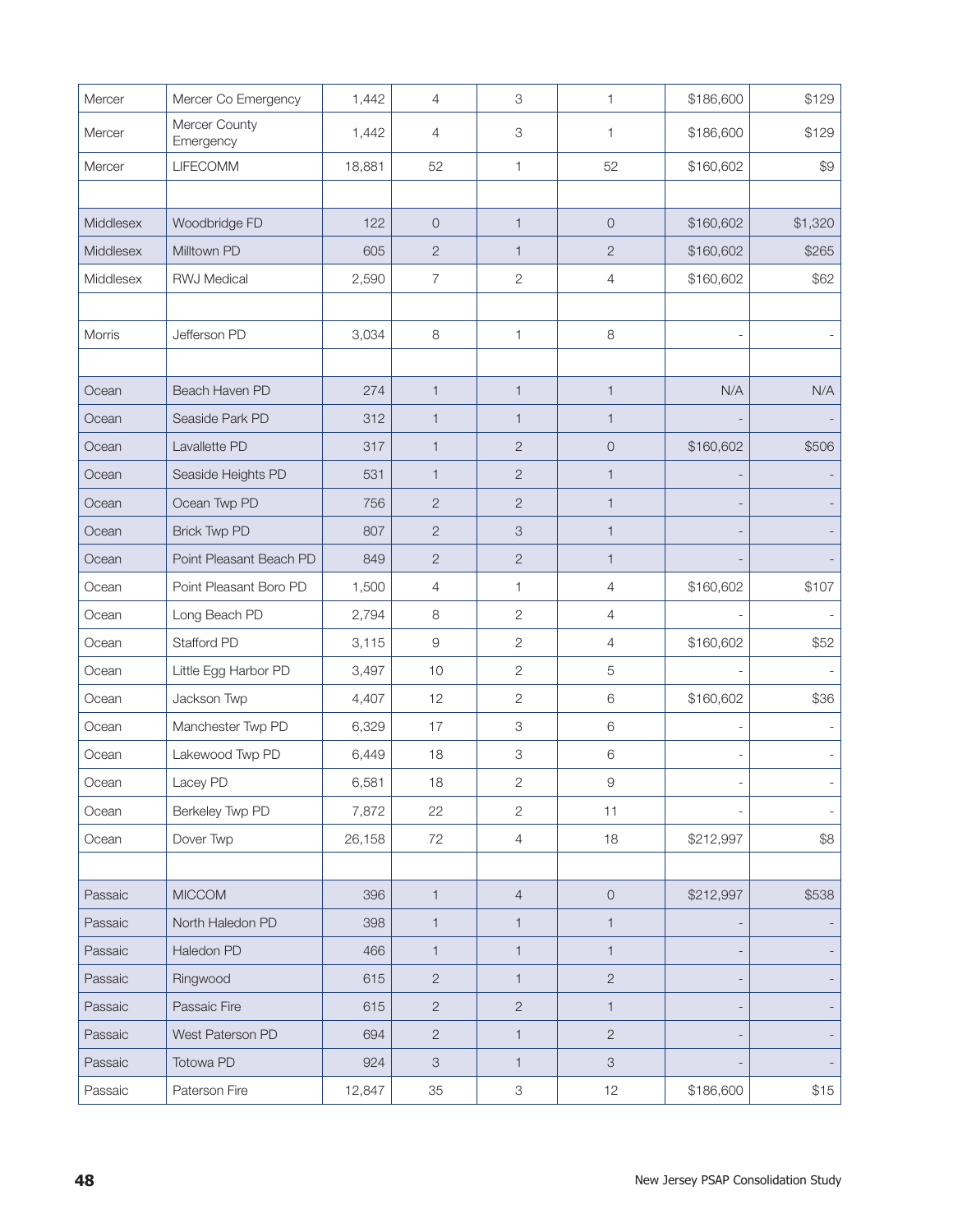| | | | | | | | |
|---|---|---|---|---|---|---|---|
| Mercer | Mercer Co Emergency | 1,442 | 4 | 3 | 1 | $186,600 | $129 |
| Mercer | Mercer County Emergency | 1,442 | 4 | 3 | 1 | $186,600 | $129 |
| Mercer | LIFECOMM | 18,881 | 52 | 1 | 52 | $160,602 | $9 |
| | | | | | | | |
| Middlesex | Woodbridge FD | 122 | 0 | 1 | 0 | $160,602 | $1,320 |
| Middlesex | Milltown PD | 605 | 2 | 1 | 2 | $160,602 | $265 |
| Middlesex | RWJ Medical | 2,590 | 7 | 2 | 4 | $160,602 | $62 |
| | | | | | | | |
| Morris | Jefferson PD | 3,034 | 8 | 1 | 8 | - | - |
| | | | | | | | |
| Ocean | Beach Haven PD | 274 | 1 | 1 | 1 | N/A | N/A |
| Ocean | Seaside Park PD | 312 | 1 | 1 | 1 | - | - |
| Ocean | Lavallette PD | 317 | 1 | 2 | 0 | $160,602 | $506 |
| Ocean | Seaside Heights PD | 531 | 1 | 2 | 1 | - | - |
| Ocean | Ocean Twp PD | 756 | 2 | 2 | 1 | - | - |
| Ocean | Brick Twp PD | 807 | 2 | 3 | 1 | - | - |
| Ocean | Point Pleasant Beach PD | 849 | 2 | 2 | 1 | - | - |
| Ocean | Point Pleasant Boro PD | 1,500 | 4 | 1 | 4 | $160,602 | $107 |
| Ocean | Long Beach PD | 2,794 | 8 | 2 | 4 | - | - |
| Ocean | Stafford PD | 3,115 | 9 | 2 | 4 | $160,602 | $52 |
| Ocean | Little Egg Harbor PD | 3,497 | 10 | 2 | 5 | - | - |
| Ocean | Jackson Twp | 4,407 | 12 | 2 | 6 | $160,602 | $36 |
| Ocean | Manchester Twp PD | 6,329 | 17 | 3 | 6 | - | - |
| Ocean | Lakewood Twp PD | 6,449 | 18 | 3 | 6 | - | - |
| Ocean | Lacey PD | 6,581 | 18 | 2 | 9 | - | - |
| Ocean | Berkeley Twp PD | 7,872 | 22 | 2 | 11 | - | - |
| Ocean | Dover Twp | 26,158 | 72 | 4 | 18 | $212,997 | $8 |
| | | | | | | | |
| Passaic | MICCOM | 396 | 1 | 4 | 0 | $212,997 | $538 |
| Passaic | North Haledon PD | 398 | 1 | 1 | 1 | - | - |
| Passaic | Haledon PD | 466 | 1 | 1 | 1 | - | - |
| Passaic | Ringwood | 615 | 2 | 1 | 2 | - | - |
| Passaic | Passaic Fire | 615 | 2 | 2 | 1 | - | - |
| Passaic | West Paterson PD | 694 | 2 | 1 | 2 | - | - |
| Passaic | Totowa PD | 924 | 3 | 1 | 3 | - | - |
| Passaic | Paterson Fire | 12,847 | 35 | 3 | 12 | $186,600 | $15 |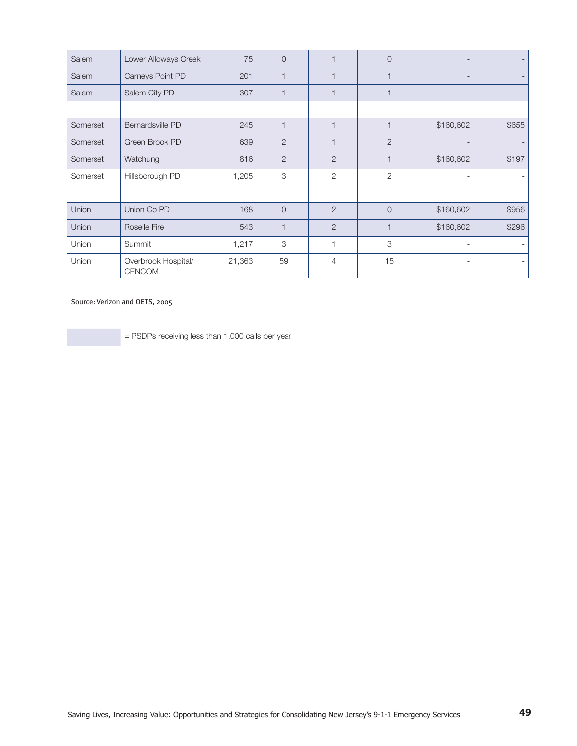| | | | | | | | |
|---|---|---|---|---|---|---|---|
| Salem | Lower Alloways Creek | 75 | 0 | 1 | 0 | - | - |
| Salem | Carneys Point PD | 201 | 1 | 1 | 1 | - | - |
| Salem | Salem City PD | 307 | 1 | 1 | 1 | - | - |
| | | | | | | | |
| Somerset | Bernardsville PD | 245 | 1 | 1 | 1 | $160,602 | $655 |
| Somerset | Green Brook PD | 639 | 2 | 1 | 2 | - | - |
| Somerset | Watchung | 816 | 2 | 2 | 1 | $160,602 | $197 |
| Somerset | Hillsborough PD | 1,205 | 3 | 2 | 2 | - | - |
| | | | | | | | |
| Union | Union Co PD | 168 | 0 | 2 | 0 | $160,602 | $956 |
| Union | Roselle Fire | 543 | 1 | 2 | 1 | $160,602 | $296 |
| Union | Summit | 1,217 | 3 | 1 | 3 | - | - |
| Union | Overbrook Hospital/ CENCOM | 21,363 | 59 | 4 | 15 | - | - |

Source: Verizon and OETS, 2005

= PSDPs receiving less than 1,000 calls per year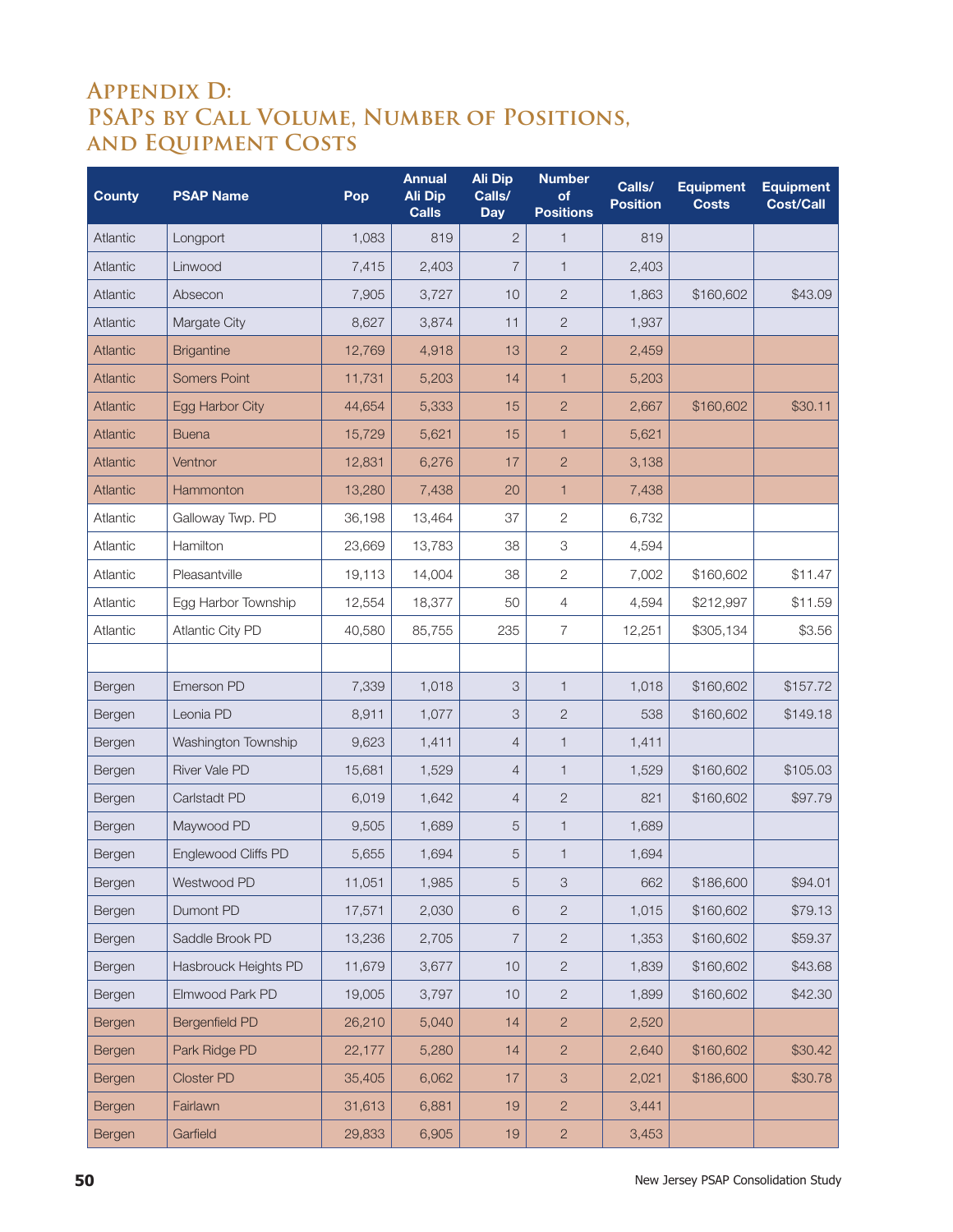# Appendix D: PSAPs by Call Volume, Number of Positions, and Equipment Costs

| County | PSAP Name | Pop | Annual Ali Dip Calls | Ali Dip Calls/ Day | Number of Positions | Calls/ Position | Equipment Costs | Equipment Cost/Call |
|---|---|---|---|---|---|---|---|---|
| Atlantic | Longport | 1,083 | 819 | 2 | 1 | 819 | | |
| Atlantic | Linwood | 7,415 | 2,403 | 7 | 1 | 2,403 | | |
| Atlantic | Absecon | 7,905 | 3,727 | 10 | 2 | 1,863 | $160,602 | $43.09 |
| Atlantic | Margate City | 8,627 | 3,874 | 11 | 2 | 1,937 | | |
| Atlantic | Brigantine | 12,769 | 4,918 | 13 | 2 | 2,459 | | |
| Atlantic | Somers Point | 11,731 | 5,203 | 14 | 1 | 5,203 | | |
| Atlantic | Egg Harbor City | 44,654 | 5,333 | 15 | 2 | 2,667 | $160,602 | $30.11 |
| Atlantic | Buena | 15,729 | 5,621 | 15 | 1 | 5,621 | | |
| Atlantic | Ventnor | 12,831 | 6,276 | 17 | 2 | 3,138 | | |
| Atlantic | Hammonton | 13,280 | 7,438 | 20 | 1 | 7,438 | | |
| Atlantic | Galloway Twp. PD | 36,198 | 13,464 | 37 | 2 | 6,732 | | |
| Atlantic | Hamilton | 23,669 | 13,783 | 38 | 3 | 4,594 | | |
| Atlantic | Pleasantville | 19,113 | 14,004 | 38 | 2 | 7,002 | $160,602 | $11.47 |
| Atlantic | Egg Harbor Township | 12,554 | 18,377 | 50 | 4 | 4,594 | $212,997 | $11.59 |
| Atlantic | Atlantic City PD | 40,580 | 85,755 | 235 | 7 | 12,251 | $305,134 | $3.56 |
| | | | | | | | | |
| Bergen | Emerson PD | 7,339 | 1,018 | 3 | 1 | 1,018 | $160,602 | $157.72 |
| Bergen | Leonia PD | 8,911 | 1,077 | 3 | 2 | 538 | $160,602 | $149.18 |
| Bergen | Washington Township | 9,623 | 1,411 | 4 | 1 | 1,411 | | |
| Bergen | River Vale PD | 15,681 | 1,529 | 4 | 1 | 1,529 | $160,602 | $105.03 |
| Bergen | Carlstadt PD | 6,019 | 1,642 | 4 | 2 | 821 | $160,602 | $97.79 |
| Bergen | Maywood PD | 9,505 | 1,689 | 5 | 1 | 1,689 | | |
| Bergen | Englewood Cliffs PD | 5,655 | 1,694 | 5 | 1 | 1,694 | | |
| Bergen | Westwood PD | 11,051 | 1,985 | 5 | 3 | 662 | $186,600 | $94.01 |
| Bergen | Dumont PD | 17,571 | 2,030 | 6 | 2 | 1,015 | $160,602 | $79.13 |
| Bergen | Saddle Brook PD | 13,236 | 2,705 | 7 | 2 | 1,353 | $160,602 | $59.37 |
| Bergen | Hasbrouck Heights PD | 11,679 | 3,677 | 10 | 2 | 1,839 | $160,602 | $43.68 |
| Bergen | Elmwood Park PD | 19,005 | 3,797 | 10 | 2 | 1,899 | $160,602 | $42.30 |
| Bergen | Bergenfield PD | 26,210 | 5,040 | 14 | 2 | 2,520 | | |
| Bergen | Park Ridge PD | 22,177 | 5,280 | 14 | 2 | 2,640 | $160,602 | $30.42 |
| Bergen | Closter PD | 35,405 | 6,062 | 17 | 3 | 2,021 | $186,600 | $30.78 |
| Bergen | Fairlawn | 31,613 | 6,881 | 19 | 2 | 3,441 | | |
| Bergen | Garfield | 29,833 | 6,905 | 19 | 2 | 3,453 | | |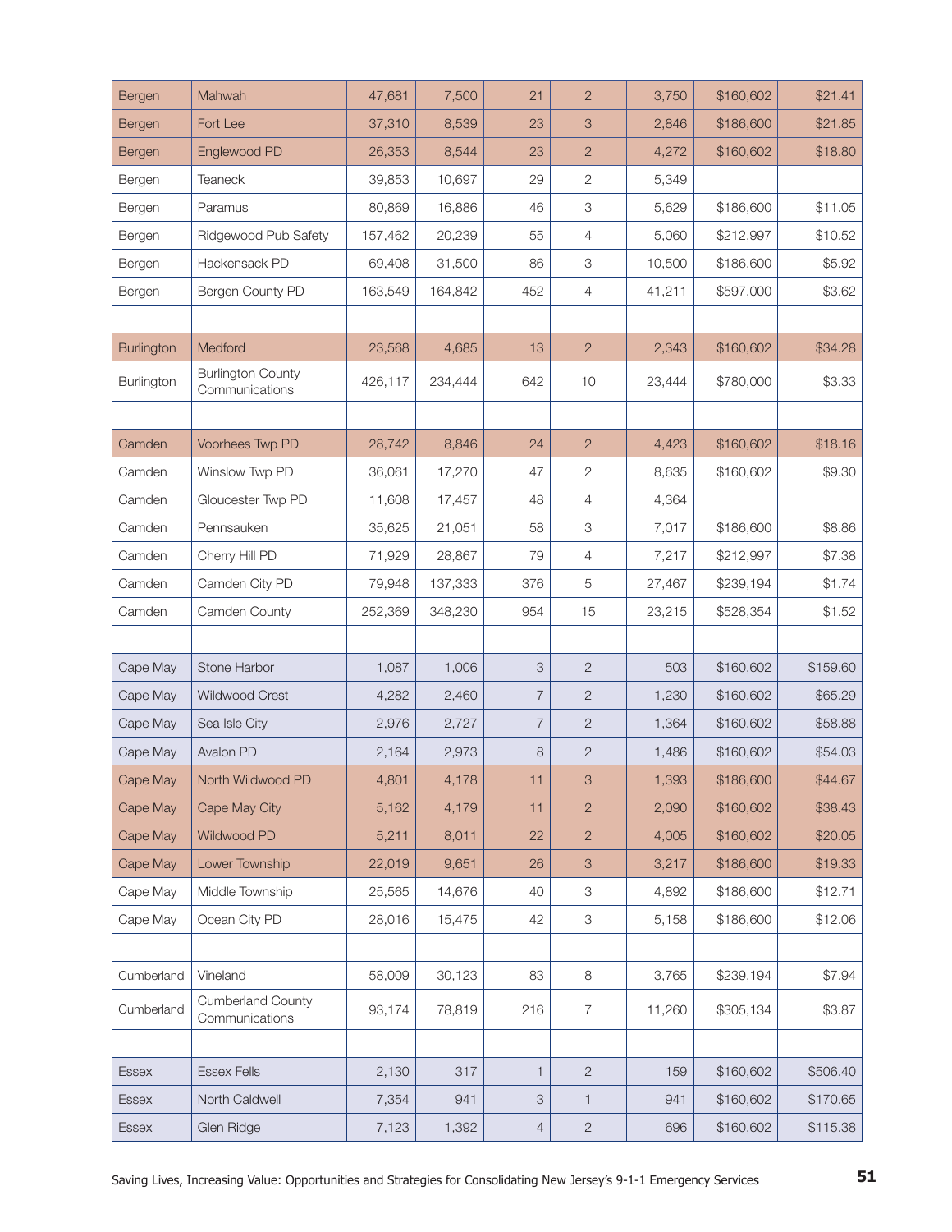| | | | | | | | | |
|---|---|---|---|---|---|---|---|---|
| Bergen | Mahwah | 47,681 | 7,500 | 21 | 2 | 3,750 | $160,602 | $21.41 |
| Bergen | Fort Lee | 37,310 | 8,539 | 23 | 3 | 2,846 | $186,600 | $21.85 |
| Bergen | Englewood PD | 26,353 | 8,544 | 23 | 2 | 4,272 | $160,602 | $18.80 |
| Bergen | Teaneck | 39,853 | 10,697 | 29 | 2 | 5,349 | | |
| Bergen | Paramus | 80,869 | 16,886 | 46 | 3 | 5,629 | $186,600 | $11.05 |
| Bergen | Ridgewood Pub Safety | 157,462 | 20,239 | 55 | 4 | 5,060 | $212,997 | $10.52 |
| Bergen | Hackensack PD | 69,408 | 31,500 | 86 | 3 | 10,500 | $186,600 | $5.92 |
| Bergen | Bergen County PD | 163,549 | 164,842 | 452 | 4 | 41,211 | $597,000 | $3.62 |
| | | | | | | | | |
| Burlington | Medford | 23,568 | 4,685 | 13 | 2 | 2,343 | $160,602 | $34.28 |
| Burlington | Burlington County Communications | 426,117 | 234,444 | 642 | 10 | 23,444 | $780,000 | $3.33 |
| | | | | | | | | |
| Camden | Voorhees Twp PD | 28,742 | 8,846 | 24 | 2 | 4,423 | $160,602 | $18.16 |
| Camden | Winslow Twp PD | 36,061 | 17,270 | 47 | 2 | 8,635 | $160,602 | $9.30 |
| Camden | Gloucester Twp PD | 11,608 | 17,457 | 48 | 4 | 4,364 | | |
| Camden | Pennsauken | 35,625 | 21,051 | 58 | 3 | 7,017 | $186,600 | $8.86 |
| Camden | Cherry Hill PD | 71,929 | 28,867 | 79 | 4 | 7,217 | $212,997 | $7.38 |
| Camden | Camden City PD | 79,948 | 137,333 | 376 | 5 | 27,467 | $239,194 | $1.74 |
| Camden | Camden County | 252,369 | 348,230 | 954 | 15 | 23,215 | $528,354 | $1.52 |
| | | | | | | | | |
| Cape May | Stone Harbor | 1,087 | 1,006 | 3 | 2 | 503 | $160,602 | $159.60 |
| Cape May | Wildwood Crest | 4,282 | 2,460 | 7 | 2 | 1,230 | $160,602 | $65.29 |
| Cape May | Sea Isle City | 2,976 | 2,727 | 7 | 2 | 1,364 | $160,602 | $58.88 |
| Cape May | Avalon PD | 2,164 | 2,973 | 8 | 2 | 1,486 | $160,602 | $54.03 |
| Cape May | North Wildwood PD | 4,801 | 4,178 | 11 | 3 | 1,393 | $186,600 | $44.67 |
| Cape May | Cape May City | 5,162 | 4,179 | 11 | 2 | 2,090 | $160,602 | $38.43 |
| Cape May | Wildwood PD | 5,211 | 8,011 | 22 | 2 | 4,005 | $160,602 | $20.05 |
| Cape May | Lower Township | 22,019 | 9,651 | 26 | 3 | 3,217 | $186,600 | $19.33 |
| Cape May | Middle Township | 25,565 | 14,676 | 40 | 3 | 4,892 | $186,600 | $12.71 |
| Cape May | Ocean City PD | 28,016 | 15,475 | 42 | 3 | 5,158 | $186,600 | $12.06 |
| | | | | | | | | |
| Cumberland | Vineland | 58,009 | 30,123 | 83 | 8 | 3,765 | $239,194 | $7.94 |
| Cumberland | Cumberland County Communications | 93,174 | 78,819 | 216 | 7 | 11,260 | $305,134 | $3.87 |
| | | | | | | | | |
| Essex | Essex Fells | 2,130 | 317 | 1 | 2 | 159 | $160,602 | $506.40 |
| Essex | North Caldwell | 7,354 | 941 | 3 | 1 | 941 | $160,602 | $170.65 |
| Essex | Glen Ridge | 7,123 | 1,392 | 4 | 2 | 696 | $160,602 | $115.38 |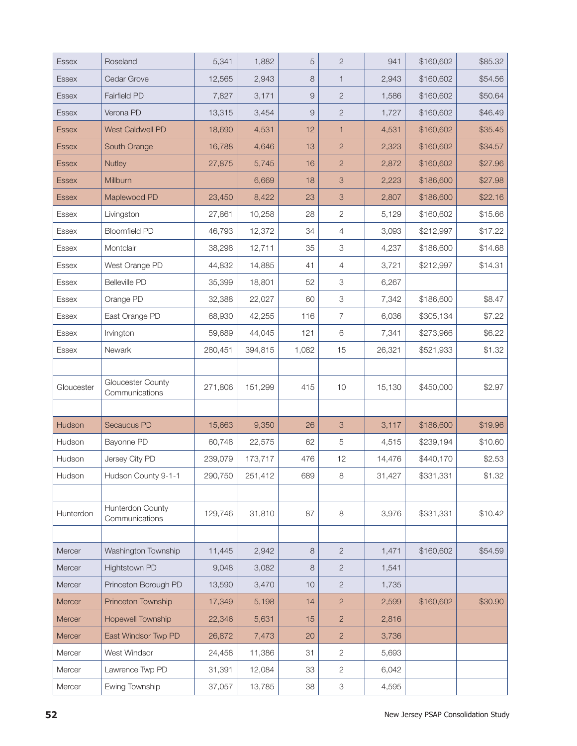| | | | | | | | | |
|---|---|---|---|---|---|---|---|---|
| Essex | Roseland | 5,341 | 1,882 | 5 | 2 | 941 | $160,602 | $85.32 |
| Essex | Cedar Grove | 12,565 | 2,943 | 8 | 1 | 2,943 | $160,602 | $54.56 |
| Essex | Fairfield PD | 7,827 | 3,171 | 9 | 2 | 1,586 | $160,602 | $50.64 |
| Essex | Verona PD | 13,315 | 3,454 | 9 | 2 | 1,727 | $160,602 | $46.49 |
| Essex | West Caldwell PD | 18,690 | 4,531 | 12 | 1 | 4,531 | $160,602 | $35.45 |
| Essex | South Orange | 16,788 | 4,646 | 13 | 2 | 2,323 | $160,602 | $34.57 |
| Essex | Nutley | 27,875 | 5,745 | 16 | 2 | 2,872 | $160,602 | $27.96 |
| Essex | Millburn | | 6,669 | 18 | 3 | 2,223 | $186,600 | $27.98 |
| Essex | Maplewood PD | 23,450 | 8,422 | 23 | 3 | 2,807 | $186,600 | $22.16 |
| Essex | Livingston | 27,861 | 10,258 | 28 | 2 | 5,129 | $160,602 | $15.66 |
| Essex | Bloomfield PD | 46,793 | 12,372 | 34 | 4 | 3,093 | $212,997 | $17.22 |
| Essex | Montclair | 38,298 | 12,711 | 35 | 3 | 4,237 | $186,600 | $14.68 |
| Essex | West Orange PD | 44,832 | 14,885 | 41 | 4 | 3,721 | $212,997 | $14.31 |
| Essex | Belleville PD | 35,399 | 18,801 | 52 | 3 | 6,267 | | |
| Essex | Orange PD | 32,388 | 22,027 | 60 | 3 | 7,342 | $186,600 | $8.47 |
| Essex | East Orange PD | 68,930 | 42,255 | 116 | 7 | 6,036 | $305,134 | $7.22 |
| Essex | Irvington | 59,689 | 44,045 | 121 | 6 | 7,341 | $273,966 | $6.22 |
| Essex | Newark | 280,451 | 394,815 | 1,082 | 15 | 26,321 | $521,933 | $1.32 |
| | | | | | | | | |
| Gloucester | Gloucester County Communications | 271,806 | 151,299 | 415 | 10 | 15,130 | $450,000 | $2.97 |
| | | | | | | | | |
| Hudson | Secaucus PD | 15,663 | 9,350 | 26 | 3 | 3,117 | $186,600 | $19.96 |
| Hudson | Bayonne PD | 60,748 | 22,575 | 62 | 5 | 4,515 | $239,194 | $10.60 |
| Hudson | Jersey City PD | 239,079 | 173,717 | 476 | 12 | 14,476 | $440,170 | $2.53 |
| Hudson | Hudson County 9-1-1 | 290,750 | 251,412 | 689 | 8 | 31,427 | $331,331 | $1.32 |
| | | | | | | | | |
| Hunterdon | Hunterdon County Communications | 129,746 | 31,810 | 87 | 8 | 3,976 | $331,331 | $10.42 |
| | | | | | | | | |
| Mercer | Washington Township | 11,445 | 2,942 | 8 | 2 | 1,471 | $160,602 | $54.59 |
| Mercer | Hightstown PD | 9,048 | 3,082 | 8 | 2 | 1,541 | | |
| Mercer | Princeton Borough PD | 13,590 | 3,470 | 10 | 2 | 1,735 | | |
| Mercer | Princeton Township | 17,349 | 5,198 | 14 | 2 | 2,599 | $160,602 | $30.90 |
| Mercer | Hopewell Township | 22,346 | 5,631 | 15 | 2 | 2,816 | | |
| Mercer | East Windsor Twp PD | 26,872 | 7,473 | 20 | 2 | 3,736 | | |
| Mercer | West Windsor | 24,458 | 11,386 | 31 | 2 | 5,693 | | |
| Mercer | Lawrence Twp PD | 31,391 | 12,084 | 33 | 2 | 6,042 | | |
| Mercer | Ewing Township | 37,057 | 13,785 | 38 | 3 | 4,595 | | |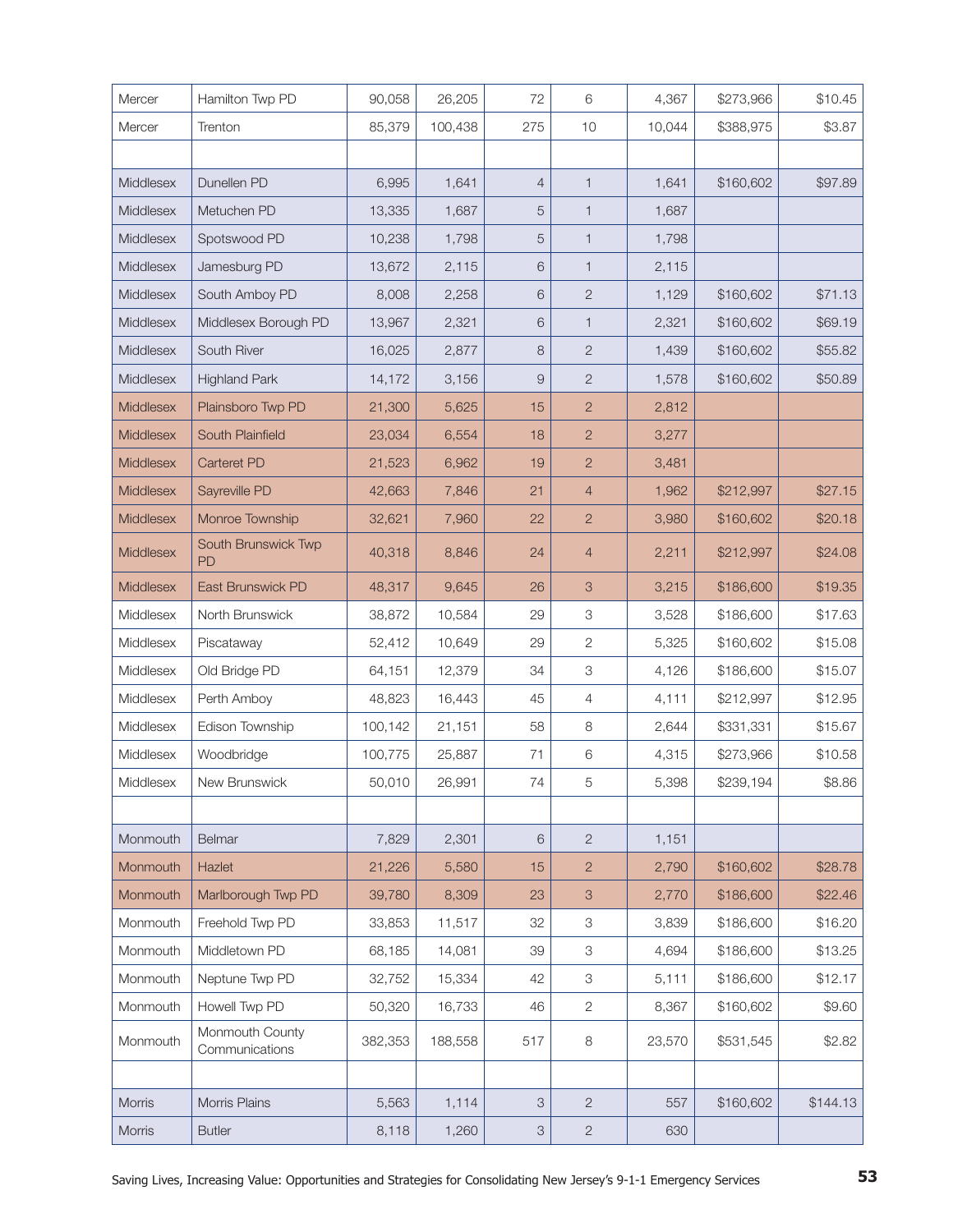| | | | | | | | | |
|---|---|---|---|---|---|---|---|---|
| Mercer | Hamilton Twp PD | 90,058 | 26,205 | 72 | 6 | 4,367 | $273,966 | $10.45 |
| Mercer | Trenton | 85,379 | 100,438 | 275 | 10 | 10,044 | $388,975 | $3.87 |
| | | | | | | | | |
| Middlesex | Dunellen PD | 6,995 | 1,641 | 4 | 1 | 1,641 | $160,602 | $97.89 |
| Middlesex | Metuchen PD | 13,335 | 1,687 | 5 | 1 | 1,687 | | |
| Middlesex | Spotswood PD | 10,238 | 1,798 | 5 | 1 | 1,798 | | |
| Middlesex | Jamesburg PD | 13,672 | 2,115 | 6 | 1 | 2,115 | | |
| Middlesex | South Amboy PD | 8,008 | 2,258 | 6 | 2 | 1,129 | $160,602 | $71.13 |
| Middlesex | Middlesex Borough PD | 13,967 | 2,321 | 6 | 1 | 2,321 | $160,602 | $69.19 |
| Middlesex | South River | 16,025 | 2,877 | 8 | 2 | 1,439 | $160,602 | $55.82 |
| Middlesex | Highland Park | 14,172 | 3,156 | 9 | 2 | 1,578 | $160,602 | $50.89 |
| Middlesex | Plainsboro Twp PD | 21,300 | 5,625 | 15 | 2 | 2,812 | | |
| Middlesex | South Plainfield | 23,034 | 6,554 | 18 | 2 | 3,277 | | |
| Middlesex | Carteret PD | 21,523 | 6,962 | 19 | 2 | 3,481 | | |
| Middlesex | Sayreville PD | 42,663 | 7,846 | 21 | 4 | 1,962 | $212,997 | $27.15 |
| Middlesex | Monroe Township | 32,621 | 7,960 | 22 | 2 | 3,980 | $160,602 | $20.18 |
| Middlesex | South Brunswick Twp PD | 40,318 | 8,846 | 24 | 4 | 2,211 | $212,997 | $24.08 |
| Middlesex | East Brunswick PD | 48,317 | 9,645 | 26 | 3 | 3,215 | $186,600 | $19.35 |
| Middlesex | North Brunswick | 38,872 | 10,584 | 29 | 3 | 3,528 | $186,600 | $17.63 |
| Middlesex | Piscataway | 52,412 | 10,649 | 29 | 2 | 5,325 | $160,602 | $15.08 |
| Middlesex | Old Bridge PD | 64,151 | 12,379 | 34 | 3 | 4,126 | $186,600 | $15.07 |
| Middlesex | Perth Amboy | 48,823 | 16,443 | 45 | 4 | 4,111 | $212,997 | $12.95 |
| Middlesex | Edison Township | 100,142 | 21,151 | 58 | 8 | 2,644 | $331,331 | $15.67 |
| Middlesex | Woodbridge | 100,775 | 25,887 | 71 | 6 | 4,315 | $273,966 | $10.58 |
| Middlesex | New Brunswick | 50,010 | 26,991 | 74 | 5 | 5,398 | $239,194 | $8.86 |
| | | | | | | | | |
| Monmouth | Belmar | 7,829 | 2,301 | 6 | 2 | 1,151 | | |
| Monmouth | Hazlet | 21,226 | 5,580 | 15 | 2 | 2,790 | $160,602 | $28.78 |
| Monmouth | Marlborough Twp PD | 39,780 | 8,309 | 23 | 3 | 2,770 | $186,600 | $22.46 |
| Monmouth | Freehold Twp PD | 33,853 | 11,517 | 32 | 3 | 3,839 | $186,600 | $16.20 |
| Monmouth | Middletown PD | 68,185 | 14,081 | 39 | 3 | 4,694 | $186,600 | $13.25 |
| Monmouth | Neptune Twp PD | 32,752 | 15,334 | 42 | 3 | 5,111 | $186,600 | $12.17 |
| Monmouth | Howell Twp PD | 50,320 | 16,733 | 46 | 2 | 8,367 | $160,602 | $9.60 |
| Monmouth | Monmouth County Communications | 382,353 | 188,558 | 517 | 8 | 23,570 | $531,545 | $2.82 |
| | | | | | | | | |
| Morris | Morris Plains | 5,563 | 1,114 | 3 | 2 | 557 | $160,602 | $144.13 |
| Morris | Butler | 8,118 | 1,260 | 3 | 2 | 630 | | |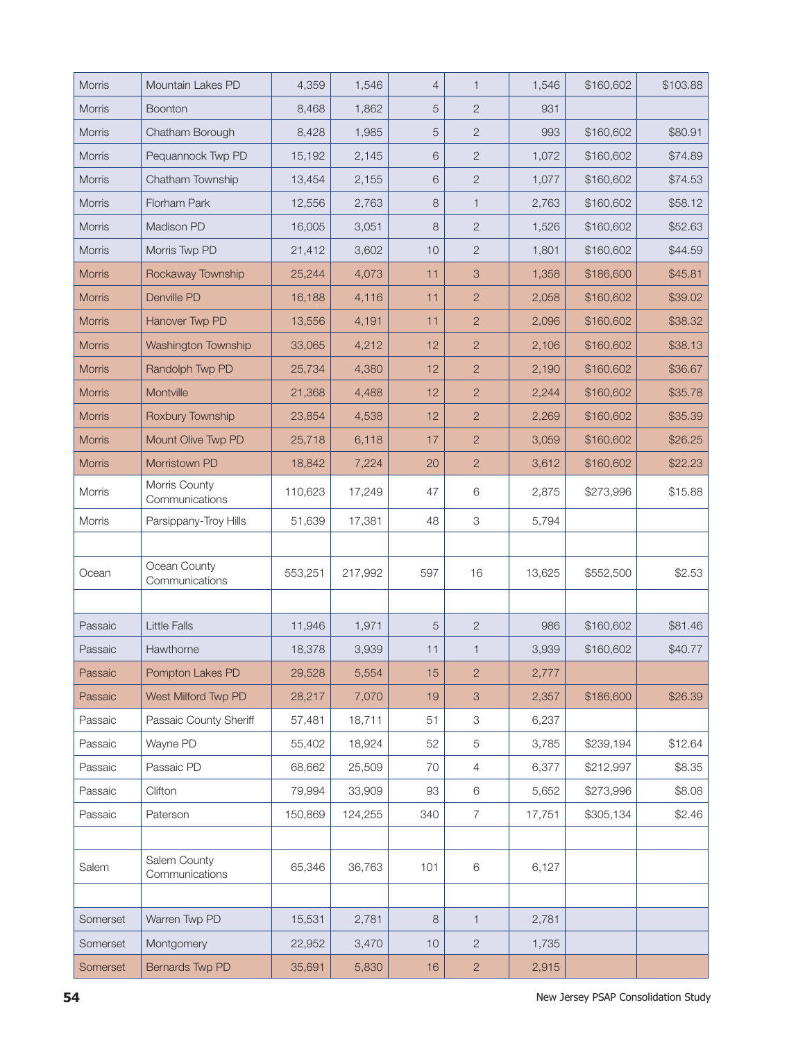| | | | | | | | | |
|---|---|---|---|---|---|---|---|---|
| Morris | Mountain Lakes PD | 4,359 | 1,546 | 4 | 1 | 1,546 | $160,602 | $103.88 |
| Morris | Boonton | 8,468 | 1,862 | 5 | 2 | 931 | | |
| Morris | Chatham Borough | 8,428 | 1,985 | 5 | 2 | 993 | $160,602 | $80.91 |
| Morris | Pequannock Twp PD | 15,192 | 2,145 | 6 | 2 | 1,072 | $160,602 | $74.89 |
| Morris | Chatham Township | 13,454 | 2,155 | 6 | 2 | 1,077 | $160,602 | $74.53 |
| Morris | Florham Park | 12,556 | 2,763 | 8 | 1 | 2,763 | $160,602 | $58.12 |
| Morris | Madison PD | 16,005 | 3,051 | 8 | 2 | 1,526 | $160,602 | $52.63 |
| Morris | Morris Twp PD | 21,412 | 3,602 | 10 | 2 | 1,801 | $160,602 | $44.59 |
| Morris | Rockaway Township | 25,244 | 4,073 | 11 | 3 | 1,358 | $186,600 | $45.81 |
| Morris | Denville PD | 16,188 | 4,116 | 11 | 2 | 2,058 | $160,602 | $39.02 |
| Morris | Hanover Twp PD | 13,556 | 4,191 | 11 | 2 | 2,096 | $160,602 | $38.32 |
| Morris | Washington Township | 33,065 | 4,212 | 12 | 2 | 2,106 | $160,602 | $38.13 |
| Morris | Randolph Twp PD | 25,734 | 4,380 | 12 | 2 | 2,190 | $160,602 | $36.67 |
| Morris | Montville | 21,368 | 4,488 | 12 | 2 | 2,244 | $160,602 | $35.78 |
| Morris | Roxbury Township | 23,854 | 4,538 | 12 | 2 | 2,269 | $160,602 | $35.39 |
| Morris | Mount Olive Twp PD | 25,718 | 6,118 | 17 | 2 | 3,059 | $160,602 | $26.25 |
| Morris | Morristown PD | 18,842 | 7,224 | 20 | 2 | 3,612 | $160,602 | $22.23 |
| Morris | Morris County Communications | 110,623 | 17,249 | 47 | 6 | 2,875 | $273,996 | $15.88 |
| Morris | Parsippany-Troy Hills | 51,639 | 17,381 | 48 | 3 | 5,794 | | |
| | | | | | | | | |
| Ocean | Ocean County Communications | 553,251 | 217,992 | 597 | 16 | 13,625 | $552,500 | $2.53 |
| | | | | | | | | |
| Passaic | Little Falls | 11,946 | 1,971 | 5 | 2 | 986 | $160,602 | $81.46 |
| Passaic | Hawthorne | 18,378 | 3,939 | 11 | 1 | 3,939 | $160,602 | $40.77 |
| Passaic | Pompton Lakes PD | 29,528 | 5,554 | 15 | 2 | 2,777 | | |
| Passaic | West Milford Twp PD | 28,217 | 7,070 | 19 | 3 | 2,357 | $186,600 | $26.39 |
| Passaic | Passaic County Sheriff | 57,481 | 18,711 | 51 | 3 | 6,237 | | |
| Passaic | Wayne PD | 55,402 | 18,924 | 52 | 5 | 3,785 | $239,194 | $12.64 |
| Passaic | Passaic PD | 68,662 | 25,509 | 70 | 4 | 6,377 | $212,997 | $8.35 |
| Passaic | Clifton | 79,994 | 33,909 | 93 | 6 | 5,652 | $273,996 | $8.08 |
| Passaic | Paterson | 150,869 | 124,255 | 340 | 7 | 17,751 | $305,134 | $2.46 |
| | | | | | | | | |
| Salem | Salem County Communications | 65,346 | 36,763 | 101 | 6 | 6,127 | | |
| | | | | | | | | |
| Somerset | Warren Twp PD | 15,531 | 2,781 | 8 | 1 | 2,781 | | |
| Somerset | Montgomery | 22,952 | 3,470 | 10 | 2 | 1,735 | | |
| Somerset | Bernards Twp PD | 35,691 | 5,830 | 16 | 2 | 2,915 | | |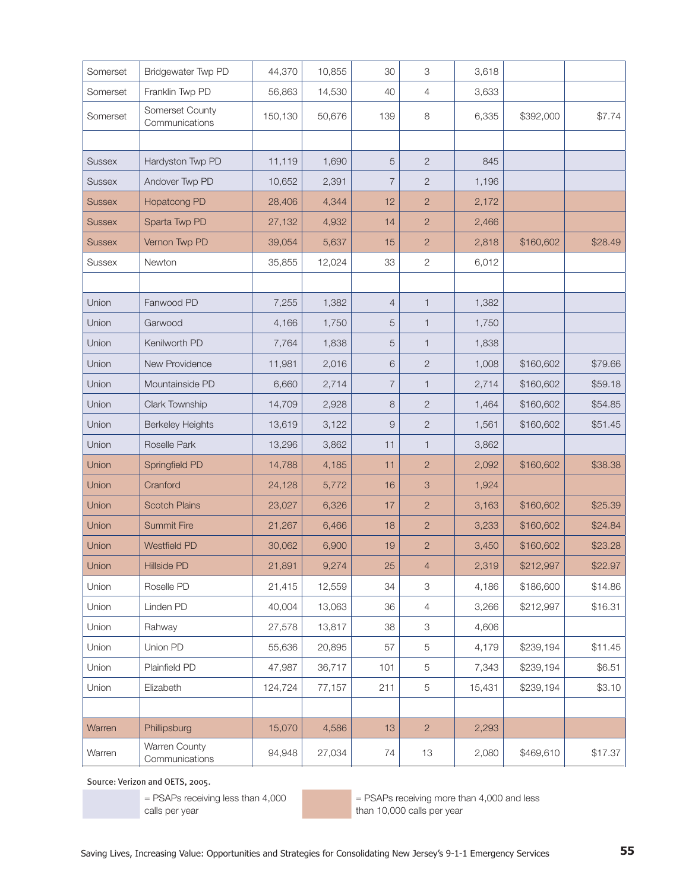| | | | | | | | | |
|---|---|---|---|---|---|---|---|---|
| Somerset | Bridgewater Twp PD | 44,370 | 10,855 | 30 | 3 | 3,618 | | |
| Somerset | Franklin Twp PD | 56,863 | 14,530 | 40 | 4 | 3,633 | | |
| Somerset | Somerset County Communications | 150,130 | 50,676 | 139 | 8 | 6,335 | $392,000 | $7.74 |
| | | | | | | | | |
| Sussex | Hardyston Twp PD | 11,119 | 1,690 | 5 | 2 | 845 | | |
| Sussex | Andover Twp PD | 10,652 | 2,391 | 7 | 2 | 1,196 | | |
| Sussex | Hopatcong PD | 28,406 | 4,344 | 12 | 2 | 2,172 | | |
| Sussex | Sparta Twp PD | 27,132 | 4,932 | 14 | 2 | 2,466 | | |
| Sussex | Vernon Twp PD | 39,054 | 5,637 | 15 | 2 | 2,818 | $160,602 | $28.49 |
| Sussex | Newton | 35,855 | 12,024 | 33 | 2 | 6,012 | | |
| | | | | | | | | |
| Union | Fanwood PD | 7,255 | 1,382 | 4 | 1 | 1,382 | | |
| Union | Garwood | 4,166 | 1,750 | 5 | 1 | 1,750 | | |
| Union | Kenilworth PD | 7,764 | 1,838 | 5 | 1 | 1,838 | | |
| Union | New Providence | 11,981 | 2,016 | 6 | 2 | 1,008 | $160,602 | $79.66 |
| Union | Mountainside PD | 6,660 | 2,714 | 7 | 1 | 2,714 | $160,602 | $59.18 |
| Union | Clark Township | 14,709 | 2,928 | 8 | 2 | 1,464 | $160,602 | $54.85 |
| Union | Berkeley Heights | 13,619 | 3,122 | 9 | 2 | 1,561 | $160,602 | $51.45 |
| Union | Roselle Park | 13,296 | 3,862 | 11 | 1 | 3,862 | | |
| Union | Springfield PD | 14,788 | 4,185 | 11 | 2 | 2,092 | $160,602 | $38.38 |
| Union | Cranford | 24,128 | 5,772 | 16 | 3 | 1,924 | | |
| Union | Scotch Plains | 23,027 | 6,326 | 17 | 2 | 3,163 | $160,602 | $25.39 |
| Union | Summit Fire | 21,267 | 6,466 | 18 | 2 | 3,233 | $160,602 | $24.84 |
| Union | Westfield PD | 30,062 | 6,900 | 19 | 2 | 3,450 | $160,602 | $23.28 |
| Union | Hillside PD | 21,891 | 9,274 | 25 | 4 | 2,319 | $212,997 | $22.97 |
| Union | Roselle PD | 21,415 | 12,559 | 34 | 3 | 4,186 | $186,600 | $14.86 |
| Union | Linden PD | 40,004 | 13,063 | 36 | 4 | 3,266 | $212,997 | $16.31 |
| Union | Rahway | 27,578 | 13,817 | 38 | 3 | 4,606 | | |
| Union | Union PD | 55,636 | 20,895 | 57 | 5 | 4,179 | $239,194 | $11.45 |
| Union | Plainfield PD | 47,987 | 36,717 | 101 | 5 | 7,343 | $239,194 | $6.51 |
| Union | Elizabeth | 124,724 | 77,157 | 211 | 5 | 15,431 | $239,194 | $3.10 |
| | | | | | | | | |
| Warren | Phillipsburg | 15,070 | 4,586 | 13 | 2 | 2,293 | | |
| Warren | Warren County Communications | 94,948 | 27,034 | 74 | 13 | 2,080 | $469,610 | $17.37 |

Source: Verizon and OETS, 2005.

= PSAPs receiving less than 4,000 calls per year

= PSAPs receiving more than 4,000 and less than 10,000 calls per year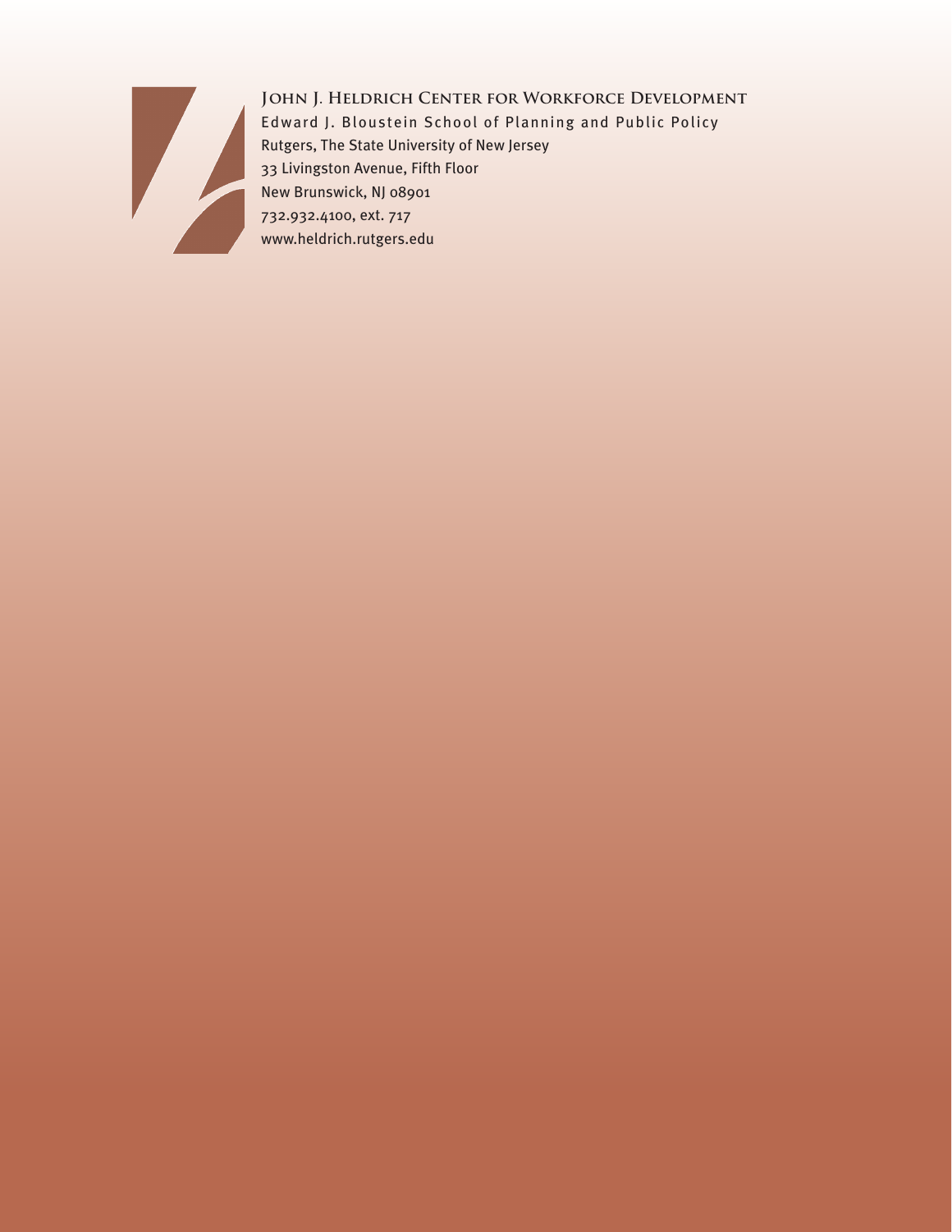**John J. Heldrich Center for Workforce Development**

Edward J. Bloustein School of Planning and Public Policy

Rutgers, The State University of New Jersey

33 Livingston Avenue, Fifth Floor

New Brunswick, NJ 08901

732.932.4100, ext. 717

www.heldrich.rutgers.edu